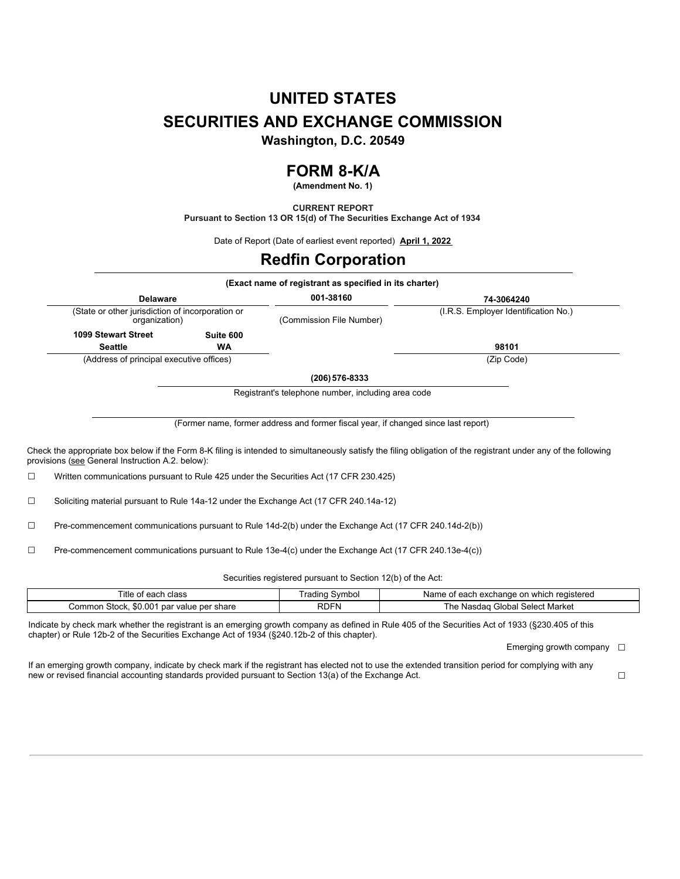# UNITED STATES
# SECURITIES AND EXCHANGE COMMISSION
**Washington, D.C. 20549**

# FORM 8-K/A
**(Amendment No. 1)**

**CURRENT REPORT**
**Pursuant to Section 13 OR 15(d) of The Securities Exchange Act of 1934**

Date of Report (Date of earliest event reported) **April 1, 2022**

# Redfin Corporation

**(Exact name of registrant as specified in its charter)**

| **Delaware** | **001-38160** | **74-3064240** |
|---|---|---|
| (State or other jurisdiction of incorporation or organization) | (Commission File Number) | (I.R.S. Employer Identification No.) |

**1099 Stewart Street** **Suite 600**
**Seattle** **WA** **98101**
(Address of principal executive offices) (Zip Code)

**(206) 576-8333**
Registrant's telephone number, including area code

(Former name, former address and former fiscal year, if changed since last report)

Check the appropriate box below if the Form 8-K filing is intended to simultaneously satisfy the filing obligation of the registrant under any of the following provisions (see General Instruction A.2. below):

☐ Written communications pursuant to Rule 425 under the Securities Act (17 CFR 230.425)

☐ Soliciting material pursuant to Rule 14a-12 under the Exchange Act (17 CFR 240.14a-12)

☐ Pre-commencement communications pursuant to Rule 14d-2(b) under the Exchange Act (17 CFR 240.14d-2(b))

☐ Pre-commencement communications pursuant to Rule 13e-4(c) under the Exchange Act (17 CFR 240.13e-4(c))

Securities registered pursuant to Section 12(b) of the Act:

| Title of each class | Trading Symbol | Name of each exchange on which registered |
|---|---|---|
| Common Stock, $0.001 par value per share | RDFN | The Nasdaq Global Select Market |

Indicate by check mark whether the registrant is an emerging growth company as defined in Rule 405 of the Securities Act of 1933 (§230.405 of this chapter) or Rule 12b-2 of the Securities Exchange Act of 1934 (§240.12b-2 of this chapter).

Emerging growth company ☐

If an emerging growth company, indicate by check mark if the registrant has elected not to use the extended transition period for complying with any new or revised financial accounting standards provided pursuant to Section 13(a) of the Exchange Act. ☐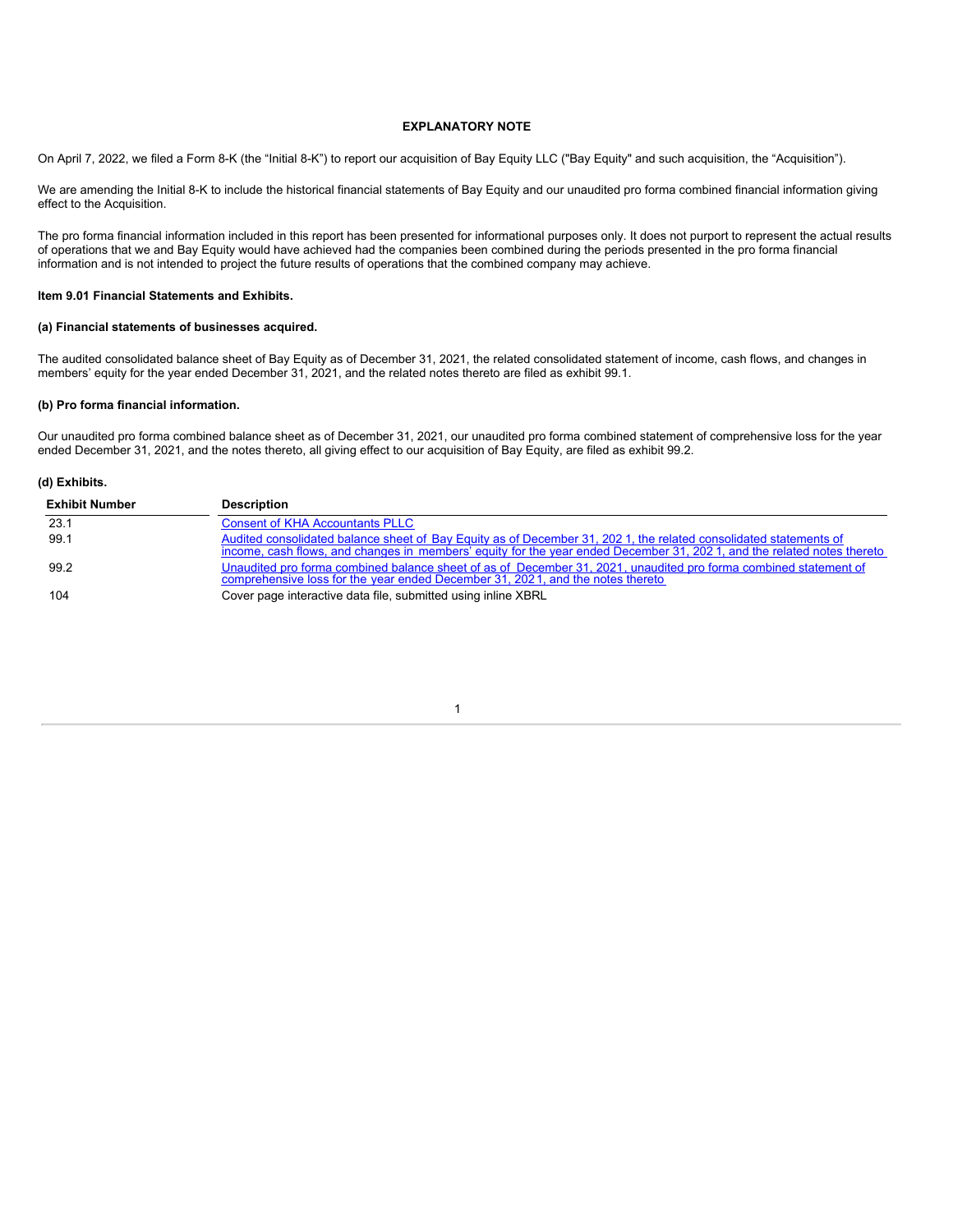## EXPLANATORY NOTE

On April 7, 2022, we filed a Form 8-K (the "Initial 8-K") to report our acquisition of Bay Equity LLC ("Bay Equity" and such acquisition, the "Acquisition").

We are amending the Initial 8-K to include the historical financial statements of Bay Equity and our unaudited pro forma combined financial information giving effect to the Acquisition.

The pro forma financial information included in this report has been presented for informational purposes only. It does not purport to represent the actual results of operations that we and Bay Equity would have achieved had the companies been combined during the periods presented in the pro forma financial information and is not intended to project the future results of operations that the combined company may achieve.

**Item 9.01 Financial Statements and Exhibits.**

**(a) Financial statements of businesses acquired.**

The audited consolidated balance sheet of Bay Equity as of December 31, 2021, the related consolidated statement of income, cash flows, and changes in members' equity for the year ended December 31, 2021, and the related notes thereto are filed as exhibit 99.1.

**(b) Pro forma financial information.**

Our unaudited pro forma combined balance sheet as of December 31, 2021, our unaudited pro forma combined statement of comprehensive loss for the year ended December 31, 2021, and the notes thereto, all giving effect to our acquisition of Bay Equity, are filed as exhibit 99.2.

**(d) Exhibits.**

| Exhibit Number | Description |
|---|---|
| 23.1 | Consent of KHA Accountants PLLC |
| 99.1 | Audited consolidated balance sheet of Bay Equity as of December 31, 2021, the related consolidated statements of income, cash flows, and changes in members' equity for the year ended December 31, 2021, and the related notes thereto |
| 99.2 | Unaudited pro forma combined balance sheet of as of December 31, 2021, unaudited pro forma combined statement of comprehensive loss for the year ended December 31, 2021, and the notes thereto |
| 104 | Cover page interactive data file, submitted using inline XBRL |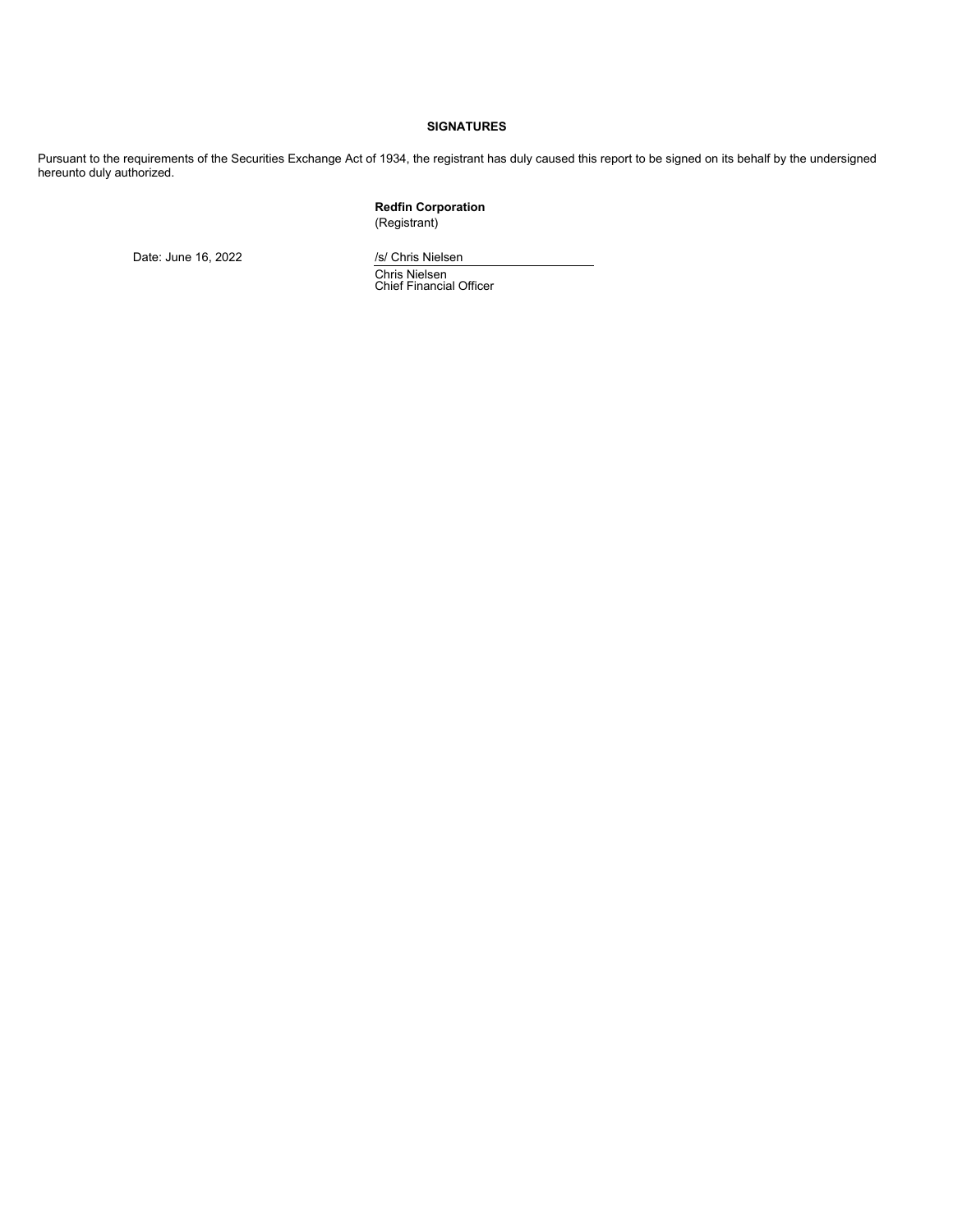**SIGNATURES**

Pursuant to the requirements of the Securities Exchange Act of 1934, the registrant has duly caused this report to be signed on its behalf by the undersigned hereunto duly authorized.

**Redfin Corporation**
(Registrant)

Date: June 16, 2022

/s/ Chris Nielsen

Chris Nielsen
Chief Financial Officer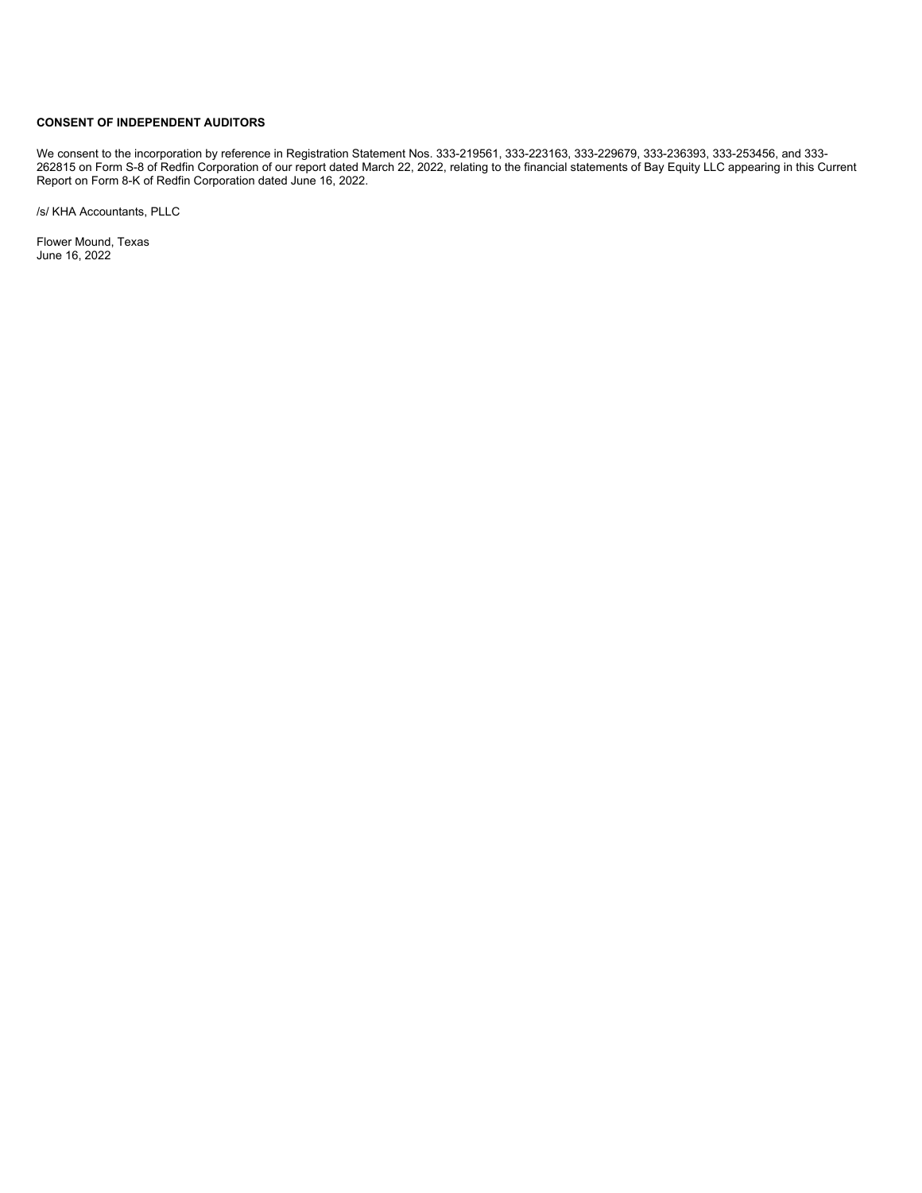**CONSENT OF INDEPENDENT AUDITORS**

We consent to the incorporation by reference in Registration Statement Nos. 333-219561, 333-223163, 333-229679, 333-236393, 333-253456, and 333-262815 on Form S-8 of Redfin Corporation of our report dated March 22, 2022, relating to the financial statements of Bay Equity LLC appearing in this Current Report on Form 8-K of Redfin Corporation dated June 16, 2022.

/s/ KHA Accountants, PLLC

Flower Mound, Texas
June 16, 2022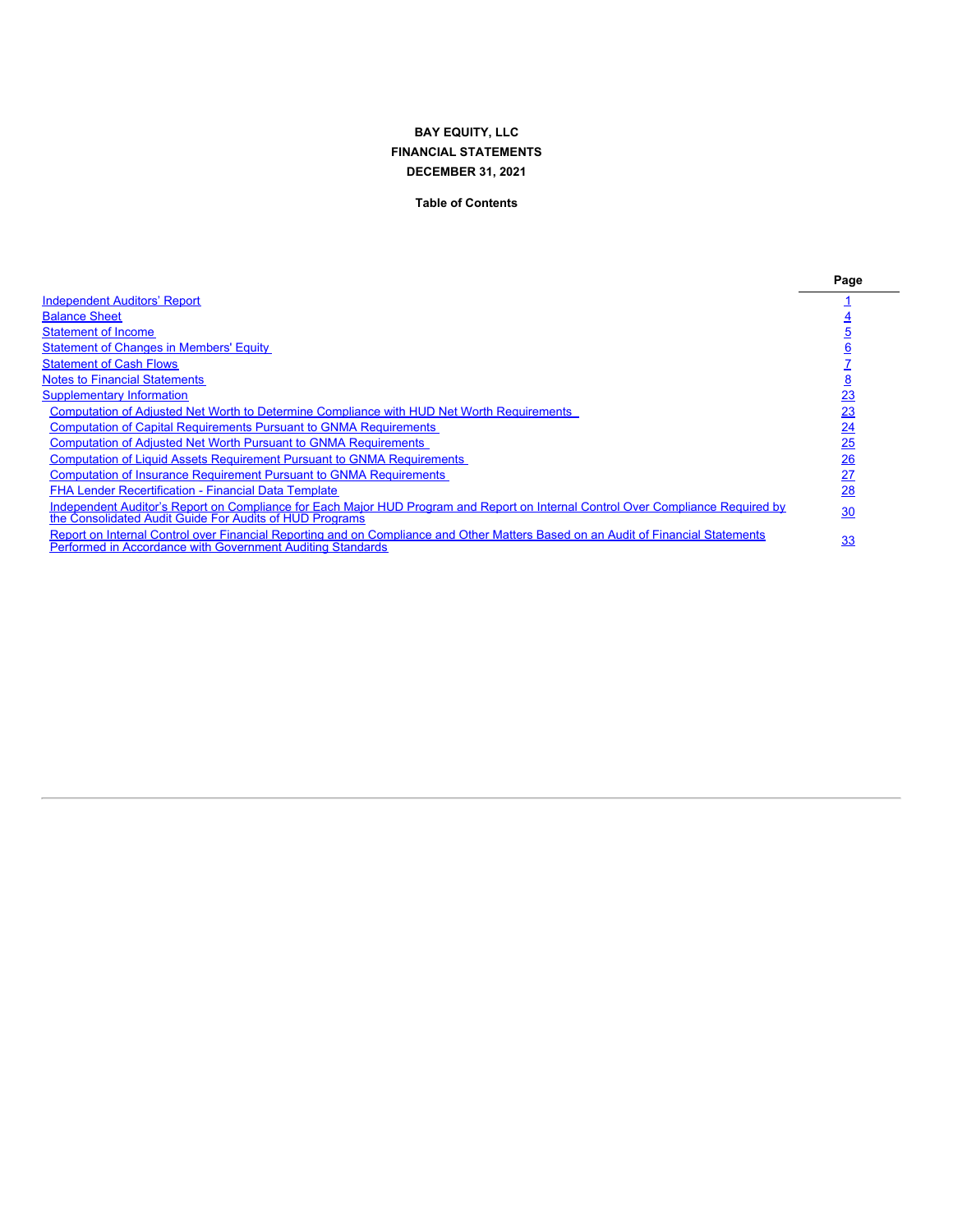**BAY EQUITY, LLC**

**FINANCIAL STATEMENTS**

**DECEMBER 31, 2021**

**Table of Contents**

| | Page |
|---|---|
| Independent Auditors' Report | 1 |
| Balance Sheet | 4 |
| Statement of Income | 5 |
| Statement of Changes in Members' Equity | 6 |
| Statement of Cash Flows | 7 |
| Notes to Financial Statements | 8 |
| Supplementary Information | 23 |
| Computation of Adjusted Net Worth to Determine Compliance with HUD Net Worth Requirements | 23 |
| Computation of Capital Requirements Pursuant to GNMA Requirements | 24 |
| Computation of Adjusted Net Worth Pursuant to GNMA Requirements | 25 |
| Computation of Liquid Assets Requirement Pursuant to GNMA Requirements | 26 |
| Computation of Insurance Requirement Pursuant to GNMA Requirements | 27 |
| FHA Lender Recertification - Financial Data Template | 28 |
| Independent Auditor's Report on Compliance for Each Major HUD Program and Report on Internal Control Over Compliance Required by the Consolidated Audit Guide For Audits of HUD Programs | 30 |
| Report on Internal Control over Financial Reporting and on Compliance and Other Matters Based on an Audit of Financial Statements Performed in Accordance with Government Auditing Standards | 33 |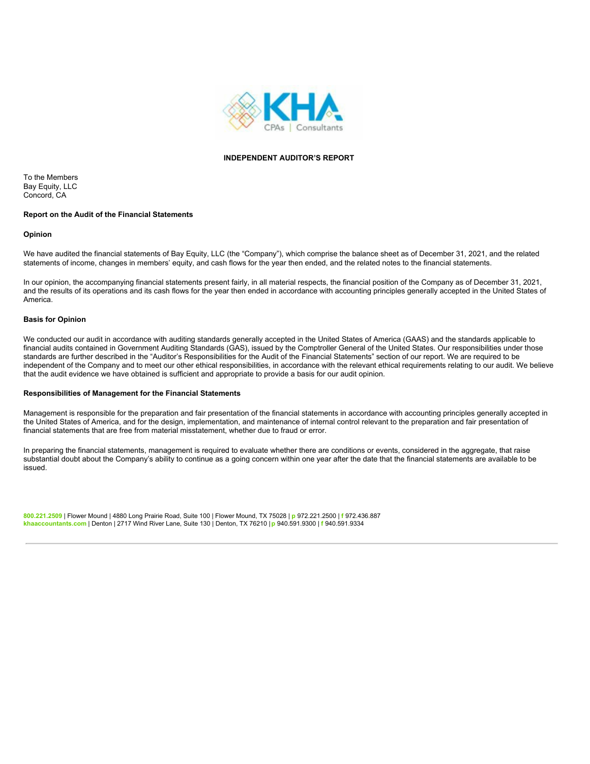KHA CPAs | Consultants

**INDEPENDENT AUDITOR'S REPORT**

To the Members
Bay Equity, LLC
Concord, CA

**Report on the Audit of the Financial Statements**

**Opinion**

We have audited the financial statements of Bay Equity, LLC (the "Company"), which comprise the balance sheet as of December 31, 2021, and the related statements of income, changes in members' equity, and cash flows for the year then ended, and the related notes to the financial statements.

In our opinion, the accompanying financial statements present fairly, in all material respects, the financial position of the Company as of December 31, 2021, and the results of its operations and its cash flows for the year then ended in accordance with accounting principles generally accepted in the United States of America.

**Basis for Opinion**

We conducted our audit in accordance with auditing standards generally accepted in the United States of America (GAAS) and the standards applicable to financial audits contained in Government Auditing Standards (GAS), issued by the Comptroller General of the United States. Our responsibilities under those standards are further described in the "Auditor's Responsibilities for the Audit of the Financial Statements" section of our report. We are required to be independent of the Company and to meet our other ethical responsibilities, in accordance with the relevant ethical requirements relating to our audit. We believe that the audit evidence we have obtained is sufficient and appropriate to provide a basis for our audit opinion.

**Responsibilities of Management for the Financial Statements**

Management is responsible for the preparation and fair presentation of the financial statements in accordance with accounting principles generally accepted in the United States of America, and for the design, implementation, and maintenance of internal control relevant to the preparation and fair presentation of financial statements that are free from material misstatement, whether due to fraud or error.

In preparing the financial statements, management is required to evaluate whether there are conditions or events, considered in the aggregate, that raise substantial doubt about the Company's ability to continue as a going concern within one year after the date that the financial statements are available to be issued.

800.221.2509 | Flower Mound | 4880 Long Prairie Road, Suite 100 | Flower Mound, TX 75028 | p 972.221.2500 | f 972.436.887
khaaccountants.com | Denton | 2717 Wind River Lane, Suite 130 | Denton, TX 76210 | p 940.591.9300 | f 940.591.9334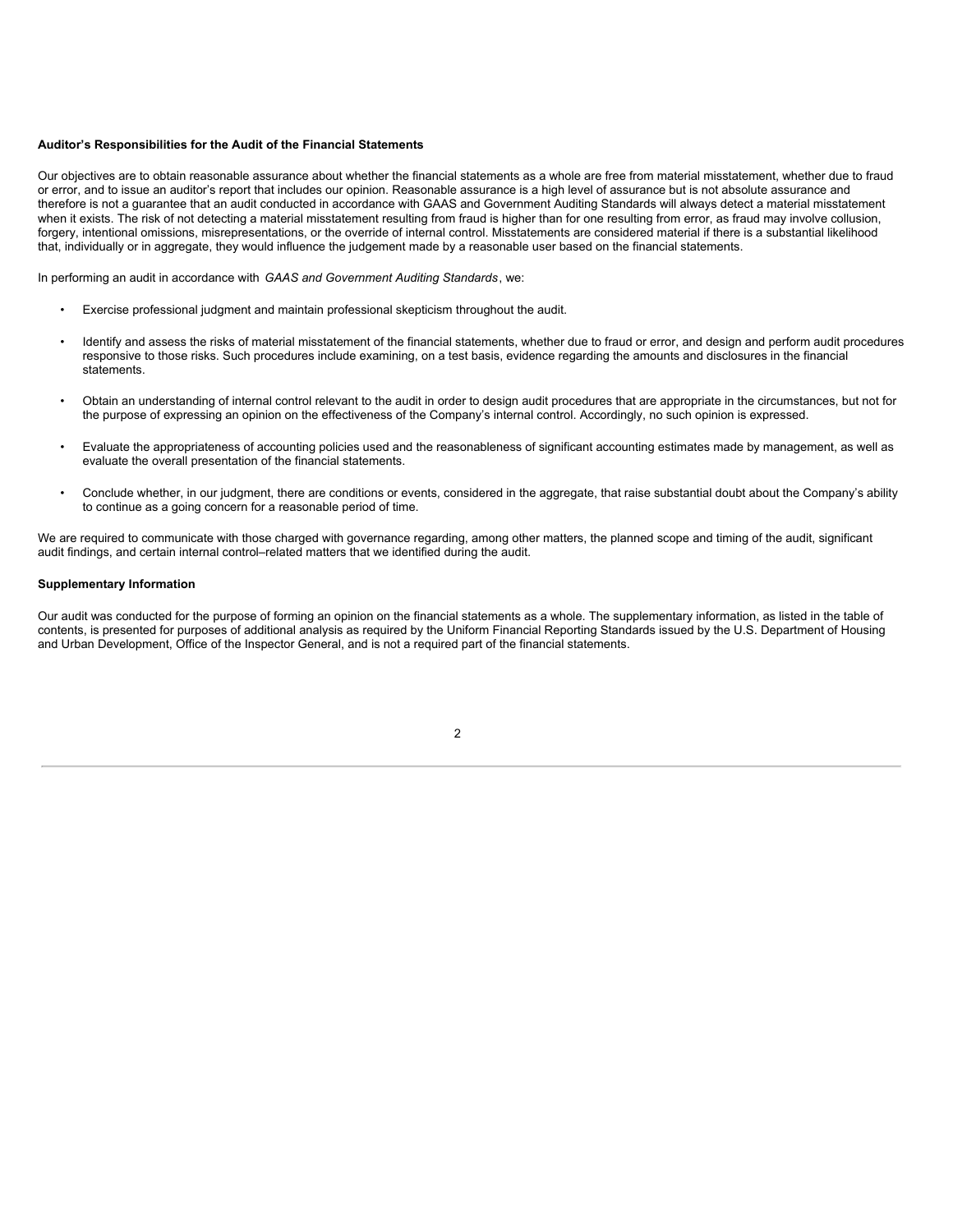**Auditor's Responsibilities for the Audit of the Financial Statements**

Our objectives are to obtain reasonable assurance about whether the financial statements as a whole are free from material misstatement, whether due to fraud or error, and to issue an auditor's report that includes our opinion. Reasonable assurance is a high level of assurance but is not absolute assurance and therefore is not a guarantee that an audit conducted in accordance with GAAS and Government Auditing Standards will always detect a material misstatement when it exists. The risk of not detecting a material misstatement resulting from fraud is higher than for one resulting from error, as fraud may involve collusion, forgery, intentional omissions, misrepresentations, or the override of internal control. Misstatements are considered material if there is a substantial likelihood that, individually or in aggregate, they would influence the judgement made by a reasonable user based on the financial statements.

In performing an audit in accordance with *GAAS and Government Auditing Standards*, we:

- Exercise professional judgment and maintain professional skepticism throughout the audit.
- Identify and assess the risks of material misstatement of the financial statements, whether due to fraud or error, and design and perform audit procedures responsive to those risks. Such procedures include examining, on a test basis, evidence regarding the amounts and disclosures in the financial statements.
- Obtain an understanding of internal control relevant to the audit in order to design audit procedures that are appropriate in the circumstances, but not for the purpose of expressing an opinion on the effectiveness of the Company's internal control. Accordingly, no such opinion is expressed.
- Evaluate the appropriateness of accounting policies used and the reasonableness of significant accounting estimates made by management, as well as evaluate the overall presentation of the financial statements.
- Conclude whether, in our judgment, there are conditions or events, considered in the aggregate, that raise substantial doubt about the Company's ability to continue as a going concern for a reasonable period of time.

We are required to communicate with those charged with governance regarding, among other matters, the planned scope and timing of the audit, significant audit findings, and certain internal control–related matters that we identified during the audit.

**Supplementary Information**

Our audit was conducted for the purpose of forming an opinion on the financial statements as a whole. The supplementary information, as listed in the table of contents, is presented for purposes of additional analysis as required by the Uniform Financial Reporting Standards issued by the U.S. Department of Housing and Urban Development, Office of the Inspector General, and is not a required part of the financial statements.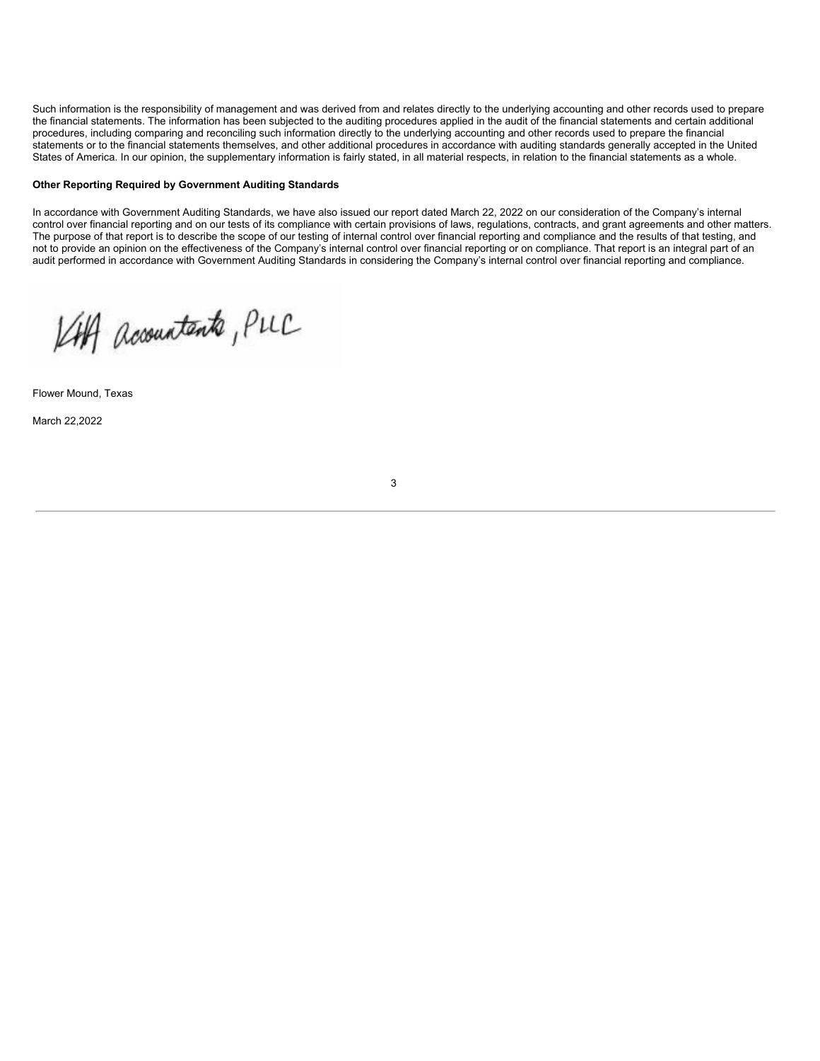Such information is the responsibility of management and was derived from and relates directly to the underlying accounting and other records used to prepare the financial statements. The information has been subjected to the auditing procedures applied in the audit of the financial statements and certain additional procedures, including comparing and reconciling such information directly to the underlying accounting and other records used to prepare the financial statements or to the financial statements themselves, and other additional procedures in accordance with auditing standards generally accepted in the United States of America. In our opinion, the supplementary information is fairly stated, in all material respects, in relation to the financial statements as a whole.

**Other Reporting Required by Government Auditing Standards**

In accordance with Government Auditing Standards, we have also issued our report dated March 22, 2022 on our consideration of the Company's internal control over financial reporting and on our tests of its compliance with certain provisions of laws, regulations, contracts, and grant agreements and other matters. The purpose of that report is to describe the scope of our testing of internal control over financial reporting and compliance and the results of that testing, and not to provide an opinion on the effectiveness of the Company's internal control over financial reporting or on compliance. That report is an integral part of an audit performed in accordance with Government Auditing Standards in considering the Company's internal control over financial reporting and compliance.

KHA Accountants, PLLC

Flower Mound, Texas

March 22,2022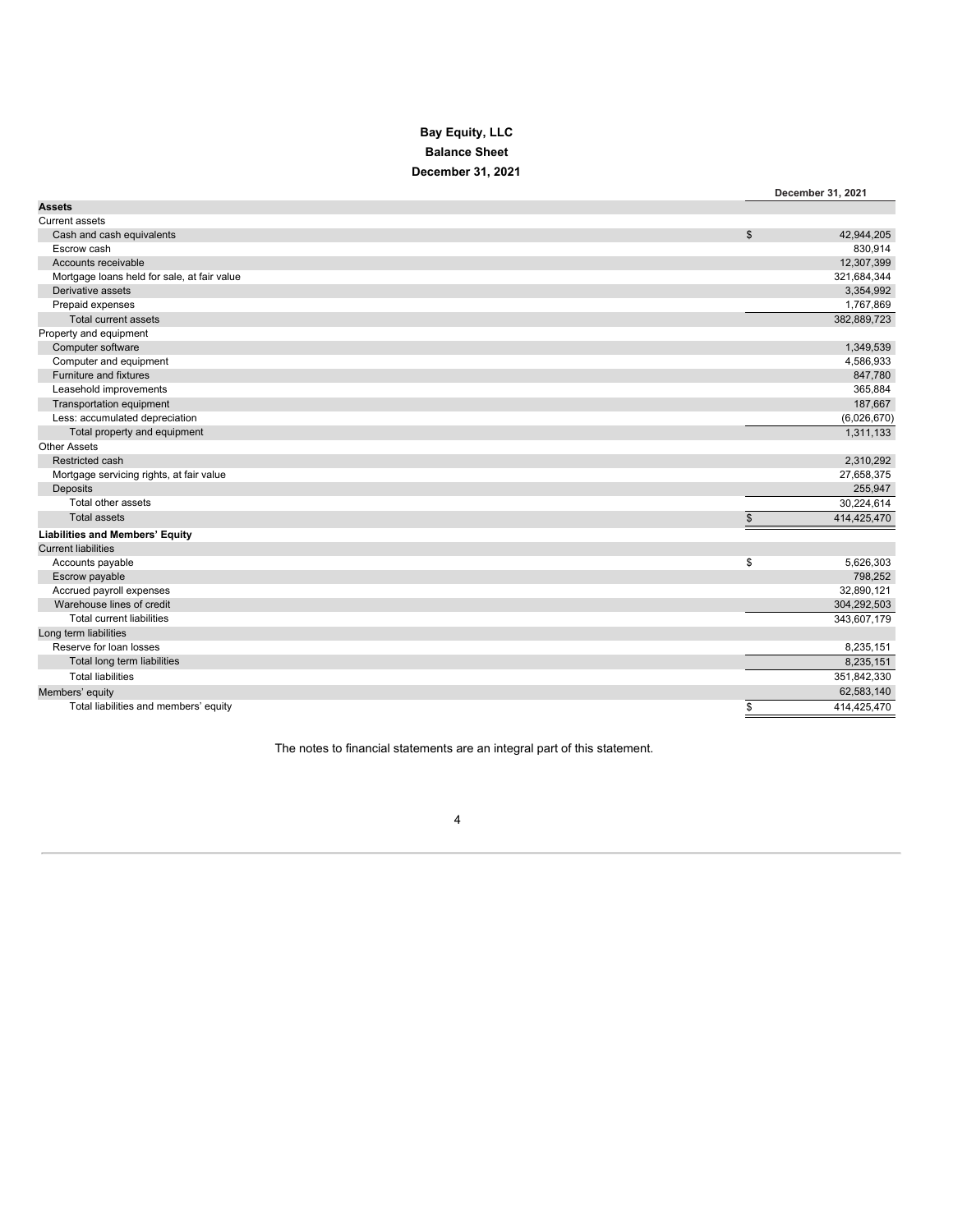**Bay Equity, LLC**

**Balance Sheet**

**December 31, 2021**

| | December 31, 2021 |
|---|---|
| **Assets** | |
| Current assets | |
| Cash and cash equivalents | $ 42,944,205 |
| Escrow cash | 830,914 |
| Accounts receivable | 12,307,399 |
| Mortgage loans held for sale, at fair value | 321,684,344 |
| Derivative assets | 3,354,992 |
| Prepaid expenses | 1,767,869 |
| Total current assets | 382,889,723 |
| Property and equipment | |
| Computer software | 1,349,539 |
| Computer and equipment | 4,586,933 |
| Furniture and fixtures | 847,780 |
| Leasehold improvements | 365,884 |
| Transportation equipment | 187,667 |
| Less: accumulated depreciation | (6,026,670) |
| Total property and equipment | 1,311,133 |
| Other Assets | |
| Restricted cash | 2,310,292 |
| Mortgage servicing rights, at fair value | 27,658,375 |
| Deposits | 255,947 |
| Total other assets | 30,224,614 |
| Total assets | $ 414,425,470 |
| **Liabilities and Members' Equity** | |
| Current liabilities | |
| Accounts payable | $ 5,626,303 |
| Escrow payable | 798,252 |
| Accrued payroll expenses | 32,890,121 |
| Warehouse lines of credit | 304,292,503 |
| Total current liabilities | 343,607,179 |
| Long term liabilities | |
| Reserve for loan losses | 8,235,151 |
| Total long term liabilities | 8,235,151 |
| Total liabilities | 351,842,330 |
| Members' equity | 62,583,140 |
| Total liabilities and members' equity | $ 414,425,470 |

The notes to financial statements are an integral part of this statement.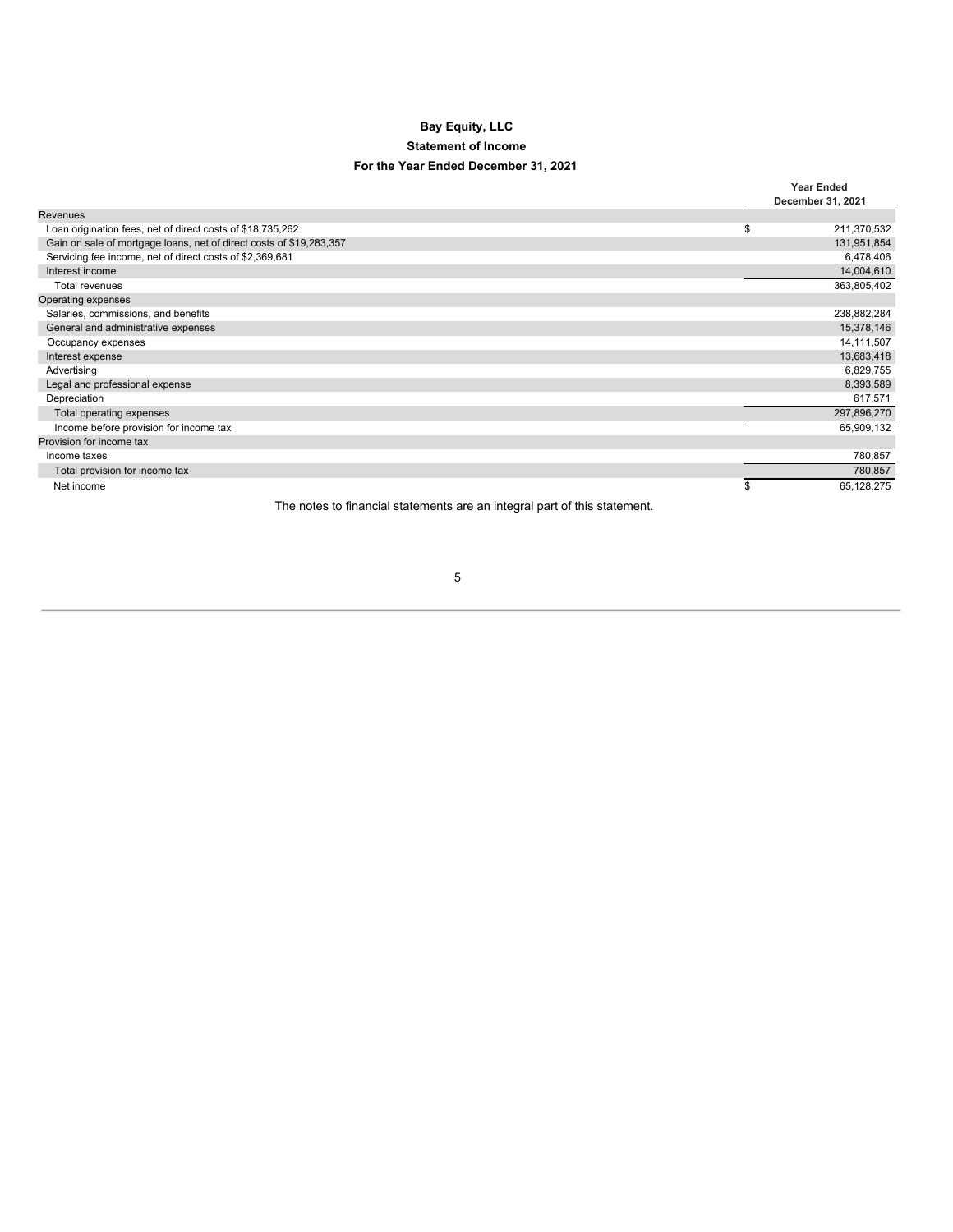**Bay Equity, LLC**

**Statement of Income**

**For the Year Ended December 31, 2021**

| | Year Ended December 31, 2021 |
|---|---|
| Revenues | |
| Loan origination fees, net of direct costs of $18,735,262 | $ 211,370,532 |
| Gain on sale of mortgage loans, net of direct costs of $19,283,357 | 131,951,854 |
| Servicing fee income, net of direct costs of $2,369,681 | 6,478,406 |
| Interest income | 14,004,610 |
| Total revenues | 363,805,402 |
| Operating expenses | |
| Salaries, commissions, and benefits | 238,882,284 |
| General and administrative expenses | 15,378,146 |
| Occupancy expenses | 14,111,507 |
| Interest expense | 13,683,418 |
| Advertising | 6,829,755 |
| Legal and professional expense | 8,393,589 |
| Depreciation | 617,571 |
| Total operating expenses | 297,896,270 |
| Income before provision for income tax | 65,909,132 |
| Provision for income tax | |
| Income taxes | 780,857 |
| Total provision for income tax | 780,857 |
| Net income | $ 65,128,275 |

The notes to financial statements are an integral part of this statement.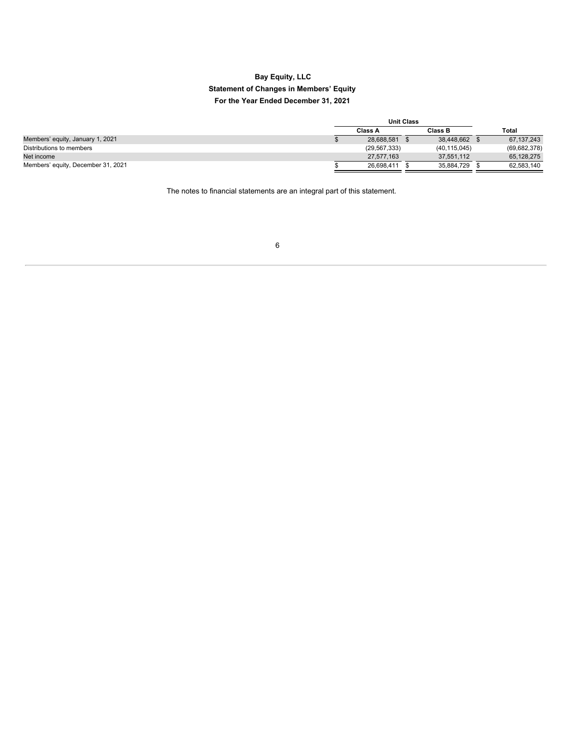**Bay Equity, LLC**

**Statement of Changes in Members' Equity**

**For the Year Ended December 31, 2021**

| | Unit Class | | |
|---|---|---|---|
| | **Class A** | **Class B** | **Total** |
| Members' equity, January 1, 2021 | $ 28,688,581 | $ 38,448,662 | $ 67,137,243 |
| Distributions to members | (29,567,333) | (40,115,045) | (69,682,378) |
| Net income | 27,577,163 | 37,551,112 | 65,128,275 |
| Members' equity, December 31, 2021 | $ 26,698,411 | $ 35,884,729 | $ 62,583,140 |

The notes to financial statements are an integral part of this statement.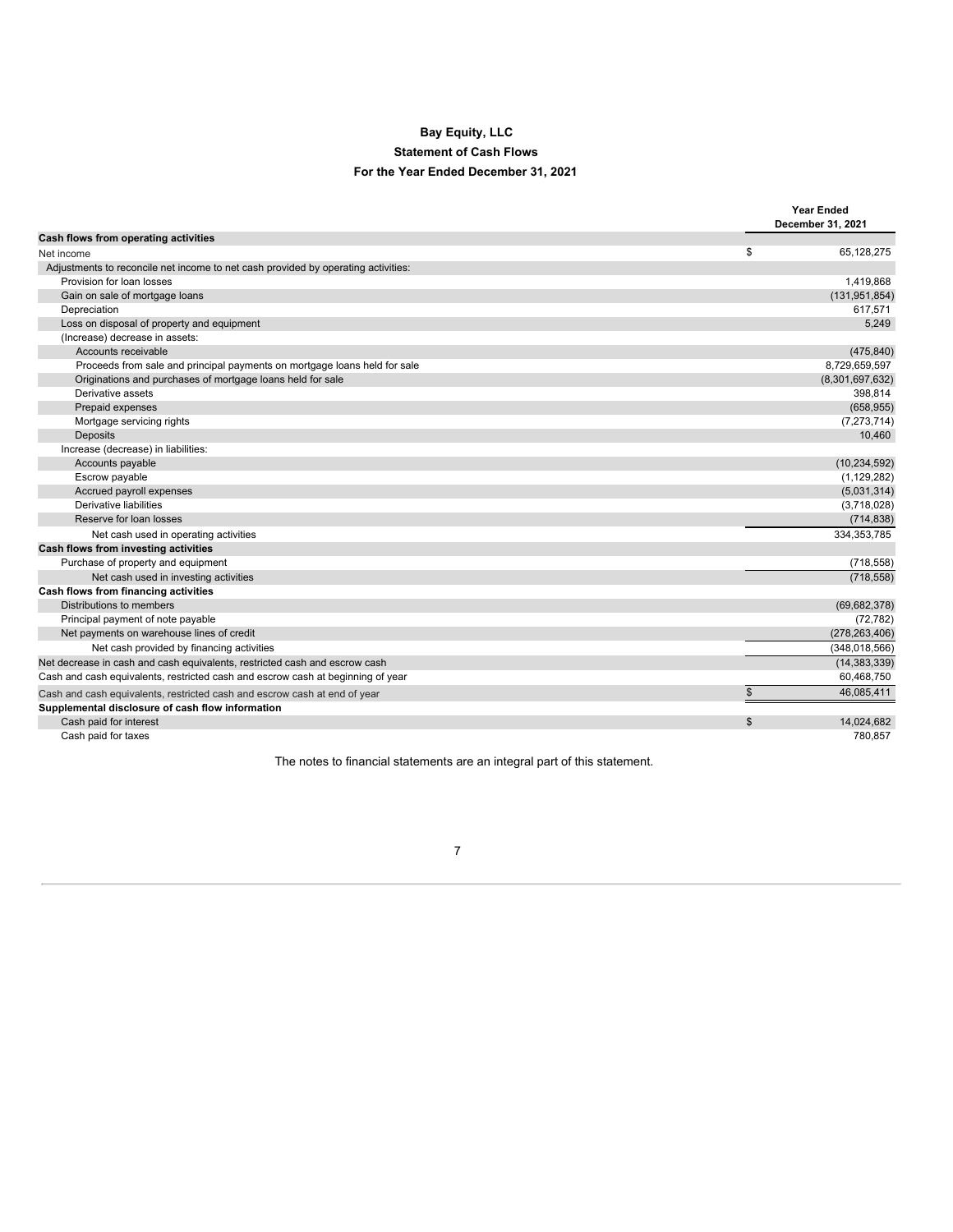**Bay Equity, LLC**

**Statement of Cash Flows**

**For the Year Ended December 31, 2021**

| | Year Ended December 31, 2021 |
|---|---|
| **Cash flows from operating activities** | |
| Net income | $ 65,128,275 |
| Adjustments to reconcile net income to net cash provided by operating activities: | |
| Provision for loan losses | 1,419,868 |
| Gain on sale of mortgage loans | (131,951,854) |
| Depreciation | 617,571 |
| Loss on disposal of property and equipment | 5,249 |
| (Increase) decrease in assets: | |
| Accounts receivable | (475,840) |
| Proceeds from sale and principal payments on mortgage loans held for sale | 8,729,659,597 |
| Originations and purchases of mortgage loans held for sale | (8,301,697,632) |
| Derivative assets | 398,814 |
| Prepaid expenses | (658,955) |
| Mortgage servicing rights | (7,273,714) |
| Deposits | 10,460 |
| Increase (decrease) in liabilities: | |
| Accounts payable | (10,234,592) |
| Escrow payable | (1,129,282) |
| Accrued payroll expenses | (5,031,314) |
| Derivative liabilities | (3,718,028) |
| Reserve for loan losses | (714,838) |
| Net cash used in operating activities | 334,353,785 |
| **Cash flows from investing activities** | |
| Purchase of property and equipment | (718,558) |
| Net cash used in investing activities | (718,558) |
| **Cash flows from financing activities** | |
| Distributions to members | (69,682,378) |
| Principal payment of note payable | (72,782) |
| Net payments on warehouse lines of credit | (278,263,406) |
| Net cash provided by financing activities | (348,018,566) |
| Net decrease in cash and cash equivalents, restricted cash and escrow cash | (14,383,339) |
| Cash and cash equivalents, restricted cash and escrow cash at beginning of year | 60,468,750 |
| Cash and cash equivalents, restricted cash and escrow cash at end of year | $ 46,085,411 |
| **Supplemental disclosure of cash flow information** | |
| Cash paid for interest | $ 14,024,682 |
| Cash paid for taxes | 780,857 |

The notes to financial statements are an integral part of this statement.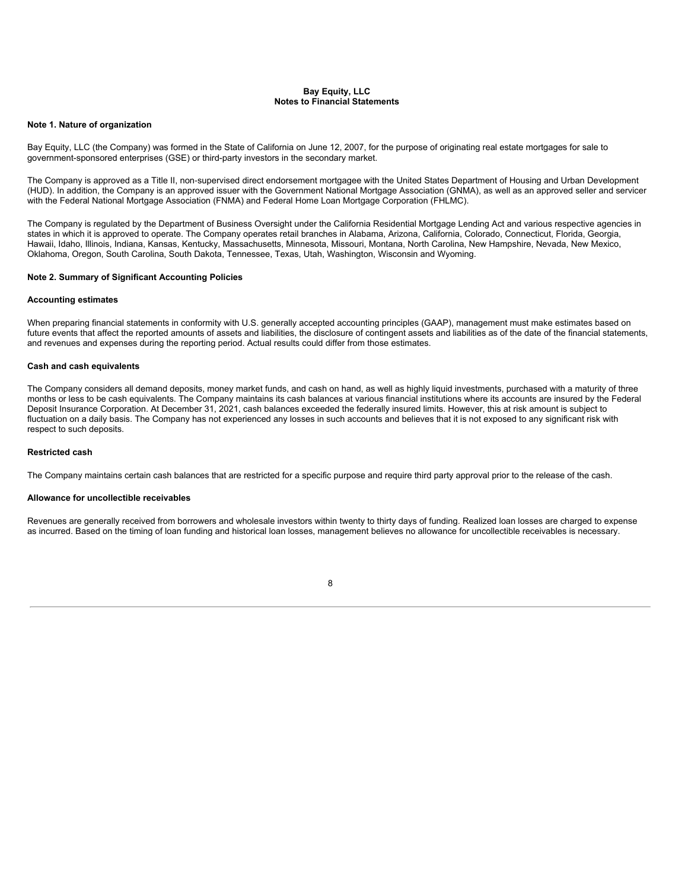**Bay Equity, LLC**
**Notes to Financial Statements**

### Note 1. Nature of organization

Bay Equity, LLC (the Company) was formed in the State of California on June 12, 2007, for the purpose of originating real estate mortgages for sale to government-sponsored enterprises (GSE) or third-party investors in the secondary market.

The Company is approved as a Title II, non-supervised direct endorsement mortgagee with the United States Department of Housing and Urban Development (HUD). In addition, the Company is an approved issuer with the Government National Mortgage Association (GNMA), as well as an approved seller and servicer with the Federal National Mortgage Association (FNMA) and Federal Home Loan Mortgage Corporation (FHLMC).

The Company is regulated by the Department of Business Oversight under the California Residential Mortgage Lending Act and various respective agencies in states in which it is approved to operate. The Company operates retail branches in Alabama, Arizona, California, Colorado, Connecticut, Florida, Georgia, Hawaii, Idaho, Illinois, Indiana, Kansas, Kentucky, Massachusetts, Minnesota, Missouri, Montana, North Carolina, New Hampshire, Nevada, New Mexico, Oklahoma, Oregon, South Carolina, South Dakota, Tennessee, Texas, Utah, Washington, Wisconsin and Wyoming.

### Note 2. Summary of Significant Accounting Policies

#### Accounting estimates

When preparing financial statements in conformity with U.S. generally accepted accounting principles (GAAP), management must make estimates based on future events that affect the reported amounts of assets and liabilities, the disclosure of contingent assets and liabilities as of the date of the financial statements, and revenues and expenses during the reporting period. Actual results could differ from those estimates.

#### Cash and cash equivalents

The Company considers all demand deposits, money market funds, and cash on hand, as well as highly liquid investments, purchased with a maturity of three months or less to be cash equivalents. The Company maintains its cash balances at various financial institutions where its accounts are insured by the Federal Deposit Insurance Corporation. At December 31, 2021, cash balances exceeded the federally insured limits. However, this at risk amount is subject to fluctuation on a daily basis. The Company has not experienced any losses in such accounts and believes that it is not exposed to any significant risk with respect to such deposits.

#### Restricted cash

The Company maintains certain cash balances that are restricted for a specific purpose and require third party approval prior to the release of the cash.

#### Allowance for uncollectible receivables

Revenues are generally received from borrowers and wholesale investors within twenty to thirty days of funding. Realized loan losses are charged to expense as incurred. Based on the timing of loan funding and historical loan losses, management believes no allowance for uncollectible receivables is necessary.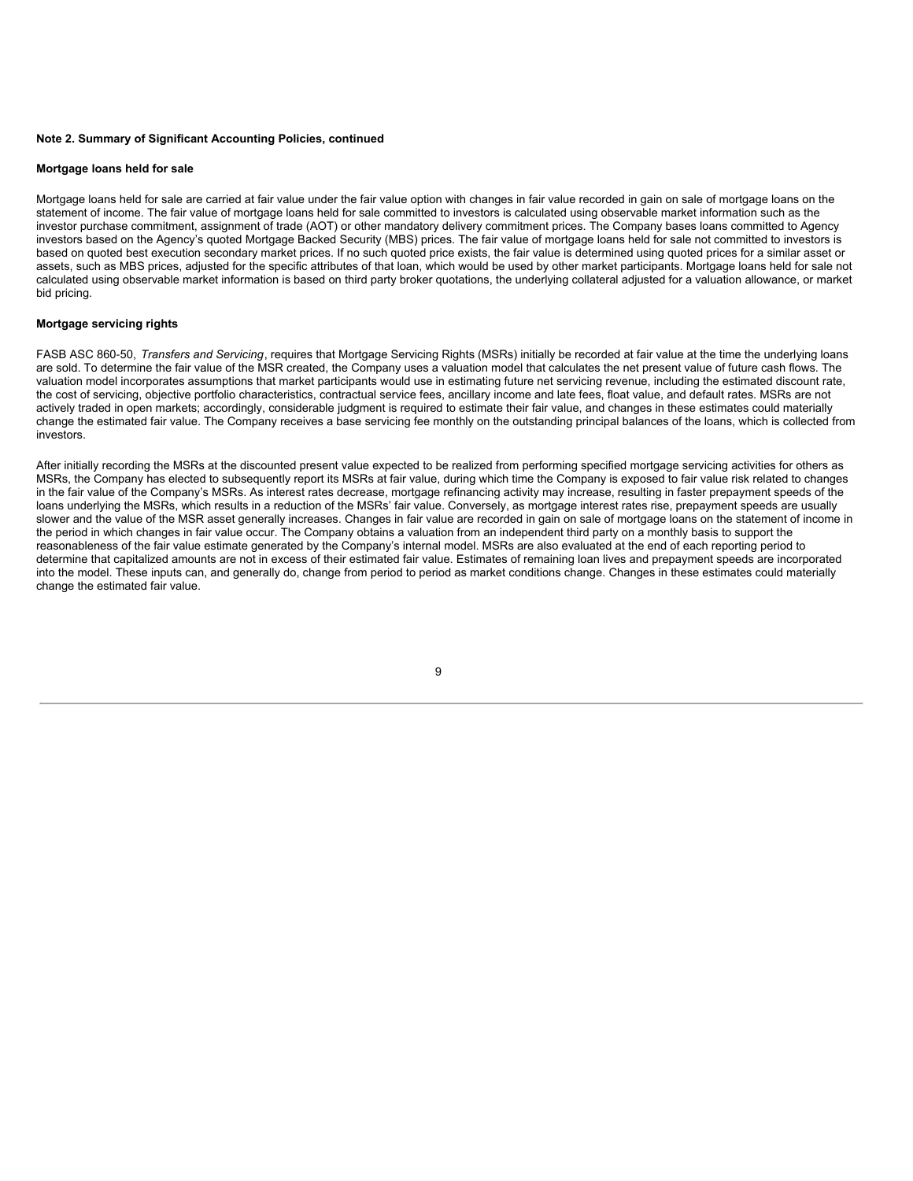**Note 2. Summary of Significant Accounting Policies, continued**

**Mortgage loans held for sale**

Mortgage loans held for sale are carried at fair value under the fair value option with changes in fair value recorded in gain on sale of mortgage loans on the statement of income. The fair value of mortgage loans held for sale committed to investors is calculated using observable market information such as the investor purchase commitment, assignment of trade (AOT) or other mandatory delivery commitment prices. The Company bases loans committed to Agency investors based on the Agency's quoted Mortgage Backed Security (MBS) prices. The fair value of mortgage loans held for sale not committed to investors is based on quoted best execution secondary market prices. If no such quoted price exists, the fair value is determined using quoted prices for a similar asset or assets, such as MBS prices, adjusted for the specific attributes of that loan, which would be used by other market participants. Mortgage loans held for sale not calculated using observable market information is based on third party broker quotations, the underlying collateral adjusted for a valuation allowance, or market bid pricing.

**Mortgage servicing rights**

FASB ASC 860-50, *Transfers and Servicing*, requires that Mortgage Servicing Rights (MSRs) initially be recorded at fair value at the time the underlying loans are sold. To determine the fair value of the MSR created, the Company uses a valuation model that calculates the net present value of future cash flows. The valuation model incorporates assumptions that market participants would use in estimating future net servicing revenue, including the estimated discount rate, the cost of servicing, objective portfolio characteristics, contractual service fees, ancillary income and late fees, float value, and default rates. MSRs are not actively traded in open markets; accordingly, considerable judgment is required to estimate their fair value, and changes in these estimates could materially change the estimated fair value. The Company receives a base servicing fee monthly on the outstanding principal balances of the loans, which is collected from investors.

After initially recording the MSRs at the discounted present value expected to be realized from performing specified mortgage servicing activities for others as MSRs, the Company has elected to subsequently report its MSRs at fair value, during which time the Company is exposed to fair value risk related to changes in the fair value of the Company's MSRs. As interest rates decrease, mortgage refinancing activity may increase, resulting in faster prepayment speeds of the loans underlying the MSRs, which results in a reduction of the MSRs' fair value. Conversely, as mortgage interest rates rise, prepayment speeds are usually slower and the value of the MSR asset generally increases. Changes in fair value are recorded in gain on sale of mortgage loans on the statement of income in the period in which changes in fair value occur. The Company obtains a valuation from an independent third party on a monthly basis to support the reasonableness of the fair value estimate generated by the Company's internal model. MSRs are also evaluated at the end of each reporting period to determine that capitalized amounts are not in excess of their estimated fair value. Estimates of remaining loan lives and prepayment speeds are incorporated into the model. These inputs can, and generally do, change from period to period as market conditions change. Changes in these estimates could materially change the estimated fair value.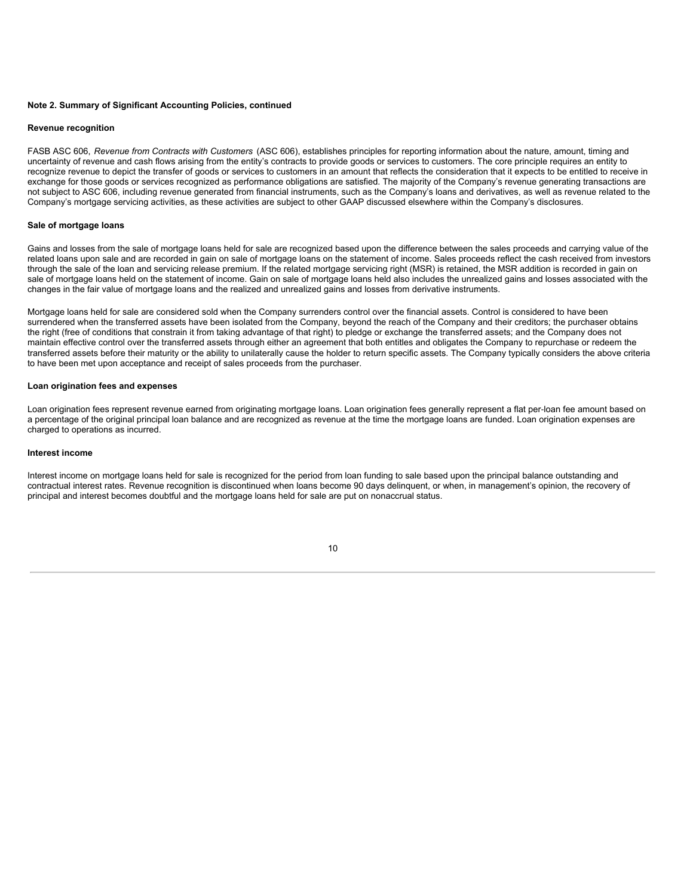**Note 2. Summary of Significant Accounting Policies, continued**

**Revenue recognition**

FASB ASC 606, *Revenue from Contracts with Customers* (ASC 606), establishes principles for reporting information about the nature, amount, timing and uncertainty of revenue and cash flows arising from the entity's contracts to provide goods or services to customers. The core principle requires an entity to recognize revenue to depict the transfer of goods or services to customers in an amount that reflects the consideration that it expects to be entitled to receive in exchange for those goods or services recognized as performance obligations are satisfied. The majority of the Company's revenue generating transactions are not subject to ASC 606, including revenue generated from financial instruments, such as the Company's loans and derivatives, as well as revenue related to the Company's mortgage servicing activities, as these activities are subject to other GAAP discussed elsewhere within the Company's disclosures.

**Sale of mortgage loans**

Gains and losses from the sale of mortgage loans held for sale are recognized based upon the difference between the sales proceeds and carrying value of the related loans upon sale and are recorded in gain on sale of mortgage loans on the statement of income. Sales proceeds reflect the cash received from investors through the sale of the loan and servicing release premium. If the related mortgage servicing right (MSR) is retained, the MSR addition is recorded in gain on sale of mortgage loans held on the statement of income. Gain on sale of mortgage loans held also includes the unrealized gains and losses associated with the changes in the fair value of mortgage loans and the realized and unrealized gains and losses from derivative instruments.

Mortgage loans held for sale are considered sold when the Company surrenders control over the financial assets. Control is considered to have been surrendered when the transferred assets have been isolated from the Company, beyond the reach of the Company and their creditors; the purchaser obtains the right (free of conditions that constrain it from taking advantage of that right) to pledge or exchange the transferred assets; and the Company does not maintain effective control over the transferred assets through either an agreement that both entitles and obligates the Company to repurchase or redeem the transferred assets before their maturity or the ability to unilaterally cause the holder to return specific assets. The Company typically considers the above criteria to have been met upon acceptance and receipt of sales proceeds from the purchaser.

**Loan origination fees and expenses**

Loan origination fees represent revenue earned from originating mortgage loans. Loan origination fees generally represent a flat per-loan fee amount based on a percentage of the original principal loan balance and are recognized as revenue at the time the mortgage loans are funded. Loan origination expenses are charged to operations as incurred.

**Interest income**

Interest income on mortgage loans held for sale is recognized for the period from loan funding to sale based upon the principal balance outstanding and contractual interest rates. Revenue recognition is discontinued when loans become 90 days delinquent, or when, in management's opinion, the recovery of principal and interest becomes doubtful and the mortgage loans held for sale are put on nonaccrual status.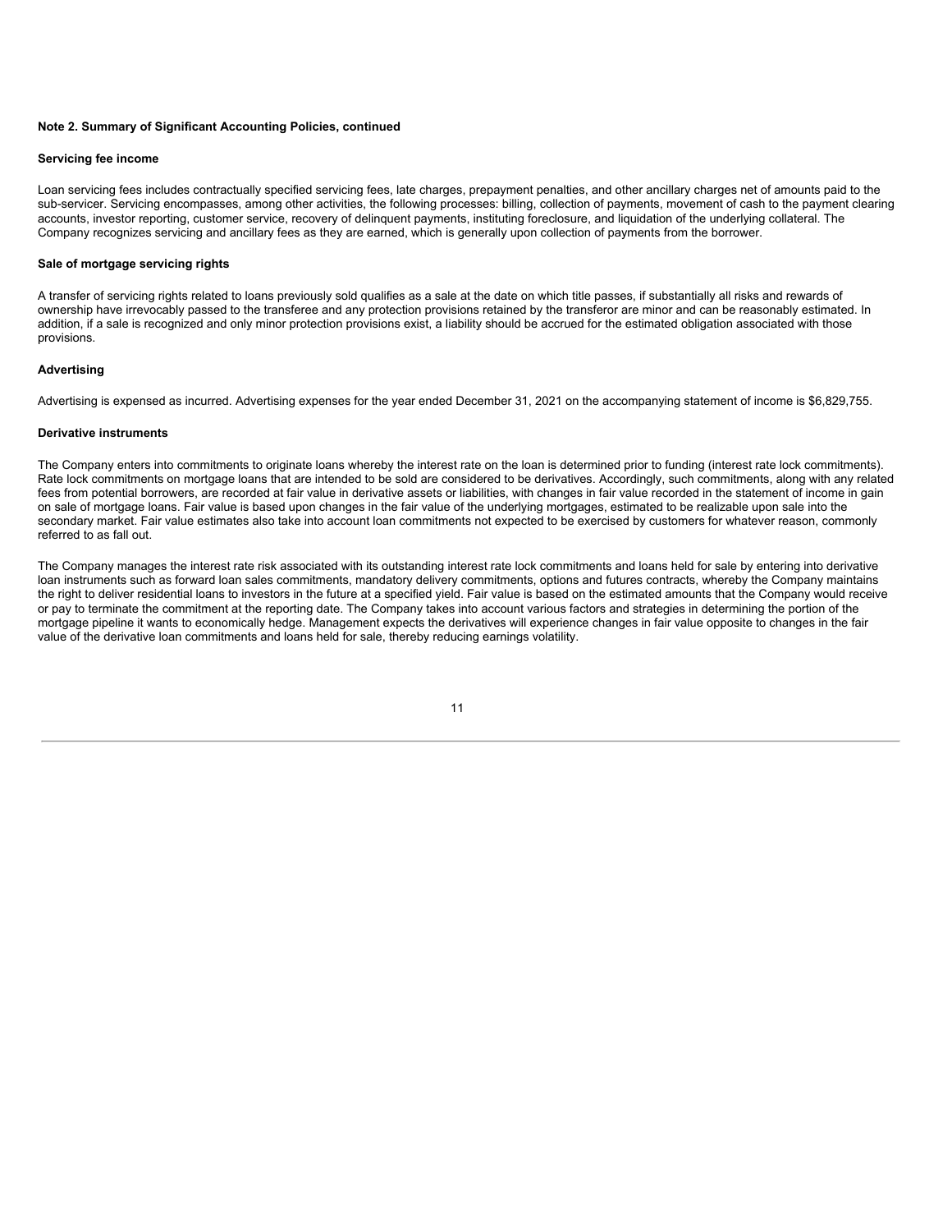**Note 2. Summary of Significant Accounting Policies, continued**

**Servicing fee income**

Loan servicing fees includes contractually specified servicing fees, late charges, prepayment penalties, and other ancillary charges net of amounts paid to the sub-servicer. Servicing encompasses, among other activities, the following processes: billing, collection of payments, movement of cash to the payment clearing accounts, investor reporting, customer service, recovery of delinquent payments, instituting foreclosure, and liquidation of the underlying collateral. The Company recognizes servicing and ancillary fees as they are earned, which is generally upon collection of payments from the borrower.

**Sale of mortgage servicing rights**

A transfer of servicing rights related to loans previously sold qualifies as a sale at the date on which title passes, if substantially all risks and rewards of ownership have irrevocably passed to the transferee and any protection provisions retained by the transferor are minor and can be reasonably estimated. In addition, if a sale is recognized and only minor protection provisions exist, a liability should be accrued for the estimated obligation associated with those provisions.

**Advertising**

Advertising is expensed as incurred. Advertising expenses for the year ended December 31, 2021 on the accompanying statement of income is $6,829,755.

**Derivative instruments**

The Company enters into commitments to originate loans whereby the interest rate on the loan is determined prior to funding (interest rate lock commitments). Rate lock commitments on mortgage loans that are intended to be sold are considered to be derivatives. Accordingly, such commitments, along with any related fees from potential borrowers, are recorded at fair value in derivative assets or liabilities, with changes in fair value recorded in the statement of income in gain on sale of mortgage loans. Fair value is based upon changes in the fair value of the underlying mortgages, estimated to be realizable upon sale into the secondary market. Fair value estimates also take into account loan commitments not expected to be exercised by customers for whatever reason, commonly referred to as fall out.

The Company manages the interest rate risk associated with its outstanding interest rate lock commitments and loans held for sale by entering into derivative loan instruments such as forward loan sales commitments, mandatory delivery commitments, options and futures contracts, whereby the Company maintains the right to deliver residential loans to investors in the future at a specified yield. Fair value is based on the estimated amounts that the Company would receive or pay to terminate the commitment at the reporting date. The Company takes into account various factors and strategies in determining the portion of the mortgage pipeline it wants to economically hedge. Management expects the derivatives will experience changes in fair value opposite to changes in the fair value of the derivative loan commitments and loans held for sale, thereby reducing earnings volatility.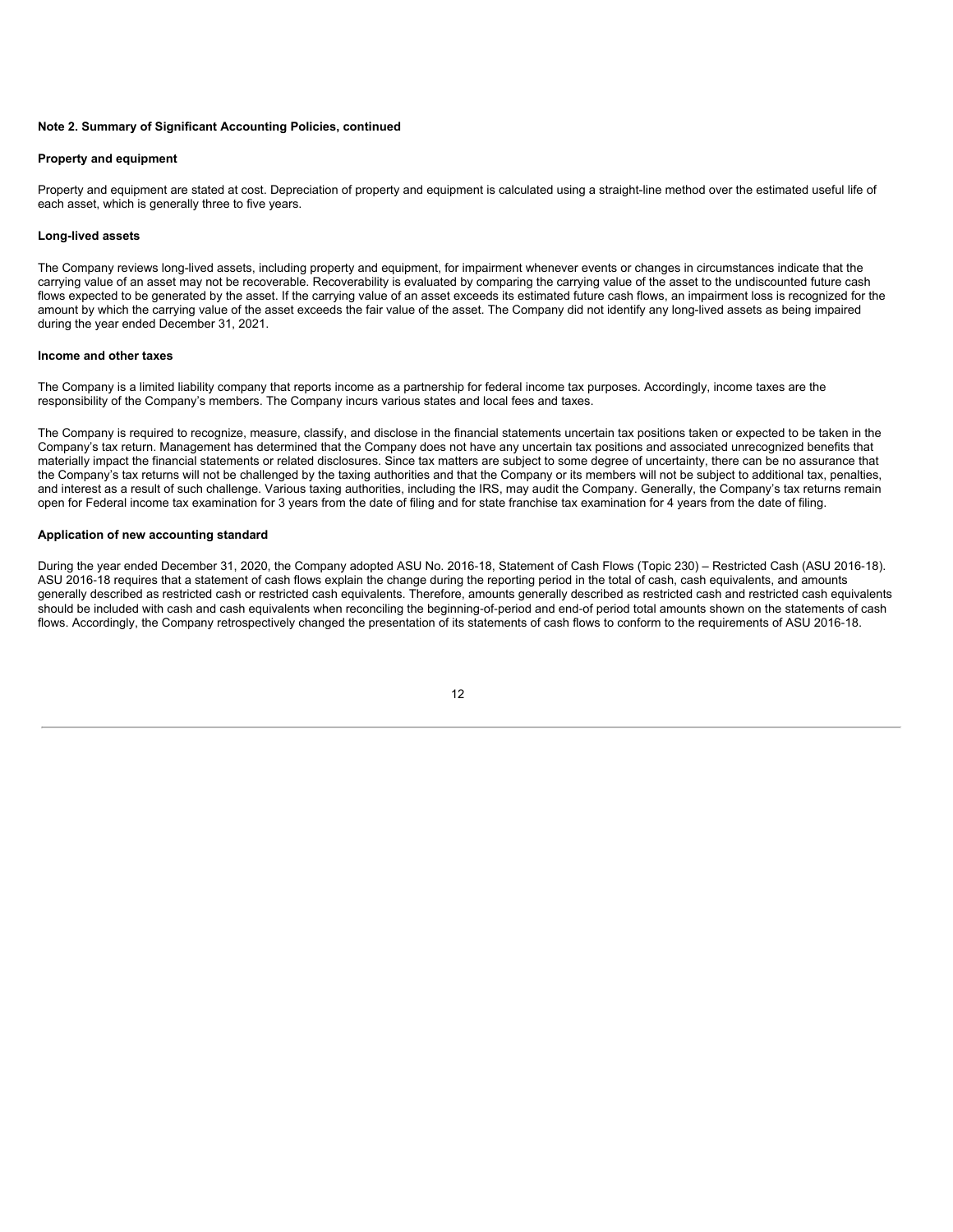**Note 2. Summary of Significant Accounting Policies, continued**

**Property and equipment**

Property and equipment are stated at cost. Depreciation of property and equipment is calculated using a straight-line method over the estimated useful life of each asset, which is generally three to five years.

**Long-lived assets**

The Company reviews long-lived assets, including property and equipment, for impairment whenever events or changes in circumstances indicate that the carrying value of an asset may not be recoverable. Recoverability is evaluated by comparing the carrying value of the asset to the undiscounted future cash flows expected to be generated by the asset. If the carrying value of an asset exceeds its estimated future cash flows, an impairment loss is recognized for the amount by which the carrying value of the asset exceeds the fair value of the asset. The Company did not identify any long-lived assets as being impaired during the year ended December 31, 2021.

**Income and other taxes**

The Company is a limited liability company that reports income as a partnership for federal income tax purposes. Accordingly, income taxes are the responsibility of the Company's members. The Company incurs various states and local fees and taxes.

The Company is required to recognize, measure, classify, and disclose in the financial statements uncertain tax positions taken or expected to be taken in the Company's tax return. Management has determined that the Company does not have any uncertain tax positions and associated unrecognized benefits that materially impact the financial statements or related disclosures. Since tax matters are subject to some degree of uncertainty, there can be no assurance that the Company's tax returns will not be challenged by the taxing authorities and that the Company or its members will not be subject to additional tax, penalties, and interest as a result of such challenge. Various taxing authorities, including the IRS, may audit the Company. Generally, the Company's tax returns remain open for Federal income tax examination for 3 years from the date of filing and for state franchise tax examination for 4 years from the date of filing.

**Application of new accounting standard**

During the year ended December 31, 2020, the Company adopted ASU No. 2016-18, Statement of Cash Flows (Topic 230) – Restricted Cash (ASU 2016-18). ASU 2016-18 requires that a statement of cash flows explain the change during the reporting period in the total of cash, cash equivalents, and amounts generally described as restricted cash or restricted cash equivalents. Therefore, amounts generally described as restricted cash and restricted cash equivalents should be included with cash and cash equivalents when reconciling the beginning-of-period and end-of period total amounts shown on the statements of cash flows. Accordingly, the Company retrospectively changed the presentation of its statements of cash flows to conform to the requirements of ASU 2016-18.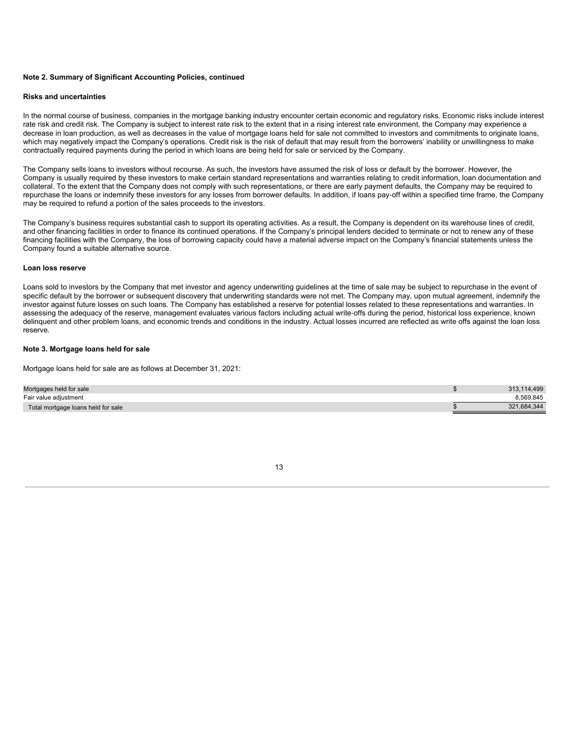**Note 2. Summary of Significant Accounting Policies, continued**

**Risks and uncertainties**

In the normal course of business, companies in the mortgage banking industry encounter certain economic and regulatory risks. Economic risks include interest rate risk and credit risk. The Company is subject to interest rate risk to the extent that in a rising interest rate environment, the Company may experience a decrease in loan production, as well as decreases in the value of mortgage loans held for sale not committed to investors and commitments to originate loans, which may negatively impact the Company's operations. Credit risk is the risk of default that may result from the borrowers' inability or unwillingness to make contractually required payments during the period in which loans are being held for sale or serviced by the Company.

The Company sells loans to investors without recourse. As such, the investors have assumed the risk of loss or default by the borrower. However, the Company is usually required by these investors to make certain standard representations and warranties relating to credit information, loan documentation and collateral. To the extent that the Company does not comply with such representations, or there are early payment defaults, the Company may be required to repurchase the loans or indemnify these investors for any losses from borrower defaults. In addition, if loans pay-off within a specified time frame, the Company may be required to refund a portion of the sales proceeds to the investors.

The Company's business requires substantial cash to support its operating activities. As a result, the Company is dependent on its warehouse lines of credit, and other financing facilities in order to finance its continued operations. If the Company's principal lenders decided to terminate or not to renew any of these financing facilities with the Company, the loss of borrowing capacity could have a material adverse impact on the Company's financial statements unless the Company found a suitable alternative source.

**Loan loss reserve**

Loans sold to investors by the Company that met investor and agency underwriting guidelines at the time of sale may be subject to repurchase in the event of specific default by the borrower or subsequent discovery that underwriting standards were not met. The Company may, upon mutual agreement, indemnify the investor against future losses on such loans. The Company has established a reserve for potential losses related to these representations and warranties. In assessing the adequacy of the reserve, management evaluates various factors including actual write-offs during the period, historical loss experience, known delinquent and other problem loans, and economic trends and conditions in the industry. Actual losses incurred are reflected as write offs against the loan loss reserve.

**Note 3. Mortgage loans held for sale**

Mortgage loans held for sale are as follows at December 31, 2021:

| | | |
|---|---|---|
| Mortgages held for sale | $ | 313,114,499 |
| Fair value adjustment | | 8,569,845 |
| Total mortgage loans held for sale | $ | 321,684,344 |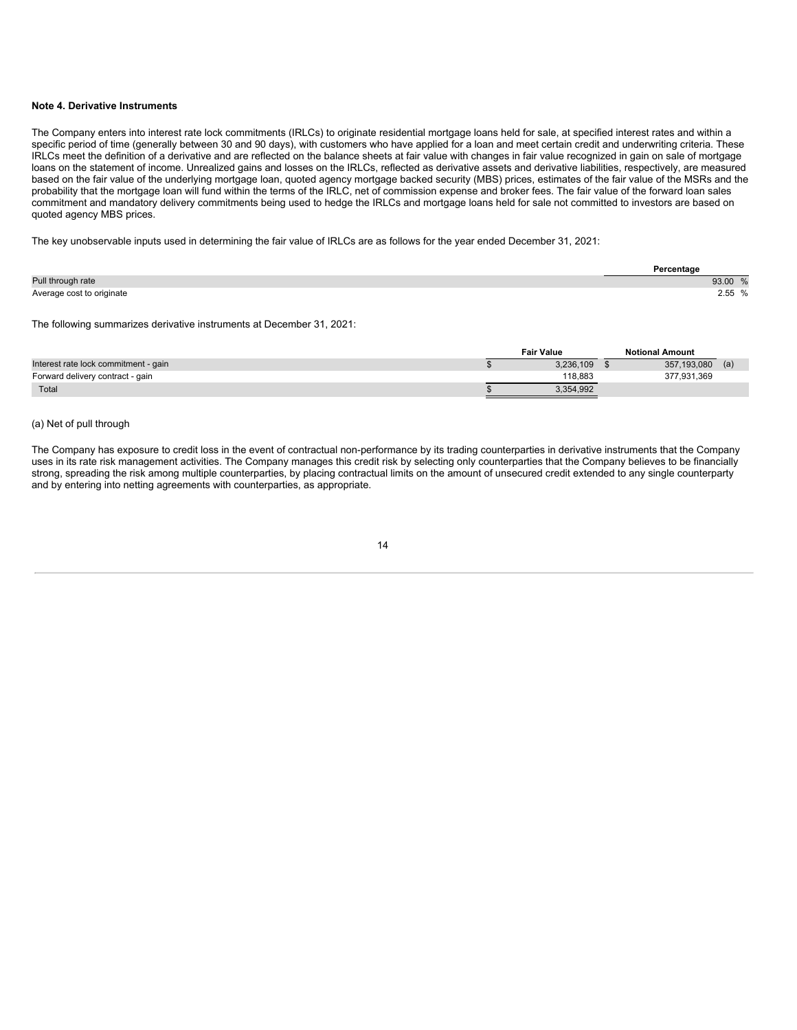### Note 4. Derivative Instruments

The Company enters into interest rate lock commitments (IRLCs) to originate residential mortgage loans held for sale, at specified interest rates and within a specific period of time (generally between 30 and 90 days), with customers who have applied for a loan and meet certain credit and underwriting criteria. These IRLCs meet the definition of a derivative and are reflected on the balance sheets at fair value with changes in fair value recognized in gain on sale of mortgage loans on the statement of income. Unrealized gains and losses on the IRLCs, reflected as derivative assets and derivative liabilities, respectively, are measured based on the fair value of the underlying mortgage loan, quoted agency mortgage backed security (MBS) prices, estimates of the fair value of the MSRs and the probability that the mortgage loan will fund within the terms of the IRLC, net of commission expense and broker fees. The fair value of the forward loan sales commitment and mandatory delivery commitments being used to hedge the IRLCs and mortgage loans held for sale not committed to investors are based on quoted agency MBS prices.

The key unobservable inputs used in determining the fair value of IRLCs are as follows for the year ended December 31, 2021:

| | Percentage |
|---|---|
| Pull through rate | 93.00 % |
| Average cost to originate | 2.55 % |

The following summarizes derivative instruments at December 31, 2021:

| | Fair Value | Notional Amount |
|---|---|---|
| Interest rate lock commitment - gain | $ 3,236,109 | $ 357,193,080 (a) |
| Forward delivery contract - gain | 118,883 | 377,931,369 |
| Total | $ 3,354,992 | |

(a) Net of pull through

The Company has exposure to credit loss in the event of contractual non-performance by its trading counterparties in derivative instruments that the Company uses in its rate risk management activities. The Company manages this credit risk by selecting only counterparties that the Company believes to be financially strong, spreading the risk among multiple counterparties, by placing contractual limits on the amount of unsecured credit extended to any single counterparty and by entering into netting agreements with counterparties, as appropriate.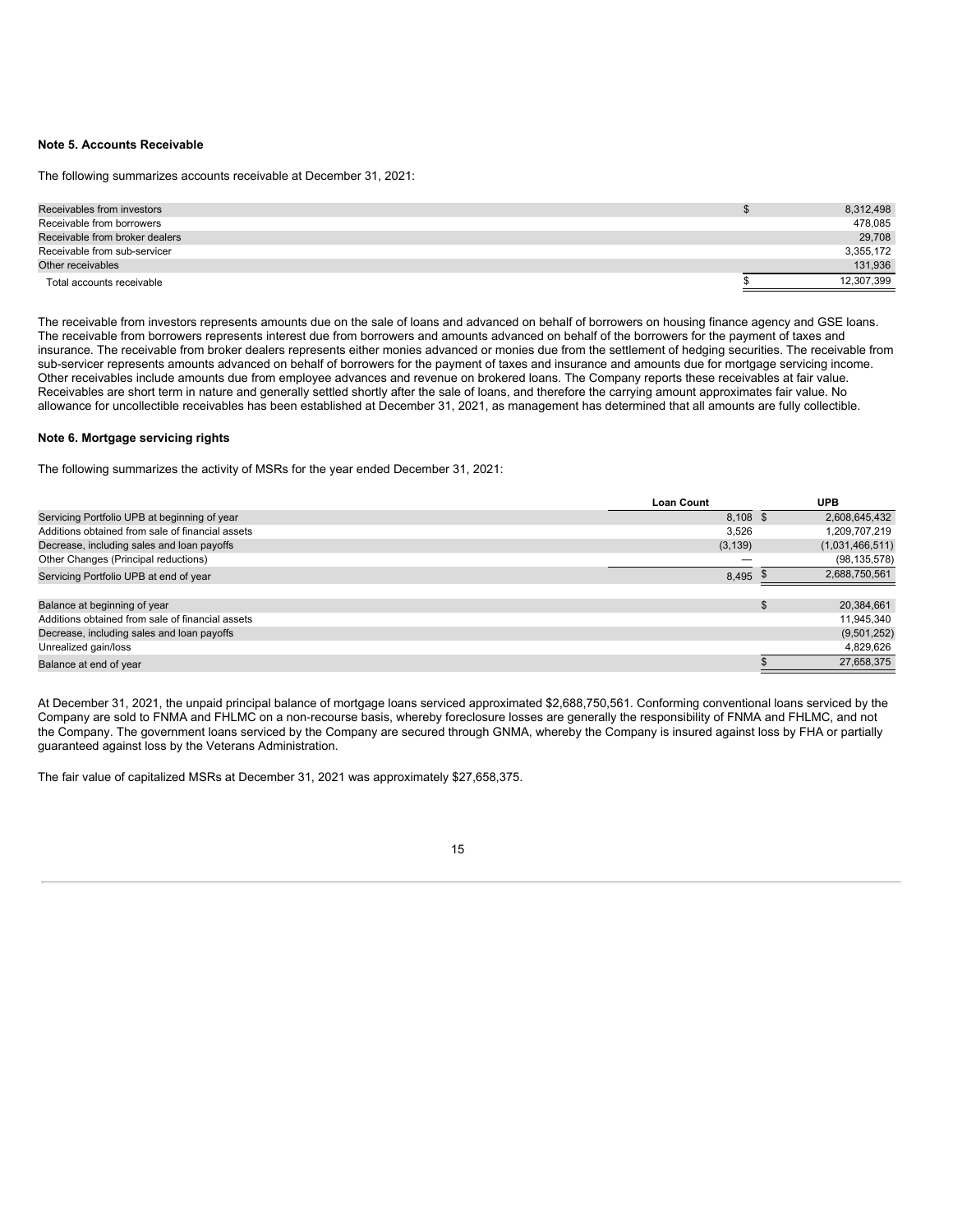**Note 5. Accounts Receivable**

The following summarizes accounts receivable at December 31, 2021:

| | |
|---|---|
| Receivables from investors | $ 8,312,498 |
| Receivable from borrowers | 478,085 |
| Receivable from broker dealers | 29,708 |
| Receivable from sub-servicer | 3,355,172 |
| Other receivables | 131,936 |
| Total accounts receivable | $ 12,307,399 |

The receivable from investors represents amounts due on the sale of loans and advanced on behalf of borrowers on housing finance agency and GSE loans. The receivable from borrowers represents interest due from borrowers and amounts advanced on behalf of the borrowers for the payment of taxes and insurance. The receivable from broker dealers represents either monies advanced or monies due from the settlement of hedging securities. The receivable from sub-servicer represents amounts advanced on behalf of borrowers for the payment of taxes and insurance and amounts due for mortgage servicing income. Other receivables include amounts due from employee advances and revenue on brokered loans. The Company reports these receivables at fair value. Receivables are short term in nature and generally settled shortly after the sale of loans, and therefore the carrying amount approximates fair value. No allowance for uncollectible receivables has been established at December 31, 2021, as management has determined that all amounts are fully collectible.

**Note 6. Mortgage servicing rights**

The following summarizes the activity of MSRs for the year ended December 31, 2021:

| | Loan Count | UPB |
|---|---|---|
| Servicing Portfolio UPB at beginning of year | 8,108 | $ 2,608,645,432 |
| Additions obtained from sale of financial assets | 3,526 | 1,209,707,219 |
| Decrease, including sales and loan payoffs | (3,139) | (1,031,466,511) |
| Other Changes (Principal reductions) | — | (98,135,578) |
| Servicing Portfolio UPB at end of year | 8,495 | $ 2,688,750,561 |
| | | |
| Balance at beginning of year | | $ 20,384,661 |
| Additions obtained from sale of financial assets | | 11,945,340 |
| Decrease, including sales and loan payoffs | | (9,501,252) |
| Unrealized gain/loss | | 4,829,626 |
| Balance at end of year | | $ 27,658,375 |

At December 31, 2021, the unpaid principal balance of mortgage loans serviced approximated $2,688,750,561. Conforming conventional loans serviced by the Company are sold to FNMA and FHLMC on a non-recourse basis, whereby foreclosure losses are generally the responsibility of FNMA and FHLMC, and not the Company. The government loans serviced by the Company are secured through GNMA, whereby the Company is insured against loss by FHA or partially guaranteed against loss by the Veterans Administration.

The fair value of capitalized MSRs at December 31, 2021 was approximately $27,658,375.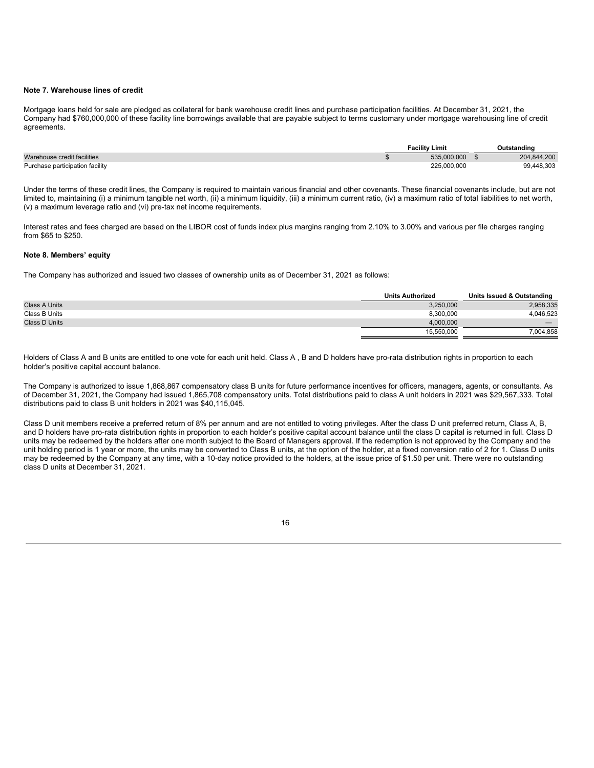**Note 7. Warehouse lines of credit**

Mortgage loans held for sale are pledged as collateral for bank warehouse credit lines and purchase participation facilities. At December 31, 2021, the Company had $760,000,000 of these facility line borrowings available that are payable subject to terms customary under mortgage warehousing line of credit agreements.

| | Facility Limit | Outstanding |
|---|---|---|
| Warehouse credit facilities | $ 535,000,000 | $ 204,844,200 |
| Purchase participation facility | 225,000,000 | 99,448,303 |

Under the terms of these credit lines, the Company is required to maintain various financial and other covenants. These financial covenants include, but are not limited to, maintaining (i) a minimum tangible net worth, (ii) a minimum liquidity, (iii) a minimum current ratio, (iv) a maximum ratio of total liabilities to net worth, (v) a maximum leverage ratio and (vi) pre-tax net income requirements.

Interest rates and fees charged are based on the LIBOR cost of funds index plus margins ranging from 2.10% to 3.00% and various per file charges ranging from $65 to $250.

**Note 8. Members' equity**

The Company has authorized and issued two classes of ownership units as of December 31, 2021 as follows:

| | Units Authorized | Units Issued & Outstanding |
|---|---|---|
| Class A Units | 3,250,000 | 2,958,335 |
| Class B Units | 8,300,000 | 4,046,523 |
| Class D Units | 4,000,000 | — |
| | 15,550,000 | 7,004,858 |

Holders of Class A and B units are entitled to one vote for each unit held. Class A , B and D holders have pro-rata distribution rights in proportion to each holder's positive capital account balance.

The Company is authorized to issue 1,868,867 compensatory class B units for future performance incentives for officers, managers, agents, or consultants. As of December 31, 2021, the Company had issued 1,865,708 compensatory units. Total distributions paid to class A unit holders in 2021 was $29,567,333. Total distributions paid to class B unit holders in 2021 was $40,115,045.

Class D unit members receive a preferred return of 8% per annum and are not entitled to voting privileges. After the class D unit preferred return, Class A, B, and D holders have pro-rata distribution rights in proportion to each holder's positive capital account balance until the class D capital is returned in full. Class D units may be redeemed by the holders after one month subject to the Board of Managers approval. If the redemption is not approved by the Company and the unit holding period is 1 year or more, the units may be converted to Class B units, at the option of the holder, at a fixed conversion ratio of 2 for 1. Class D units may be redeemed by the Company at any time, with a 10-day notice provided to the holders, at the issue price of $1.50 per unit. There were no outstanding class D units at December 31, 2021.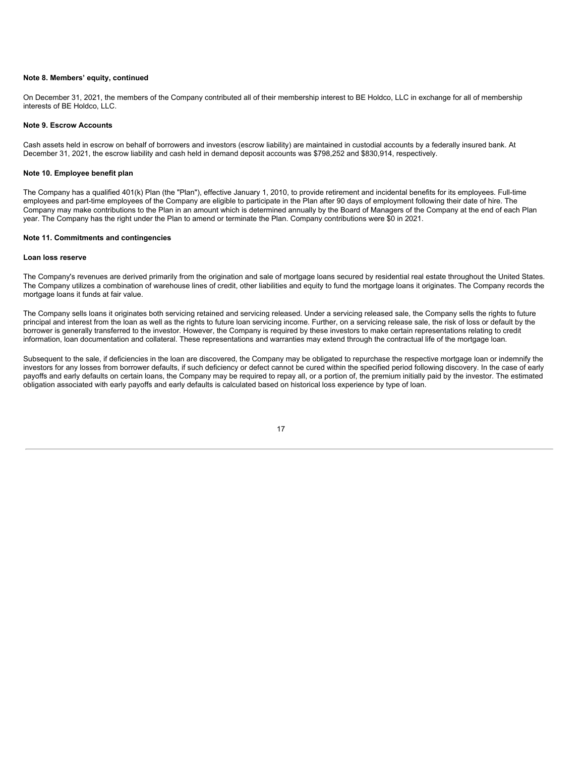**Note 8. Members' equity, continued**

On December 31, 2021, the members of the Company contributed all of their membership interest to BE Holdco, LLC in exchange for all of membership interests of BE Holdco, LLC.

**Note 9. Escrow Accounts**

Cash assets held in escrow on behalf of borrowers and investors (escrow liability) are maintained in custodial accounts by a federally insured bank. At December 31, 2021, the escrow liability and cash held in demand deposit accounts was $798,252 and $830,914, respectively.

**Note 10. Employee benefit plan**

The Company has a qualified 401(k) Plan (the "Plan"), effective January 1, 2010, to provide retirement and incidental benefits for its employees. Full-time employees and part-time employees of the Company are eligible to participate in the Plan after 90 days of employment following their date of hire. The Company may make contributions to the Plan in an amount which is determined annually by the Board of Managers of the Company at the end of each Plan year. The Company has the right under the Plan to amend or terminate the Plan. Company contributions were $0 in 2021.

**Note 11. Commitments and contingencies**

**Loan loss reserve**

The Company's revenues are derived primarily from the origination and sale of mortgage loans secured by residential real estate throughout the United States. The Company utilizes a combination of warehouse lines of credit, other liabilities and equity to fund the mortgage loans it originates. The Company records the mortgage loans it funds at fair value.

The Company sells loans it originates both servicing retained and servicing released. Under a servicing released sale, the Company sells the rights to future principal and interest from the loan as well as the rights to future loan servicing income. Further, on a servicing release sale, the risk of loss or default by the borrower is generally transferred to the investor. However, the Company is required by these investors to make certain representations relating to credit information, loan documentation and collateral. These representations and warranties may extend through the contractual life of the mortgage loan.

Subsequent to the sale, if deficiencies in the loan are discovered, the Company may be obligated to repurchase the respective mortgage loan or indemnify the investors for any losses from borrower defaults, if such deficiency or defect cannot be cured within the specified period following discovery. In the case of early payoffs and early defaults on certain loans, the Company may be required to repay all, or a portion of, the premium initially paid by the investor. The estimated obligation associated with early payoffs and early defaults is calculated based on historical loss experience by type of loan.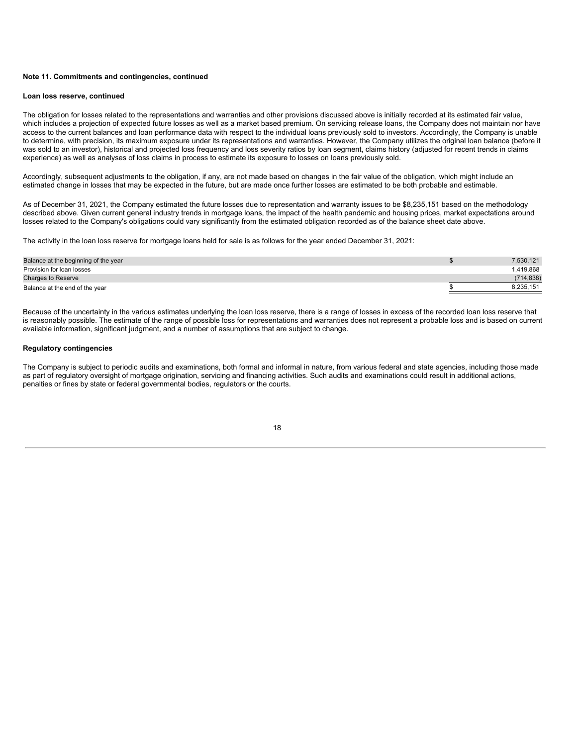**Note 11. Commitments and contingencies, continued**

**Loan loss reserve, continued**

The obligation for losses related to the representations and warranties and other provisions discussed above is initially recorded at its estimated fair value, which includes a projection of expected future losses as well as a market based premium. On servicing release loans, the Company does not maintain nor have access to the current balances and loan performance data with respect to the individual loans previously sold to investors. Accordingly, the Company is unable to determine, with precision, its maximum exposure under its representations and warranties. However, the Company utilizes the original loan balance (before it was sold to an investor), historical and projected loss frequency and loss severity ratios by loan segment, claims history (adjusted for recent trends in claims experience) as well as analyses of loss claims in process to estimate its exposure to losses on loans previously sold.

Accordingly, subsequent adjustments to the obligation, if any, are not made based on changes in the fair value of the obligation, which might include an estimated change in losses that may be expected in the future, but are made once further losses are estimated to be both probable and estimable.

As of December 31, 2021, the Company estimated the future losses due to representation and warranty issues to be $8,235,151 based on the methodology described above. Given current general industry trends in mortgage loans, the impact of the health pandemic and housing prices, market expectations around losses related to the Company's obligations could vary significantly from the estimated obligation recorded as of the balance sheet date above.

The activity in the loan loss reserve for mortgage loans held for sale is as follows for the year ended December 31, 2021:

| | |
|---|---|
| Balance at the beginning of the year | $ 7,530,121 |
| Provision for loan losses | 1,419,868 |
| Charges to Reserve | (714,838) |
| Balance at the end of the year | $ 8,235,151 |

Because of the uncertainty in the various estimates underlying the loan loss reserve, there is a range of losses in excess of the recorded loan loss reserve that is reasonably possible. The estimate of the range of possible loss for representations and warranties does not represent a probable loss and is based on current available information, significant judgment, and a number of assumptions that are subject to change.

**Regulatory contingencies**

The Company is subject to periodic audits and examinations, both formal and informal in nature, from various federal and state agencies, including those made as part of regulatory oversight of mortgage origination, servicing and financing activities. Such audits and examinations could result in additional actions, penalties or fines by state or federal governmental bodies, regulators or the courts.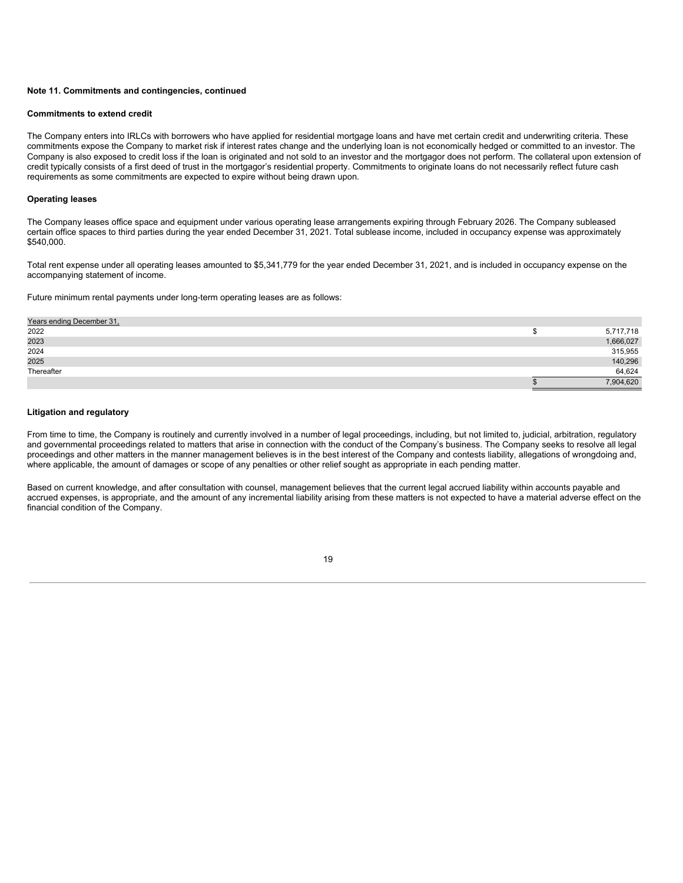**Note 11. Commitments and contingencies, continued**

**Commitments to extend credit**

The Company enters into IRLCs with borrowers who have applied for residential mortgage loans and have met certain credit and underwriting criteria. These commitments expose the Company to market risk if interest rates change and the underlying loan is not economically hedged or committed to an investor. The Company is also exposed to credit loss if the loan is originated and not sold to an investor and the mortgagor does not perform. The collateral upon extension of credit typically consists of a first deed of trust in the mortgagor's residential property. Commitments to originate loans do not necessarily reflect future cash requirements as some commitments are expected to expire without being drawn upon.

**Operating leases**

The Company leases office space and equipment under various operating lease arrangements expiring through February 2026. The Company subleased certain office spaces to third parties during the year ended December 31, 2021. Total sublease income, included in occupancy expense was approximately $540,000.

Total rent expense under all operating leases amounted to $5,341,779 for the year ended December 31, 2021, and is included in occupancy expense on the accompanying statement of income.

Future minimum rental payments under long-term operating leases are as follows:

| Years ending December 31, | | |
|---|---|---|
| 2022 | $ | 5,717,718 |
| 2023 | | 1,666,027 |
| 2024 | | 315,955 |
| 2025 | | 140,296 |
| Thereafter | | 64,624 |
| | $ | 7,904,620 |

**Litigation and regulatory**

From time to time, the Company is routinely and currently involved in a number of legal proceedings, including, but not limited to, judicial, arbitration, regulatory and governmental proceedings related to matters that arise in connection with the conduct of the Company's business. The Company seeks to resolve all legal proceedings and other matters in the manner management believes is in the best interest of the Company and contests liability, allegations of wrongdoing and, where applicable, the amount of damages or scope of any penalties or other relief sought as appropriate in each pending matter.

Based on current knowledge, and after consultation with counsel, management believes that the current legal accrued liability within accounts payable and accrued expenses, is appropriate, and the amount of any incremental liability arising from these matters is not expected to have a material adverse effect on the financial condition of the Company.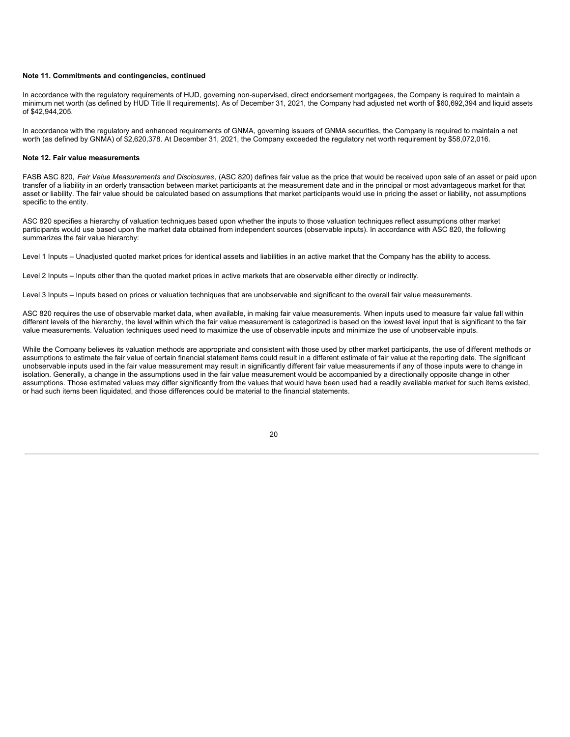**Note 11. Commitments and contingencies, continued**

In accordance with the regulatory requirements of HUD, governing non-supervised, direct endorsement mortgagees, the Company is required to maintain a minimum net worth (as defined by HUD Title II requirements). As of December 31, 2021, the Company had adjusted net worth of $60,692,394 and liquid assets of $42,944,205.

In accordance with the regulatory and enhanced requirements of GNMA, governing issuers of GNMA securities, the Company is required to maintain a net worth (as defined by GNMA) of $2,620,378. At December 31, 2021, the Company exceeded the regulatory net worth requirement by $58,072,016.

**Note 12. Fair value measurements**

FASB ASC 820, *Fair Value Measurements and Disclosures*, (ASC 820) defines fair value as the price that would be received upon sale of an asset or paid upon transfer of a liability in an orderly transaction between market participants at the measurement date and in the principal or most advantageous market for that asset or liability. The fair value should be calculated based on assumptions that market participants would use in pricing the asset or liability, not assumptions specific to the entity.

ASC 820 specifies a hierarchy of valuation techniques based upon whether the inputs to those valuation techniques reflect assumptions other market participants would use based upon the market data obtained from independent sources (observable inputs). In accordance with ASC 820, the following summarizes the fair value hierarchy:

Level 1 Inputs – Unadjusted quoted market prices for identical assets and liabilities in an active market that the Company has the ability to access.

Level 2 Inputs – Inputs other than the quoted market prices in active markets that are observable either directly or indirectly.

Level 3 Inputs – Inputs based on prices or valuation techniques that are unobservable and significant to the overall fair value measurements.

ASC 820 requires the use of observable market data, when available, in making fair value measurements. When inputs used to measure fair value fall within different levels of the hierarchy, the level within which the fair value measurement is categorized is based on the lowest level input that is significant to the fair value measurements. Valuation techniques used need to maximize the use of observable inputs and minimize the use of unobservable inputs.

While the Company believes its valuation methods are appropriate and consistent with those used by other market participants, the use of different methods or assumptions to estimate the fair value of certain financial statement items could result in a different estimate of fair value at the reporting date. The significant unobservable inputs used in the fair value measurement may result in significantly different fair value measurements if any of those inputs were to change in isolation. Generally, a change in the assumptions used in the fair value measurement would be accompanied by a directionally opposite change in other assumptions. Those estimated values may differ significantly from the values that would have been used had a readily available market for such items existed, or had such items been liquidated, and those differences could be material to the financial statements.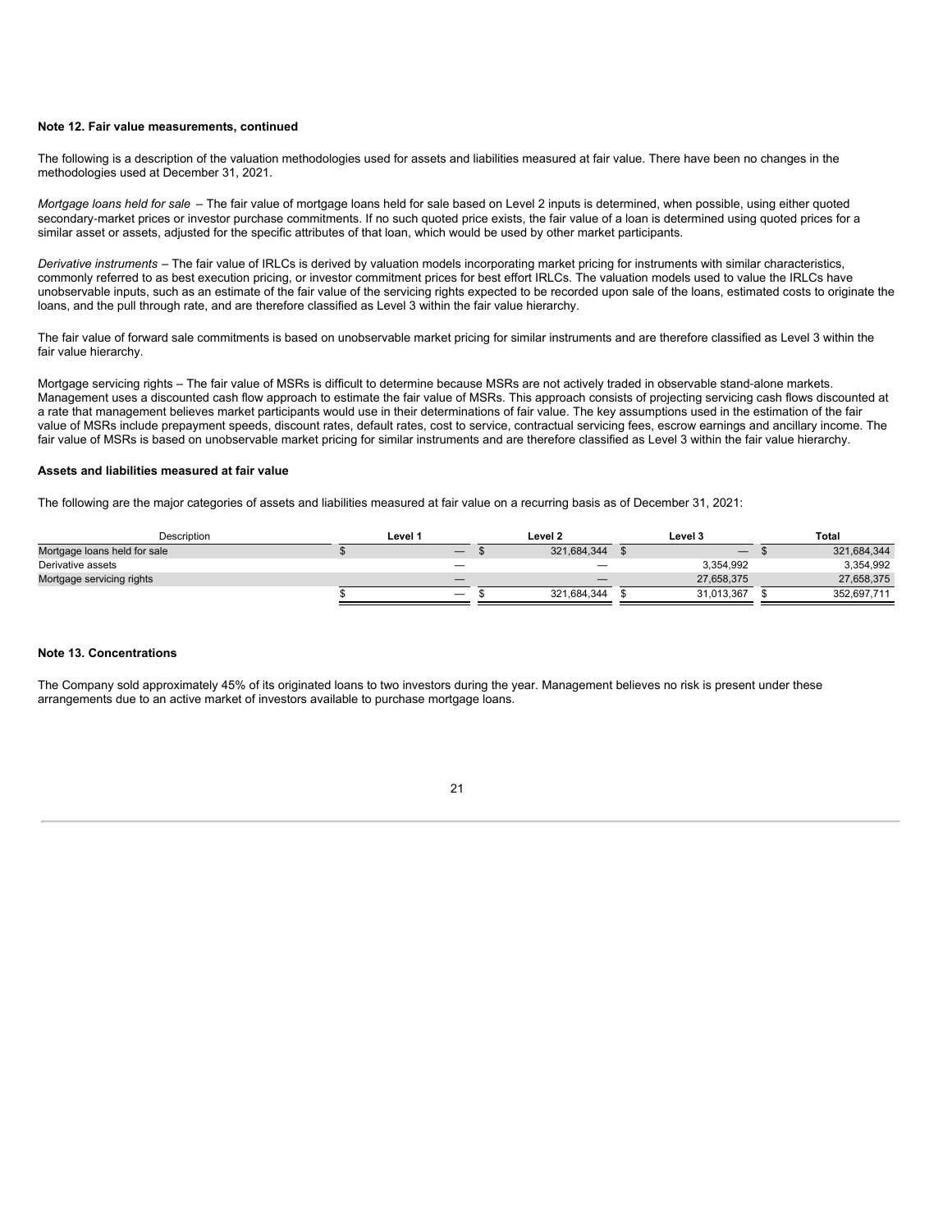**Note 12. Fair value measurements, continued**

The following is a description of the valuation methodologies used for assets and liabilities measured at fair value. There have been no changes in the methodologies used at December 31, 2021.

*Mortgage loans held for sale* – The fair value of mortgage loans held for sale based on Level 2 inputs is determined, when possible, using either quoted secondary-market prices or investor purchase commitments. If no such quoted price exists, the fair value of a loan is determined using quoted prices for a similar asset or assets, adjusted for the specific attributes of that loan, which would be used by other market participants.

*Derivative instruments* – The fair value of IRLCs is derived by valuation models incorporating market pricing for instruments with similar characteristics, commonly referred to as best execution pricing, or investor commitment prices for best effort IRLCs. The valuation models used to value the IRLCs have unobservable inputs, such as an estimate of the fair value of the servicing rights expected to be recorded upon sale of the loans, estimated costs to originate the loans, and the pull through rate, and are therefore classified as Level 3 within the fair value hierarchy.

The fair value of forward sale commitments is based on unobservable market pricing for similar instruments and are therefore classified as Level 3 within the fair value hierarchy.

Mortgage servicing rights – The fair value of MSRs is difficult to determine because MSRs are not actively traded in observable stand-alone markets. Management uses a discounted cash flow approach to estimate the fair value of MSRs. This approach consists of projecting servicing cash flows discounted at a rate that management believes market participants would use in their determinations of fair value. The key assumptions used in the estimation of the fair value of MSRs include prepayment speeds, discount rates, default rates, cost to service, contractual servicing fees, escrow earnings and ancillary income. The fair value of MSRs is based on unobservable market pricing for similar instruments and are therefore classified as Level 3 within the fair value hierarchy.

**Assets and liabilities measured at fair value**

The following are the major categories of assets and liabilities measured at fair value on a recurring basis as of December 31, 2021:

| Description | Level 1 | Level 2 | Level 3 | Total |
|---|---|---|---|---|
| Mortgage loans held for sale | $ — | $ 321,684,344 | $ — | $ 321,684,344 |
| Derivative assets | — | — | 3,354,992 | 3,354,992 |
| Mortgage servicing rights | — | — | 27,658,375 | 27,658,375 |
| | $ — | $ 321,684,344 | $ 31,013,367 | $ 352,697,711 |

**Note 13. Concentrations**

The Company sold approximately 45% of its originated loans to two investors during the year. Management believes no risk is present under these arrangements due to an active market of investors available to purchase mortgage loans.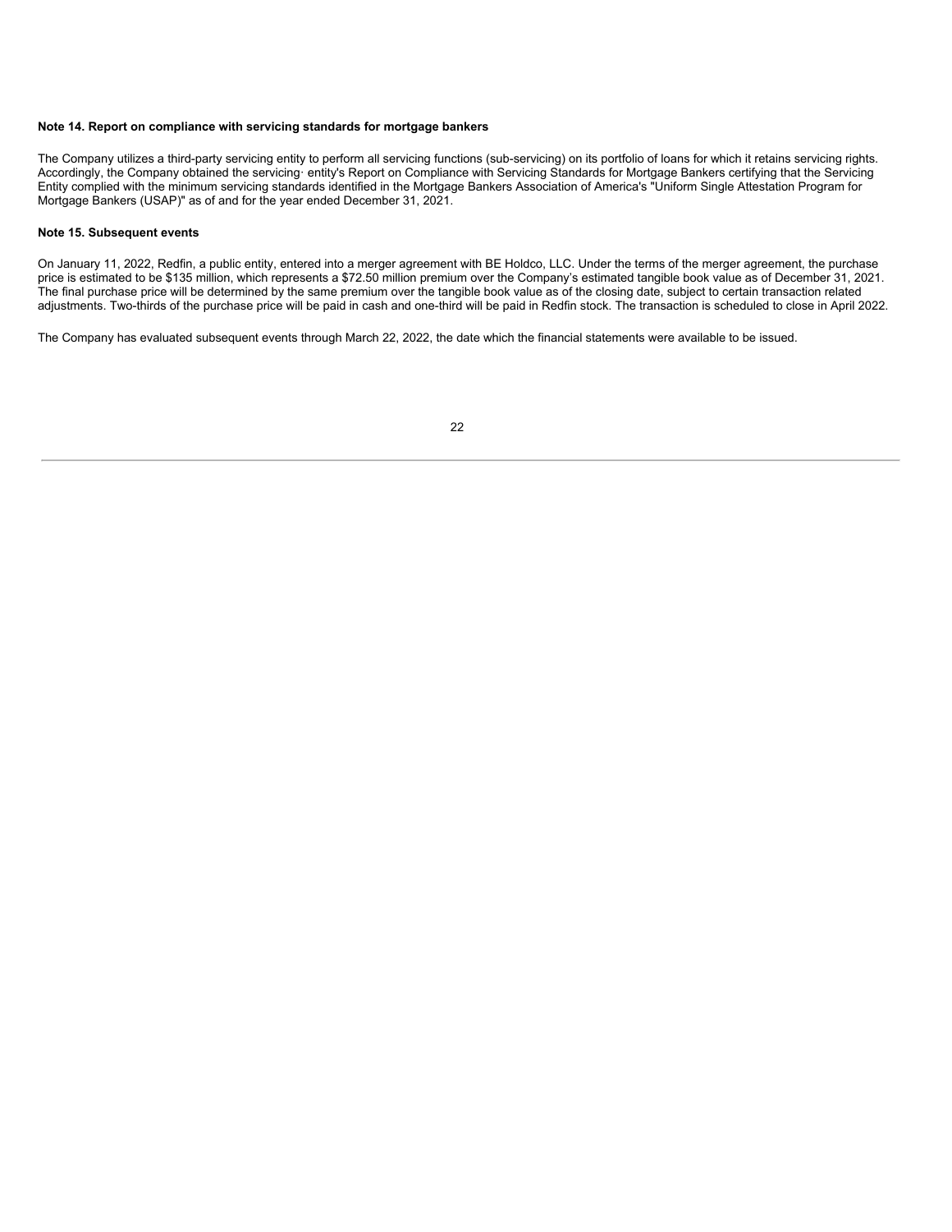**Note 14. Report on compliance with servicing standards for mortgage bankers**

The Company utilizes a third-party servicing entity to perform all servicing functions (sub-servicing) on its portfolio of loans for which it retains servicing rights. Accordingly, the Company obtained the servicing· entity's Report on Compliance with Servicing Standards for Mortgage Bankers certifying that the Servicing Entity complied with the minimum servicing standards identified in the Mortgage Bankers Association of America's "Uniform Single Attestation Program for Mortgage Bankers (USAP)" as of and for the year ended December 31, 2021.

**Note 15. Subsequent events**

On January 11, 2022, Redfin, a public entity, entered into a merger agreement with BE Holdco, LLC. Under the terms of the merger agreement, the purchase price is estimated to be $135 million, which represents a $72.50 million premium over the Company’s estimated tangible book value as of December 31, 2021. The final purchase price will be determined by the same premium over the tangible book value as of the closing date, subject to certain transaction related adjustments. Two-thirds of the purchase price will be paid in cash and one-third will be paid in Redfin stock. The transaction is scheduled to close in April 2022.

The Company has evaluated subsequent events through March 22, 2022, the date which the financial statements were available to be issued.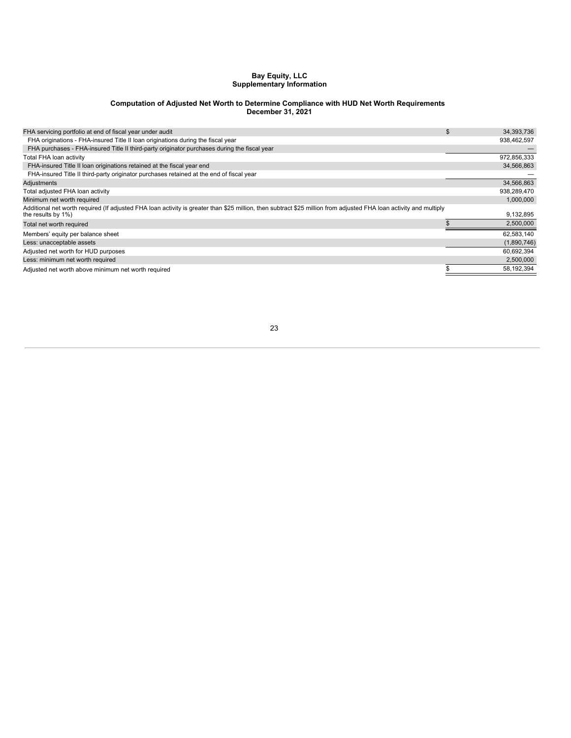**Bay Equity, LLC**
**Supplementary Information**

**Computation of Adjusted Net Worth to Determine Compliance with HUD Net Worth Requirements**
**December 31, 2021**

| | | |
|---|---|---|
| FHA servicing portfolio at end of fiscal year under audit | $ | 34,393,736 |
| FHA originations - FHA-insured Title II loan originations during the fiscal year | | 938,462,597 |
| FHA purchases - FHA-insured Title II third-party originator purchases during the fiscal year | | — |
| Total FHA loan activity | | 972,856,333 |
| FHA-insured Title II loan originations retained at the fiscal year end | | 34,566,863 |
| FHA-insured Title II third-party originator purchases retained at the end of fiscal year | | — |
| Adjustments | | 34,566,863 |
| Total adjusted FHA loan activity | | 938,289,470 |
| Minimum net worth required | | 1,000,000 |
| Additional net worth required (If adjusted FHA loan activity is greater than $25 million, then subtract $25 million from adjusted FHA loan activity and multiply the results by 1%) | | 9,132,895 |
| Total net worth required | $ | 2,500,000 |
| Members' equity per balance sheet | | 62,583,140 |
| Less: unacceptable assets | | (1,890,746) |
| Adjusted net worth for HUD purposes | | 60,692,394 |
| Less: minimum net worth required | | 2,500,000 |
| Adjusted net worth above minimum net worth required | $ | 58,192,394 |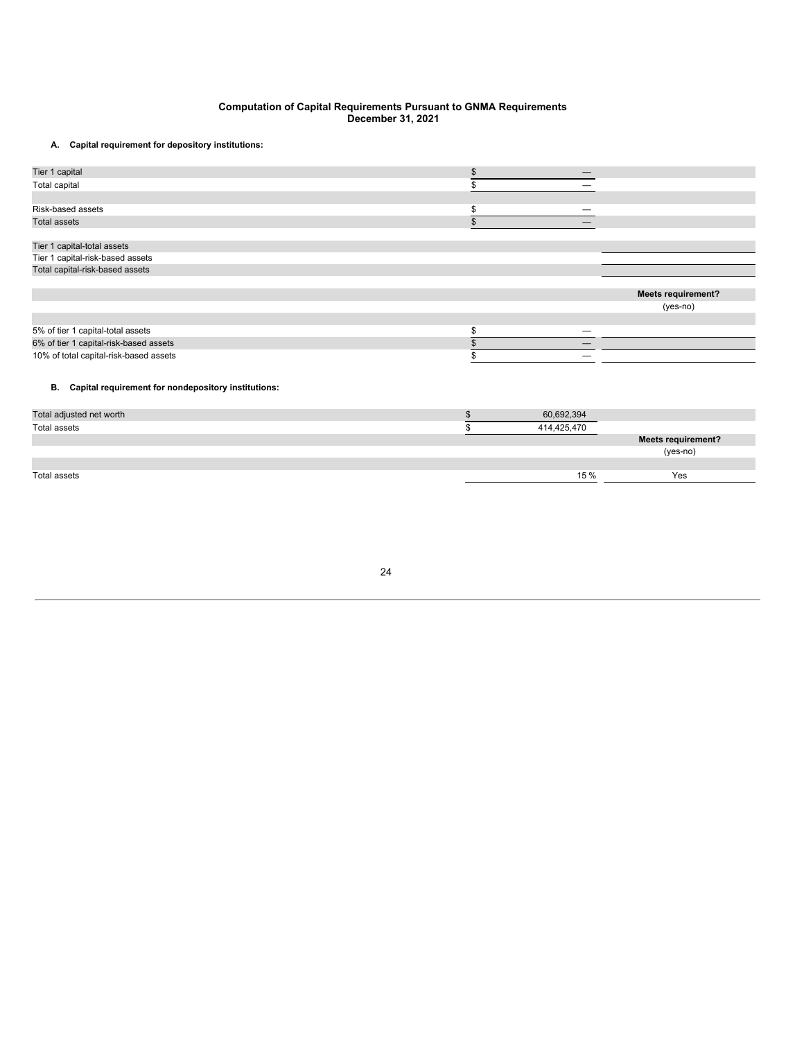# Computation of Capital Requirements Pursuant to GNMA Requirements
## December 31, 2021

### A. Capital requirement for depository institutions:

| | | |
|---|---|---|
| Tier 1 capital | $ — | |
| Total capital | $ — | |
| | | |
| Risk-based assets | $ — | |
| Total assets | $ — | |
| | | |
| Tier 1 capital-total assets | | |
| Tier 1 capital-risk-based assets | | |
| Total capital-risk-based assets | | |
| | | |
| | | **Meets requirement?** (yes-no) |
| | | |
| 5% of tier 1 capital-total assets | $ — | |
| 6% of tier 1 capital-risk-based assets | $ — | |
| 10% of total capital-risk-based assets | $ — | |

### B. Capital requirement for nondepository institutions:

| | | |
|---|---|---|
| Total adjusted net worth | $ 60,692,394 | |
| Total assets | $ 414,425,470 | |
| | | **Meets requirement?** (yes-no) |
| | | |
| Total assets | 15 % | Yes |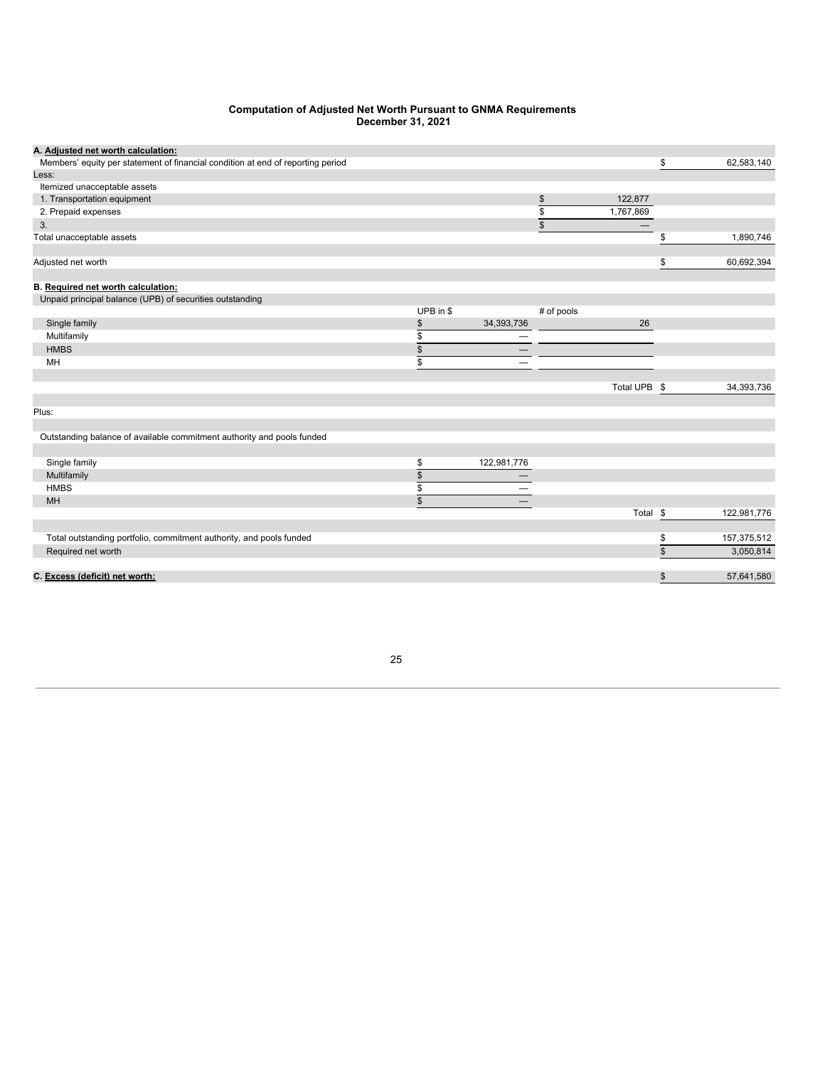## Computation of Adjusted Net Worth Pursuant to GNMA Requirements
## December 31, 2021

| | | | | |
|---|---|---|---|---|
| **A. Adjusted net worth calculation:** | | | | |
| Members' equity per statement of financial condition at end of reporting period | | | | $ 62,583,140 |
| Less: | | | | |
| Itemized unacceptable assets | | | | |
| 1. Transportation equipment | | | $ 122,877 | |
| 2. Prepaid expenses | | | $ 1,767,869 | |
| 3. | | | $ — | |
| Total unacceptable assets | | | | $ 1,890,746 |
| Adjusted net worth | | | | $ 60,692,394 |
| **B. Required net worth calculation:** | | | | |
| Unpaid principal balance (UPB) of securities outstanding | | | | |
| | UPB in $ | # of pools | | |
| Single family | $ 34,393,736 | 26 | | |
| Multifamily | $ — | | | |
| HMBS | $ — | | | |
| MH | $ — | | | |
| | | | Total UPB | $ 34,393,736 |
| Plus: | | | | |
| Outstanding balance of available commitment authority and pools funded | | | | |
| Single family | $ 122,981,776 | | | |
| Multifamily | $ — | | | |
| HMBS | $ — | | | |
| MH | $ — | | | |
| | | | Total | $ 122,981,776 |
| Total outstanding portfolio, commitment authority, and pools funded | | | | $ 157,375,512 |
| Required net worth | | | | $ 3,050,814 |
| **C. Excess (deficit) net worth:** | | | | $ 57,641,580 |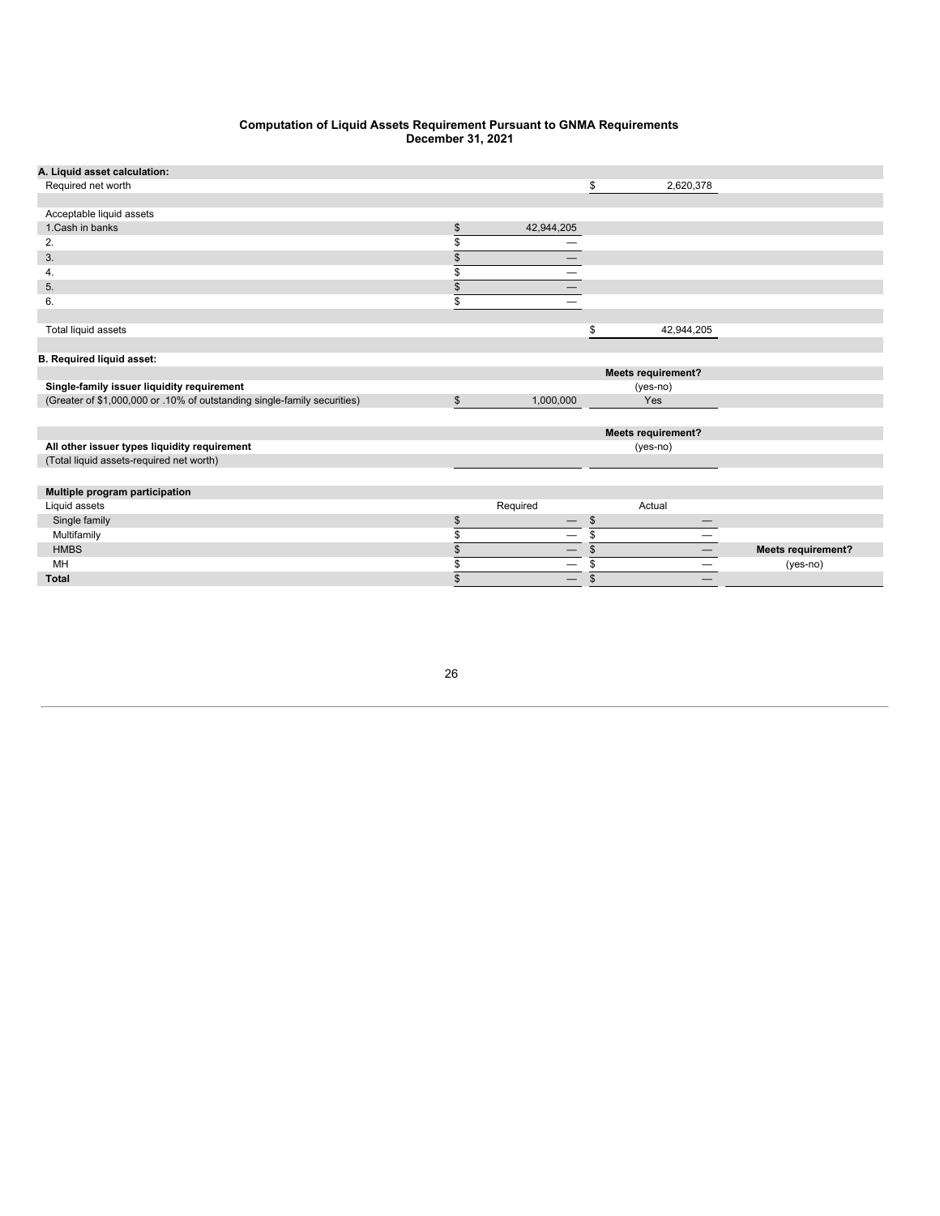**Computation of Liquid Assets Requirement Pursuant to GNMA Requirements**
**December 31, 2021**

| | | | |
|---|---|---|---|
| **A. Liquid asset calculation:** | | | |
| Required net worth | | $ 2,620,378 | |
| | | | |
| Acceptable liquid assets | | | |
| 1.Cash in banks | $ 42,944,205 | | |
| 2. | $ — | | |
| 3. | $ — | | |
| 4. | $ — | | |
| 5. | $ — | | |
| 6. | $ — | | |
| | | | |
| Total liquid assets | | $ 42,944,205 | |
| | | | |
| **B. Required liquid asset:** | | | |
| | | **Meets requirement?** | |
| **Single-family issuer liquidity requirement** | | (yes-no) | |
| (Greater of $1,000,000 or .10% of outstanding single-family securities) | $ 1,000,000 | Yes | |
| | | | |
| | | **Meets requirement?** | |
| **All other issuer types liquidity requirement** | | (yes-no) | |
| (Total liquid assets-required net worth) | | | |
| | | | |
| **Multiple program participation** | | | |
| Liquid assets | Required | Actual | |
| Single family | $ — | $ — | |
| Multifamily | $ — | $ — | |
| HMBS | $ — | $ — | **Meets requirement?** |
| MH | $ — | $ — | (yes-no) |
| **Total** | $ — | $ — | |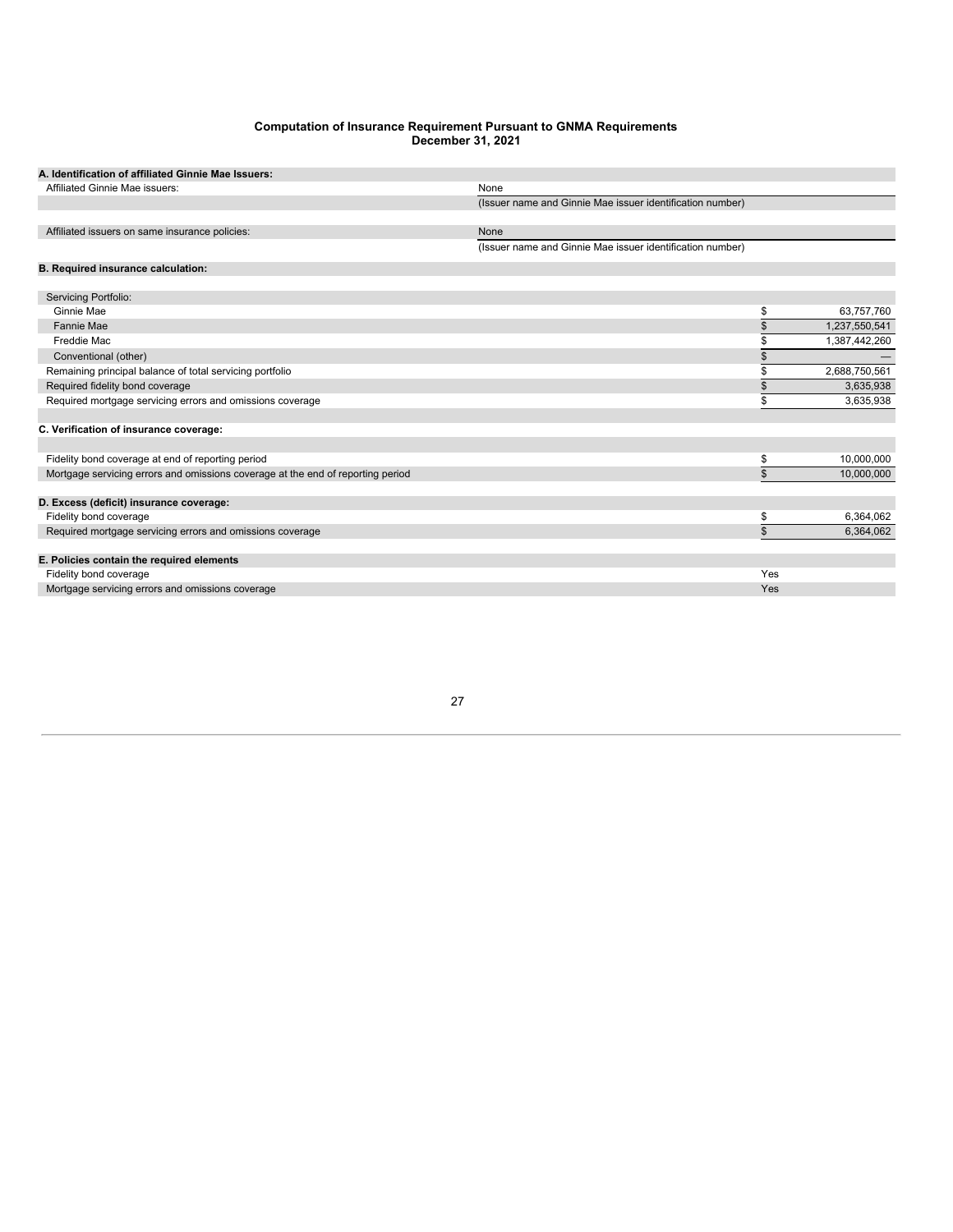# Computation of Insurance Requirement Pursuant to GNMA Requirements
## December 31, 2021

| | | |
|---|---|---|
| **A. Identification of affiliated Ginnie Mae Issuers:** | | |
| Affiliated Ginnie Mae issuers: | None | |
| | (Issuer name and Ginnie Mae issuer identification number) | |
| Affiliated issuers on same insurance policies: | None | |
| | (Issuer name and Ginnie Mae issuer identification number) | |
| **B. Required insurance calculation:** | | |
| Servicing Portfolio: | | |
| Ginnie Mae | | $ 63,757,760 |
| Fannie Mae | | $ 1,237,550,541 |
| Freddie Mac | | $ 1,387,442,260 |
| Conventional (other) | | $ — |
| Remaining principal balance of total servicing portfolio | | $ 2,688,750,561 |
| Required fidelity bond coverage | | $ 3,635,938 |
| Required mortgage servicing errors and omissions coverage | | $ 3,635,938 |
| **C. Verification of insurance coverage:** | | |
| Fidelity bond coverage at end of reporting period | | $ 10,000,000 |
| Mortgage servicing errors and omissions coverage at the end of reporting period | | $ 10,000,000 |
| **D. Excess (deficit) insurance coverage:** | | |
| Fidelity bond coverage | | $ 6,364,062 |
| Required mortgage servicing errors and omissions coverage | | $ 6,364,062 |
| **E. Policies contain the required elements** | | |
| Fidelity bond coverage | | Yes |
| Mortgage servicing errors and omissions coverage | | Yes |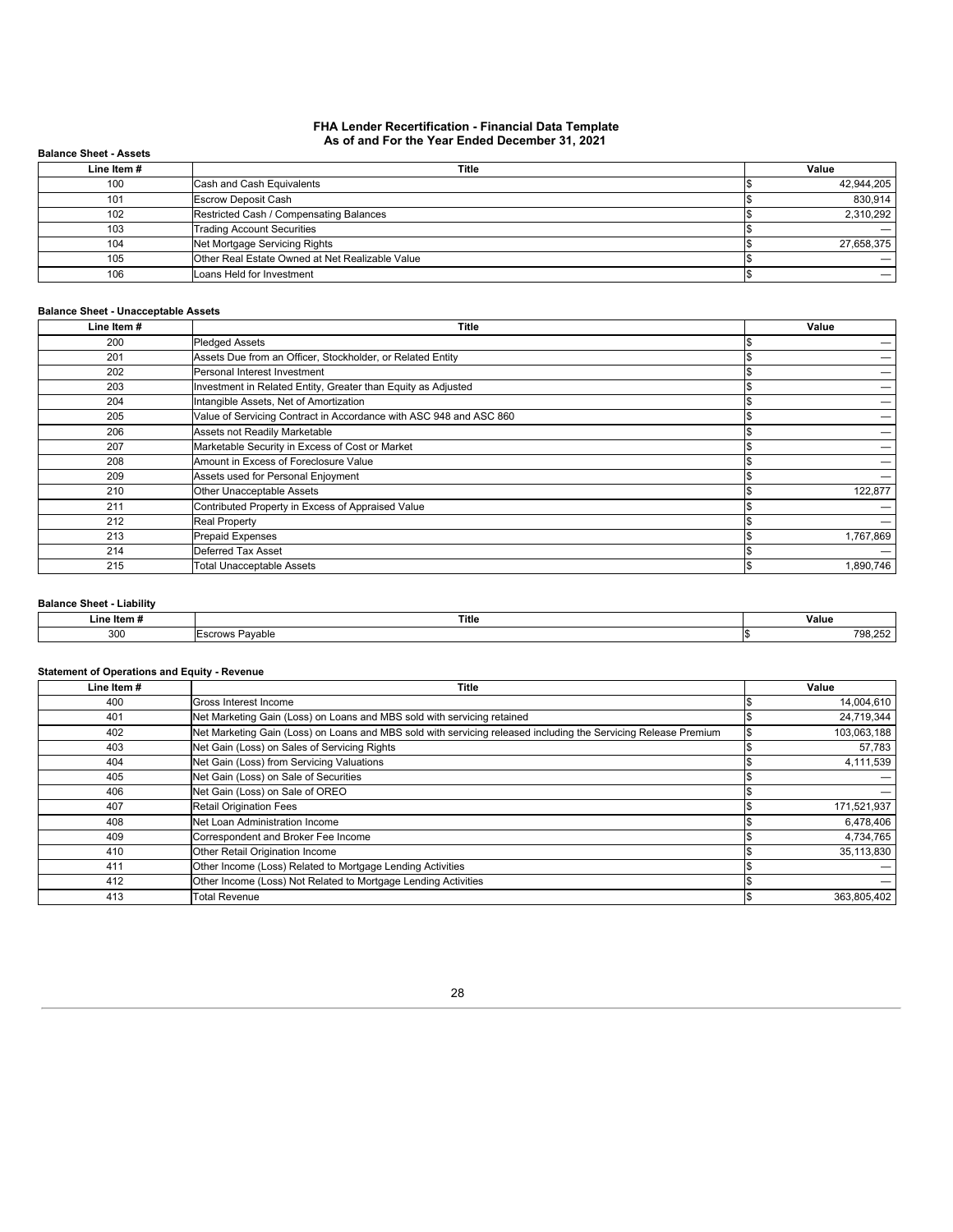# FHA Lender Recertification - Financial Data Template
## As of and For the Year Ended December 31, 2021

**Balance Sheet - Assets**

| Line Item # | Title | Value |
|---|---|---|
| 100 | Cash and Cash Equivalents | $ 42,944,205 |
| 101 | Escrow Deposit Cash | $ 830,914 |
| 102 | Restricted Cash / Compensating Balances | $ 2,310,292 |
| 103 | Trading Account Securities | $ — |
| 104 | Net Mortgage Servicing Rights | $ 27,658,375 |
| 105 | Other Real Estate Owned at Net Realizable Value | $ — |
| 106 | Loans Held for Investment | $ — |

**Balance Sheet - Unacceptable Assets**

| Line Item # | Title | Value |
|---|---|---|
| 200 | Pledged Assets | $ — |
| 201 | Assets Due from an Officer, Stockholder, or Related Entity | $ — |
| 202 | Personal Interest Investment | $ — |
| 203 | Investment in Related Entity, Greater than Equity as Adjusted | $ — |
| 204 | Intangible Assets, Net of Amortization | $ — |
| 205 | Value of Servicing Contract in Accordance with ASC 948 and ASC 860 | $ — |
| 206 | Assets not Readily Marketable | $ — |
| 207 | Marketable Security in Excess of Cost or Market | $ — |
| 208 | Amount in Excess of Foreclosure Value | $ — |
| 209 | Assets used for Personal Enjoyment | $ — |
| 210 | Other Unacceptable Assets | $ 122,877 |
| 211 | Contributed Property in Excess of Appraised Value | $ — |
| 212 | Real Property | $ — |
| 213 | Prepaid Expenses | $ 1,767,869 |
| 214 | Deferred Tax Asset | $ — |
| 215 | Total Unacceptable Assets | $ 1,890,746 |

**Balance Sheet - Liability**

| Line Item # | Title | Value |
|---|---|---|
| 300 | Escrows Payable | $ 798,252 |

**Statement of Operations and Equity - Revenue**

| Line Item # | Title | Value |
|---|---|---|
| 400 | Gross Interest Income | $ 14,004,610 |
| 401 | Net Marketing Gain (Loss) on Loans and MBS sold with servicing retained | $ 24,719,344 |
| 402 | Net Marketing Gain (Loss) on Loans and MBS sold with servicing released including the Servicing Release Premium | $ 103,063,188 |
| 403 | Net Gain (Loss) on Sales of Servicing Rights | $ 57,783 |
| 404 | Net Gain (Loss) from Servicing Valuations | $ 4,111,539 |
| 405 | Net Gain (Loss) on Sale of Securities | $ — |
| 406 | Net Gain (Loss) on Sale of OREO | $ — |
| 407 | Retail Origination Fees | $ 171,521,937 |
| 408 | Net Loan Administration Income | $ 6,478,406 |
| 409 | Correspondent and Broker Fee Income | $ 4,734,765 |
| 410 | Other Retail Origination Income | $ 35,113,830 |
| 411 | Other Income (Loss) Related to Mortgage Lending Activities | $ — |
| 412 | Other Income (Loss) Not Related to Mortgage Lending Activities | $ — |
| 413 | Total Revenue | $ 363,805,402 |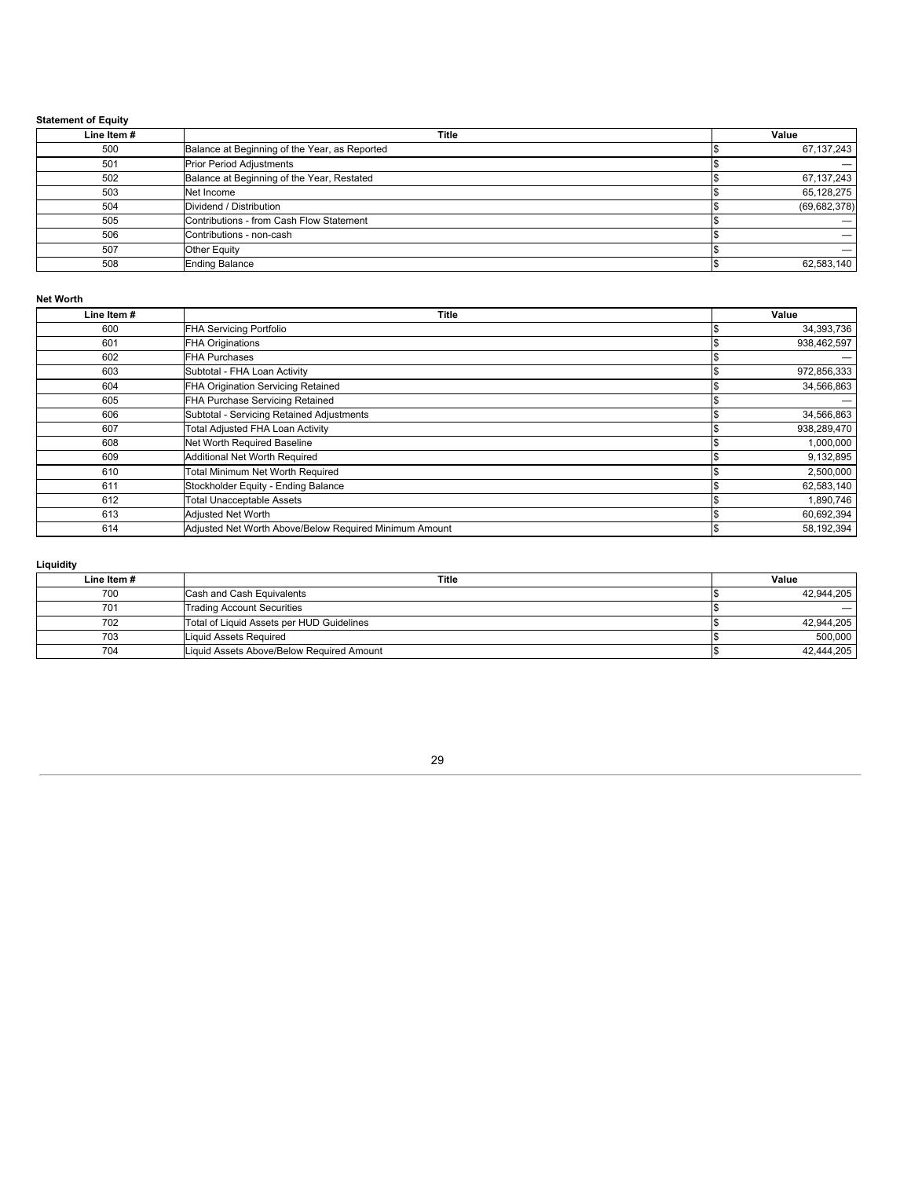**Statement of Equity**

| Line Item # | Title | Value |
|---|---|---|
| 500 | Balance at Beginning of the Year, as Reported | $ 67,137,243 |
| 501 | Prior Period Adjustments | $ — |
| 502 | Balance at Beginning of the Year, Restated | $ 67,137,243 |
| 503 | Net Income | $ 65,128,275 |
| 504 | Dividend / Distribution | $ (69,682,378) |
| 505 | Contributions - from Cash Flow Statement | $ — |
| 506 | Contributions - non-cash | $ — |
| 507 | Other Equity | $ — |
| 508 | Ending Balance | $ 62,583,140 |

**Net Worth**

| Line Item # | Title | Value |
|---|---|---|
| 600 | FHA Servicing Portfolio | $ 34,393,736 |
| 601 | FHA Originations | $ 938,462,597 |
| 602 | FHA Purchases | $ — |
| 603 | Subtotal - FHA Loan Activity | $ 972,856,333 |
| 604 | FHA Origination Servicing Retained | $ 34,566,863 |
| 605 | FHA Purchase Servicing Retained | $ — |
| 606 | Subtotal - Servicing Retained Adjustments | $ 34,566,863 |
| 607 | Total Adjusted FHA Loan Activity | $ 938,289,470 |
| 608 | Net Worth Required Baseline | $ 1,000,000 |
| 609 | Additional Net Worth Required | $ 9,132,895 |
| 610 | Total Minimum Net Worth Required | $ 2,500,000 |
| 611 | Stockholder Equity - Ending Balance | $ 62,583,140 |
| 612 | Total Unacceptable Assets | $ 1,890,746 |
| 613 | Adjusted Net Worth | $ 60,692,394 |
| 614 | Adjusted Net Worth Above/Below Required Minimum Amount | $ 58,192,394 |

**Liquidity**

| Line Item # | Title | Value |
|---|---|---|
| 700 | Cash and Cash Equivalents | $ 42,944,205 |
| 701 | Trading Account Securities | $ — |
| 702 | Total of Liquid Assets per HUD Guidelines | $ 42,944,205 |
| 703 | Liquid Assets Required | $ 500,000 |
| 704 | Liquid Assets Above/Below Required Amount | $ 42,444,205 |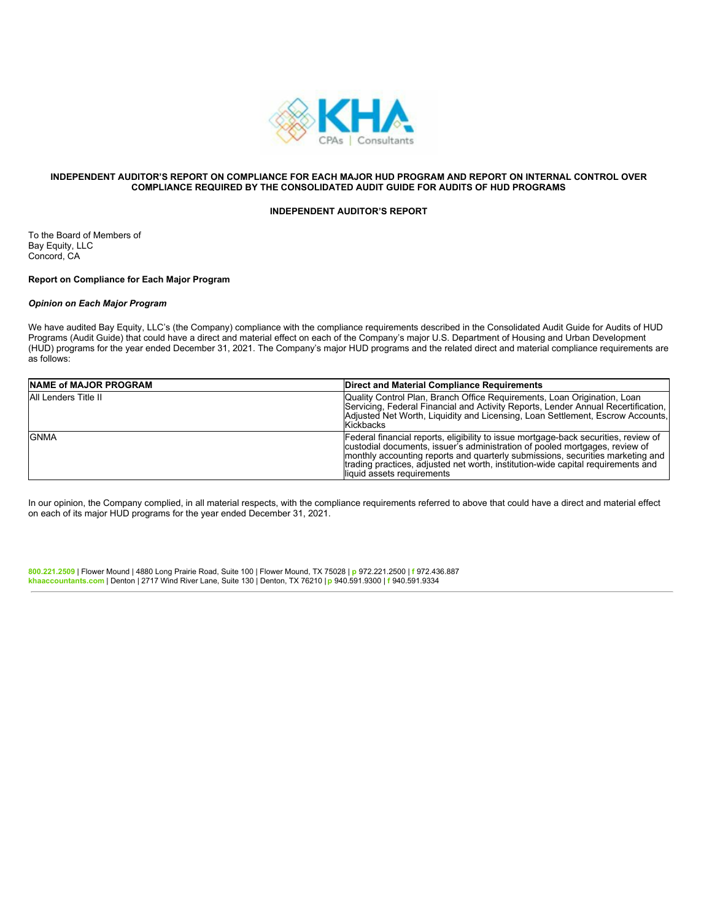**INDEPENDENT AUDITOR'S REPORT ON COMPLIANCE FOR EACH MAJOR HUD PROGRAM AND REPORT ON INTERNAL CONTROL OVER COMPLIANCE REQUIRED BY THE CONSOLIDATED AUDIT GUIDE FOR AUDITS OF HUD PROGRAMS**

**INDEPENDENT AUDITOR'S REPORT**

To the Board of Members of
Bay Equity, LLC
Concord, CA

**Report on Compliance for Each Major Program**

***Opinion on Each Major Program***

We have audited Bay Equity, LLC's (the Company) compliance with the compliance requirements described in the Consolidated Audit Guide for Audits of HUD Programs (Audit Guide) that could have a direct and material effect on each of the Company's major U.S. Department of Housing and Urban Development (HUD) programs for the year ended December 31, 2021. The Company's major HUD programs and the related direct and material compliance requirements are as follows:

| NAME of MAJOR PROGRAM | Direct and Material Compliance Requirements |
|---|---|
| All Lenders Title II | Quality Control Plan, Branch Office Requirements, Loan Origination, Loan Servicing, Federal Financial and Activity Reports, Lender Annual Recertification, Adjusted Net Worth, Liquidity and Licensing, Loan Settlement, Escrow Accounts, Kickbacks |
| GNMA | Federal financial reports, eligibility to issue mortgage-back securities, review of custodial documents, issuer's administration of pooled mortgages, review of monthly accounting reports and quarterly submissions, securities marketing and trading practices, adjusted net worth, institution-wide capital requirements and liquid assets requirements |

In our opinion, the Company complied, in all material respects, with the compliance requirements referred to above that could have a direct and material effect on each of its major HUD programs for the year ended December 31, 2021.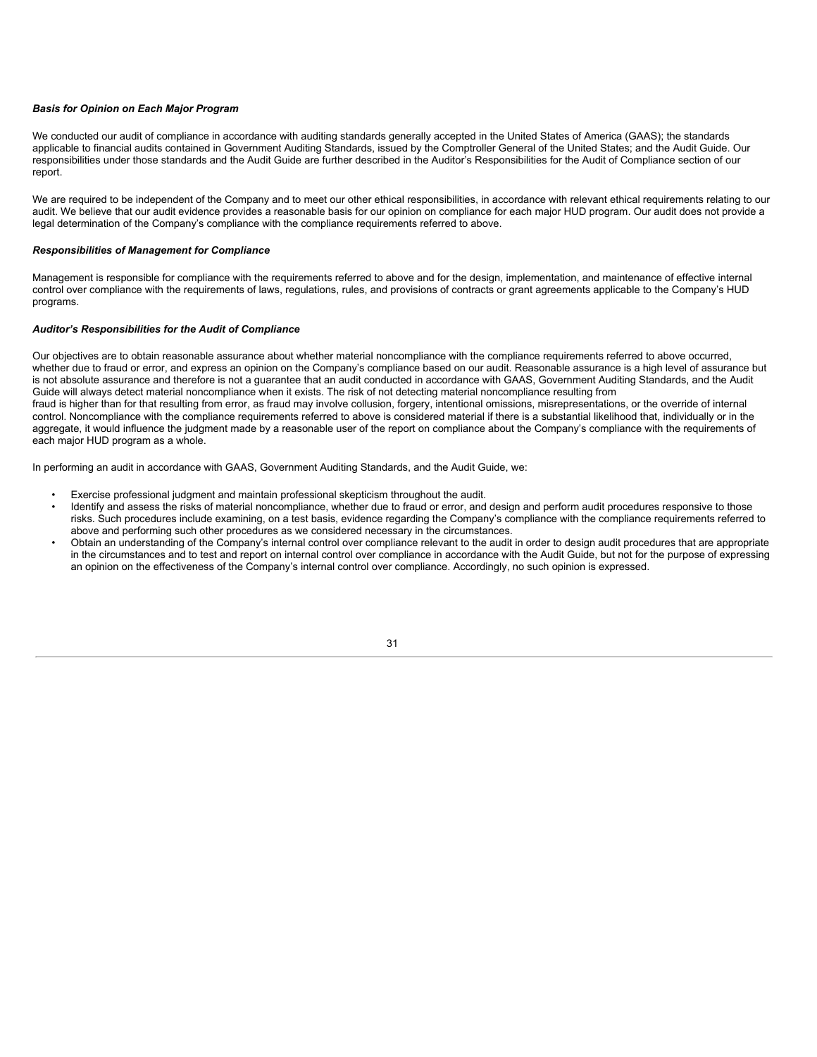### *Basis for Opinion on Each Major Program*

We conducted our audit of compliance in accordance with auditing standards generally accepted in the United States of America (GAAS); the standards applicable to financial audits contained in Government Auditing Standards, issued by the Comptroller General of the United States; and the Audit Guide. Our responsibilities under those standards and the Audit Guide are further described in the Auditor's Responsibilities for the Audit of Compliance section of our report.

We are required to be independent of the Company and to meet our other ethical responsibilities, in accordance with relevant ethical requirements relating to our audit. We believe that our audit evidence provides a reasonable basis for our opinion on compliance for each major HUD program. Our audit does not provide a legal determination of the Company's compliance with the compliance requirements referred to above.

### *Responsibilities of Management for Compliance*

Management is responsible for compliance with the requirements referred to above and for the design, implementation, and maintenance of effective internal control over compliance with the requirements of laws, regulations, rules, and provisions of contracts or grant agreements applicable to the Company's HUD programs.

### *Auditor's Responsibilities for the Audit of Compliance*

Our objectives are to obtain reasonable assurance about whether material noncompliance with the compliance requirements referred to above occurred, whether due to fraud or error, and express an opinion on the Company's compliance based on our audit. Reasonable assurance is a high level of assurance but is not absolute assurance and therefore is not a guarantee that an audit conducted in accordance with GAAS, Government Auditing Standards, and the Audit Guide will always detect material noncompliance when it exists. The risk of not detecting material noncompliance resulting from fraud is higher than for that resulting from error, as fraud may involve collusion, forgery, intentional omissions, misrepresentations, or the override of internal control. Noncompliance with the compliance requirements referred to above is considered material if there is a substantial likelihood that, individually or in the aggregate, it would influence the judgment made by a reasonable user of the report on compliance about the Company's compliance with the requirements of each major HUD program as a whole.

In performing an audit in accordance with GAAS, Government Auditing Standards, and the Audit Guide, we:

- Exercise professional judgment and maintain professional skepticism throughout the audit.
- Identify and assess the risks of material noncompliance, whether due to fraud or error, and design and perform audit procedures responsive to those risks. Such procedures include examining, on a test basis, evidence regarding the Company's compliance with the compliance requirements referred to above and performing such other procedures as we considered necessary in the circumstances.
- Obtain an understanding of the Company's internal control over compliance relevant to the audit in order to design audit procedures that are appropriate in the circumstances and to test and report on internal control over compliance in accordance with the Audit Guide, but not for the purpose of expressing an opinion on the effectiveness of the Company's internal control over compliance. Accordingly, no such opinion is expressed.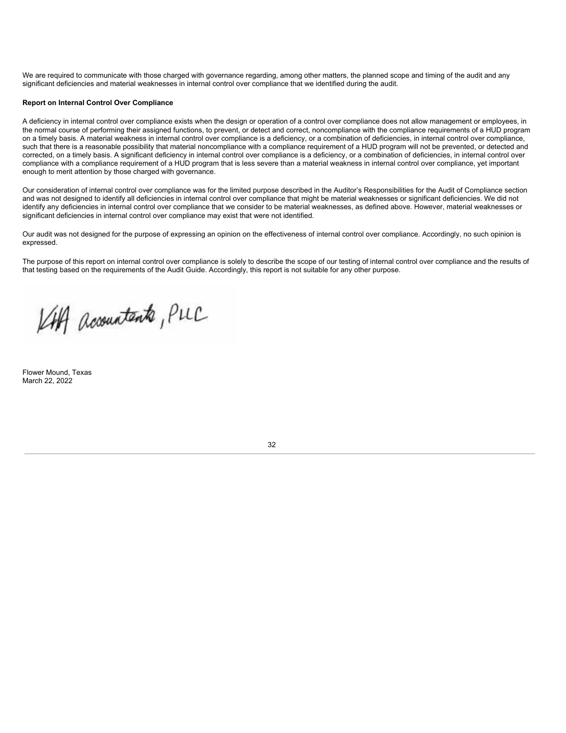We are required to communicate with those charged with governance regarding, among other matters, the planned scope and timing of the audit and any significant deficiencies and material weaknesses in internal control over compliance that we identified during the audit.

**Report on Internal Control Over Compliance**

A deficiency in internal control over compliance exists when the design or operation of a control over compliance does not allow management or employees, in the normal course of performing their assigned functions, to prevent, or detect and correct, noncompliance with the compliance requirements of a HUD program on a timely basis. A material weakness in internal control over compliance is a deficiency, or a combination of deficiencies, in internal control over compliance, such that there is a reasonable possibility that material noncompliance with a compliance requirement of a HUD program will not be prevented, or detected and corrected, on a timely basis. A significant deficiency in internal control over compliance is a deficiency, or a combination of deficiencies, in internal control over compliance with a compliance requirement of a HUD program that is less severe than a material weakness in internal control over compliance, yet important enough to merit attention by those charged with governance.

Our consideration of internal control over compliance was for the limited purpose described in the Auditor's Responsibilities for the Audit of Compliance section and was not designed to identify all deficiencies in internal control over compliance that might be material weaknesses or significant deficiencies. We did not identify any deficiencies in internal control over compliance that we consider to be material weaknesses, as defined above. However, material weaknesses or significant deficiencies in internal control over compliance may exist that were not identified.

Our audit was not designed for the purpose of expressing an opinion on the effectiveness of internal control over compliance. Accordingly, no such opinion is expressed.

The purpose of this report on internal control over compliance is solely to describe the scope of our testing of internal control over compliance and the results of that testing based on the requirements of the Audit Guide. Accordingly, this report is not suitable for any other purpose.

KWA Accountants, PLLC

Flower Mound, Texas
March 22, 2022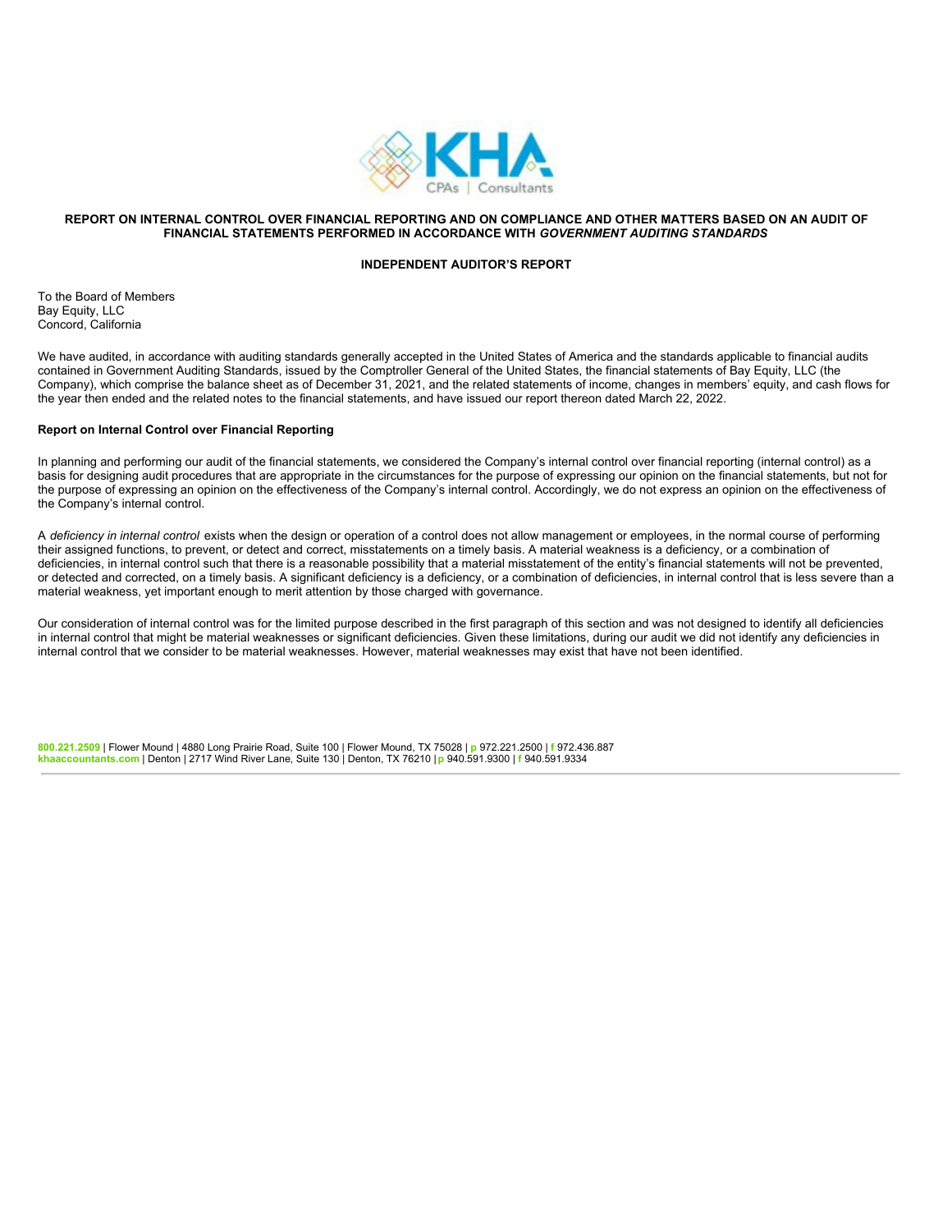KHA
CPAs | Consultants

**REPORT ON INTERNAL CONTROL OVER FINANCIAL REPORTING AND ON COMPLIANCE AND OTHER MATTERS BASED ON AN AUDIT OF FINANCIAL STATEMENTS PERFORMED IN ACCORDANCE WITH *GOVERNMENT AUDITING STANDARDS***

**INDEPENDENT AUDITOR'S REPORT**

To the Board of Members
Bay Equity, LLC
Concord, California

We have audited, in accordance with auditing standards generally accepted in the United States of America and the standards applicable to financial audits contained in Government Auditing Standards, issued by the Comptroller General of the United States, the financial statements of Bay Equity, LLC (the Company), which comprise the balance sheet as of December 31, 2021, and the related statements of income, changes in members' equity, and cash flows for the year then ended and the related notes to the financial statements, and have issued our report thereon dated March 22, 2022.

**Report on Internal Control over Financial Reporting**

In planning and performing our audit of the financial statements, we considered the Company's internal control over financial reporting (internal control) as a basis for designing audit procedures that are appropriate in the circumstances for the purpose of expressing our opinion on the financial statements, but not for the purpose of expressing an opinion on the effectiveness of the Company's internal control. Accordingly, we do not express an opinion on the effectiveness of the Company's internal control.

A *deficiency in internal control* exists when the design or operation of a control does not allow management or employees, in the normal course of performing their assigned functions, to prevent, or detect and correct, misstatements on a timely basis. A material weakness is a deficiency, or a combination of deficiencies, in internal control such that there is a reasonable possibility that a material misstatement of the entity's financial statements will not be prevented, or detected and corrected, on a timely basis. A significant deficiency is a deficiency, or a combination of deficiencies, in internal control that is less severe than a material weakness, yet important enough to merit attention by those charged with governance.

Our consideration of internal control was for the limited purpose described in the first paragraph of this section and was not designed to identify all deficiencies in internal control that might be material weaknesses or significant deficiencies. Given these limitations, during our audit we did not identify any deficiencies in internal control that we consider to be material weaknesses. However, material weaknesses may exist that have not been identified.

800.221.2509 | Flower Mound | 4880 Long Prairie Road, Suite 100 | Flower Mound, TX 75028 | p 972.221.2500 | f 972.436.887
khaaccountants.com | Denton | 2717 Wind River Lane, Suite 130 | Denton, TX 76210 | p 940.591.9300 | f 940.591.9334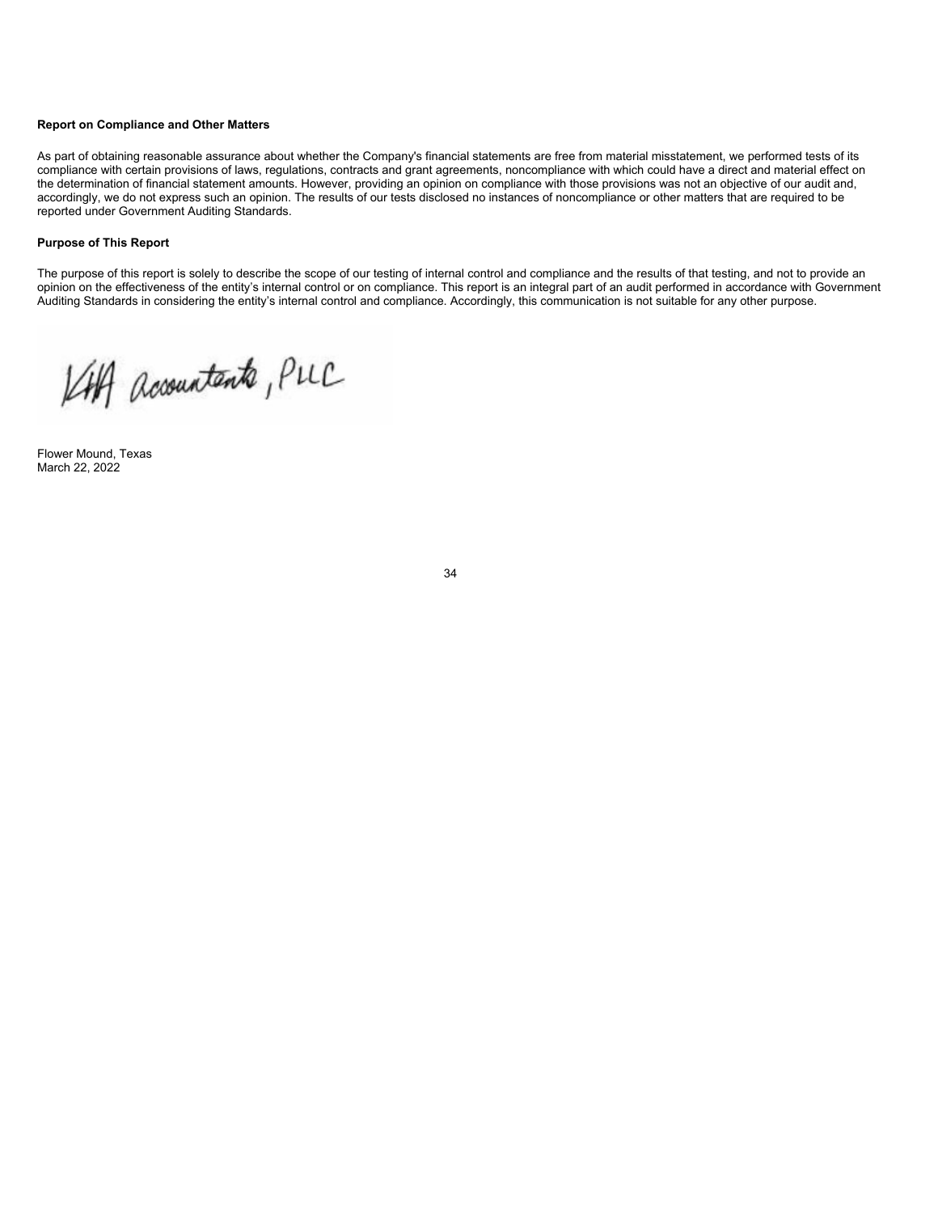**Report on Compliance and Other Matters**

As part of obtaining reasonable assurance about whether the Company's financial statements are free from material misstatement, we performed tests of its compliance with certain provisions of laws, regulations, contracts and grant agreements, noncompliance with which could have a direct and material effect on the determination of financial statement amounts. However, providing an opinion on compliance with those provisions was not an objective of our audit and, accordingly, we do not express such an opinion. The results of our tests disclosed no instances of noncompliance or other matters that are required to be reported under Government Auditing Standards.

**Purpose of This Report**

The purpose of this report is solely to describe the scope of our testing of internal control and compliance and the results of that testing, and not to provide an opinion on the effectiveness of the entity's internal control or on compliance. This report is an integral part of an audit performed in accordance with Government Auditing Standards in considering the entity's internal control and compliance. Accordingly, this communication is not suitable for any other purpose.

KHA Accountants, PLLC

Flower Mound, Texas
March 22, 2022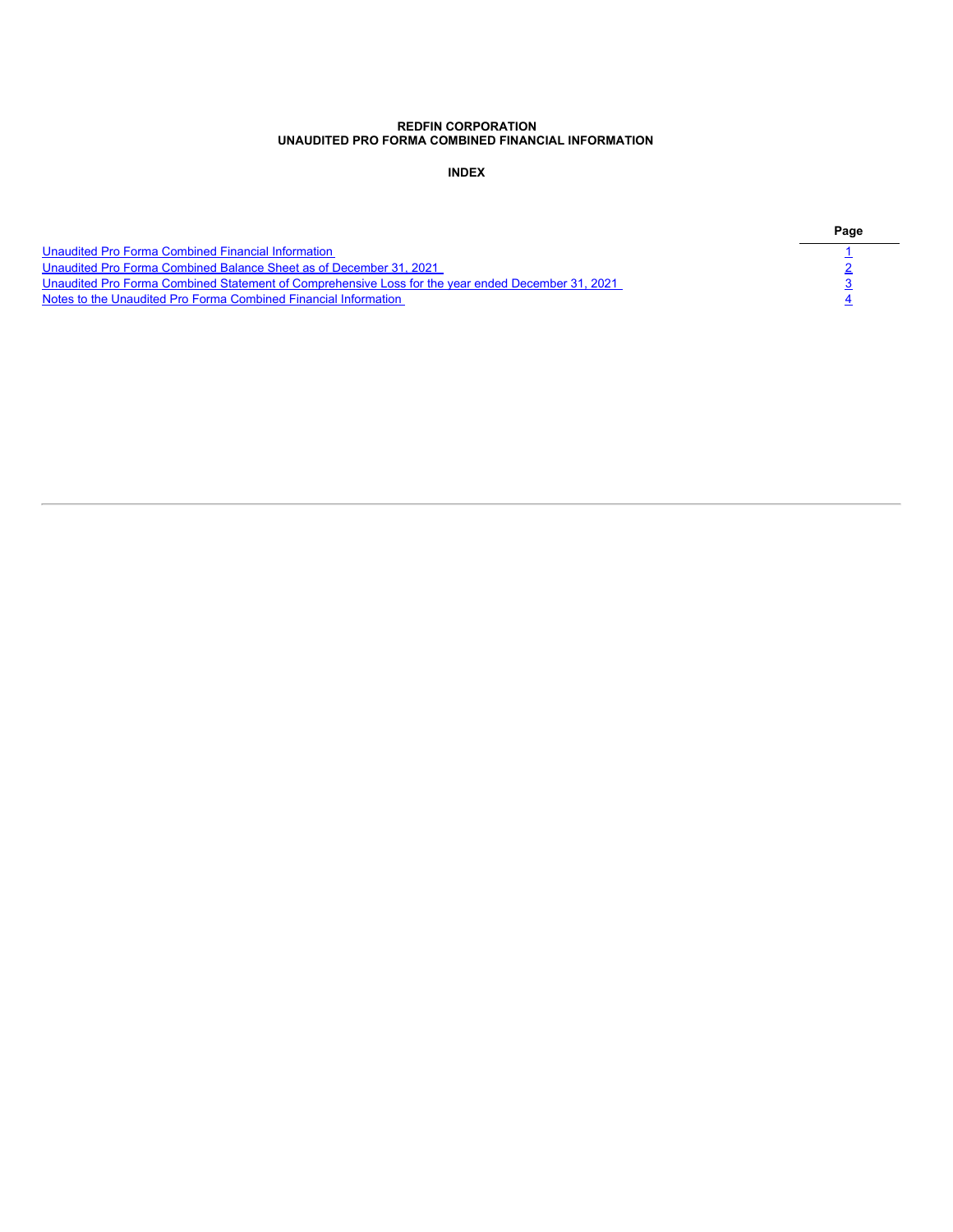**REDFIN CORPORATION**
**UNAUDITED PRO FORMA COMBINED FINANCIAL INFORMATION**

**INDEX**

| | Page |
|---|---|
| Unaudited Pro Forma Combined Financial Information | 1 |
| Unaudited Pro Forma Combined Balance Sheet as of December 31, 2021 | 2 |
| Unaudited Pro Forma Combined Statement of Comprehensive Loss for the year ended December 31, 2021 | 3 |
| Notes to the Unaudited Pro Forma Combined Financial Information | 4 |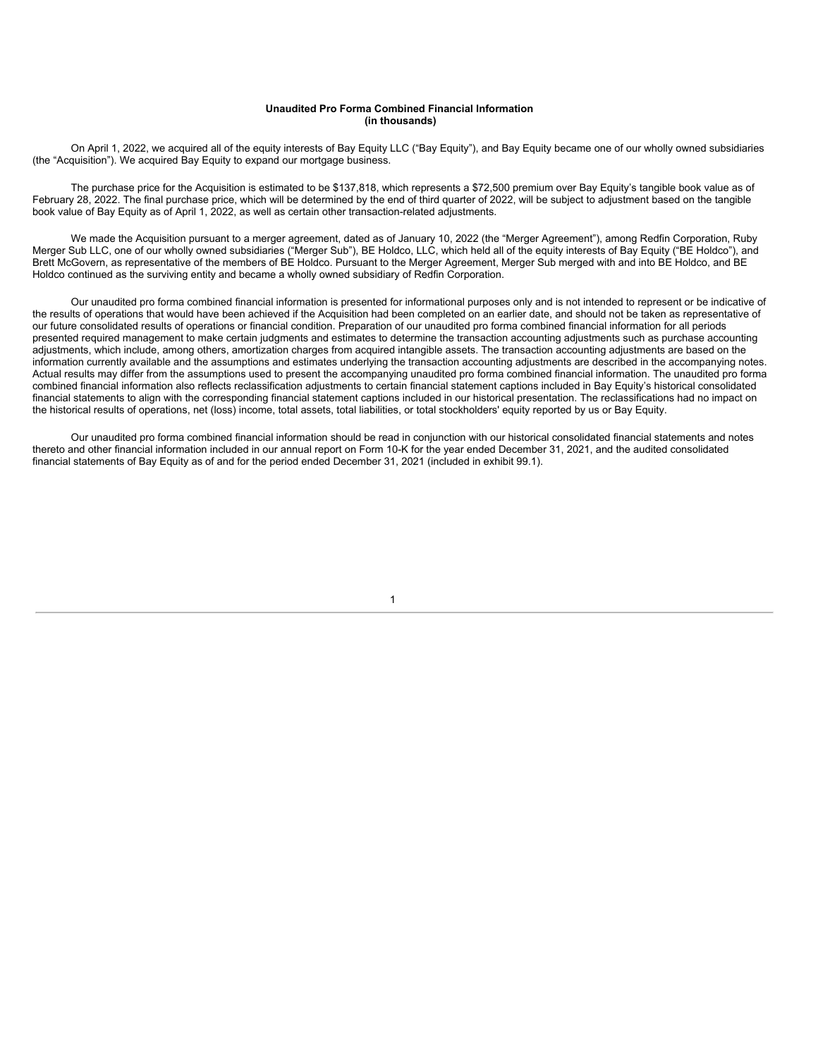**Unaudited Pro Forma Combined Financial Information**
**(in thousands)**

On April 1, 2022, we acquired all of the equity interests of Bay Equity LLC ("Bay Equity"), and Bay Equity became one of our wholly owned subsidiaries (the "Acquisition"). We acquired Bay Equity to expand our mortgage business.

The purchase price for the Acquisition is estimated to be $137,818, which represents a $72,500 premium over Bay Equity's tangible book value as of February 28, 2022. The final purchase price, which will be determined by the end of third quarter of 2022, will be subject to adjustment based on the tangible book value of Bay Equity as of April 1, 2022, as well as certain other transaction-related adjustments.

We made the Acquisition pursuant to a merger agreement, dated as of January 10, 2022 (the "Merger Agreement"), among Redfin Corporation, Ruby Merger Sub LLC, one of our wholly owned subsidiaries ("Merger Sub"), BE Holdco, LLC, which held all of the equity interests of Bay Equity ("BE Holdco"), and Brett McGovern, as representative of the members of BE Holdco. Pursuant to the Merger Agreement, Merger Sub merged with and into BE Holdco, and BE Holdco continued as the surviving entity and became a wholly owned subsidiary of Redfin Corporation.

Our unaudited pro forma combined financial information is presented for informational purposes only and is not intended to represent or be indicative of the results of operations that would have been achieved if the Acquisition had been completed on an earlier date, and should not be taken as representative of our future consolidated results of operations or financial condition. Preparation of our unaudited pro forma combined financial information for all periods presented required management to make certain judgments and estimates to determine the transaction accounting adjustments such as purchase accounting adjustments, which include, among others, amortization charges from acquired intangible assets. The transaction accounting adjustments are based on the information currently available and the assumptions and estimates underlying the transaction accounting adjustments are described in the accompanying notes. Actual results may differ from the assumptions used to present the accompanying unaudited pro forma combined financial information. The unaudited pro forma combined financial information also reflects reclassification adjustments to certain financial statement captions included in Bay Equity's historical consolidated financial statements to align with the corresponding financial statement captions included in our historical presentation. The reclassifications had no impact on the historical results of operations, net (loss) income, total assets, total liabilities, or total stockholders' equity reported by us or Bay Equity.

Our unaudited pro forma combined financial information should be read in conjunction with our historical consolidated financial statements and notes thereto and other financial information included in our annual report on Form 10-K for the year ended December 31, 2021, and the audited consolidated financial statements of Bay Equity as of and for the period ended December 31, 2021 (included in exhibit 99.1).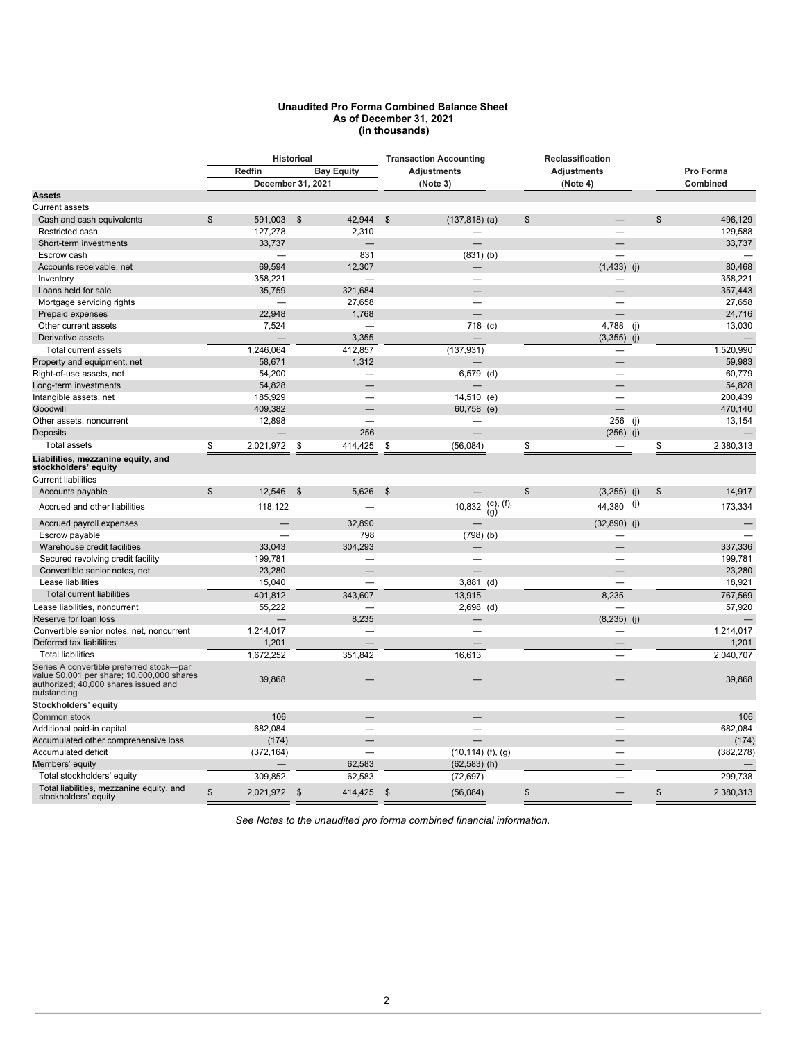**Unaudited Pro Forma Combined Balance Sheet**
**As of December 31, 2021**
**(in thousands)**

| | Historical | | Transaction Accounting Adjustments | Reclassification Adjustments | Pro Forma Combined |
|---|---|---|---|---|---|
| | Redfin | Bay Equity | (Note 3) | (Note 4) | |
| | December 31, 2021 | | | | |
| **Assets** | | | | | |
| Current assets | | | | | |
| Cash and cash equivalents | $ 591,003 | $ 42,944 | $ (137,818) (a) | $ — | $ 496,129 |
| Restricted cash | 127,278 | 2,310 | — | — | 129,588 |
| Short-term investments | 33,737 | — | — | — | 33,737 |
| Escrow cash | — | 831 | (831) (b) | — | — |
| Accounts receivable, net | 69,594 | 12,307 | — | (1,433) (j) | 80,468 |
| Inventory | 358,221 | — | — | — | 358,221 |
| Loans held for sale | 35,759 | 321,684 | — | — | 357,443 |
| Mortgage servicing rights | — | 27,658 | — | — | 27,658 |
| Prepaid expenses | 22,948 | 1,768 | — | — | 24,716 |
| Other current assets | 7,524 | — | 718 (c) | 4,788 (j) | 13,030 |
| Derivative assets | — | 3,355 | — | (3,355) (j) | — |
| Total current assets | 1,246,064 | 412,857 | (137,931) | — | 1,520,990 |
| Property and equipment, net | 58,671 | 1,312 | — | — | 59,983 |
| Right-of-use assets, net | 54,200 | — | 6,579 (d) | — | 60,779 |
| Long-term investments | 54,828 | — | — | — | 54,828 |
| Intangible assets, net | 185,929 | — | 14,510 (e) | — | 200,439 |
| Goodwill | 409,382 | — | 60,758 (e) | — | 470,140 |
| Other assets, noncurrent | 12,898 | — | — | 256 (j) | 13,154 |
| Deposits | — | 256 | — | (256) (j) | — |
| Total assets | $ 2,021,972 | $ 414,425 | $ (56,084) | $ — | $ 2,380,313 |
| **Liabilities, mezzanine equity, and stockholders' equity** | | | | | |
| Current liabilities | | | | | |
| Accounts payable | $ 12,546 | $ 5,626 | $ — | $ (3,255) (j) | $ 14,917 |
| Accrued and other liabilities | 118,122 | — | 10,832 (c), (f), (g) | 44,380 (j) | 173,334 |
| Accrued payroll expenses | — | 32,890 | — | (32,890) (j) | — |
| Escrow payable | — | 798 | (798) (b) | — | — |
| Warehouse credit facilities | 33,043 | 304,293 | — | — | 337,336 |
| Secured revolving credit facility | 199,781 | — | — | — | 199,781 |
| Convertible senior notes, net | 23,280 | — | — | — | 23,280 |
| Lease liabilities | 15,040 | — | 3,881 (d) | — | 18,921 |
| Total current liabilities | 401,812 | 343,607 | 13,915 | 8,235 | 767,569 |
| Lease liabilities, noncurrent | 55,222 | — | 2,698 (d) | — | 57,920 |
| Reserve for loan loss | — | 8,235 | — | (8,235) (j) | — |
| Convertible senior notes, net, noncurrent | 1,214,017 | — | — | — | 1,214,017 |
| Deferred tax liabilities | 1,201 | — | — | — | 1,201 |
| Total liabilities | 1,672,252 | 351,842 | 16,613 | — | 2,040,707 |
| Series A convertible preferred stock—par value $0.001 per share; 10,000,000 shares authorized; 40,000 shares issued and outstanding | 39,868 | — | — | — | 39,868 |
| **Stockholders' equity** | | | | | |
| Common stock | 106 | — | — | — | 106 |
| Additional paid-in capital | 682,084 | — | — | — | 682,084 |
| Accumulated other comprehensive loss | (174) | — | — | — | (174) |
| Accumulated deficit | (372,164) | — | (10,114) (f), (g) | — | (382,278) |
| Members' equity | — | 62,583 | (62,583) (h) | — | — |
| Total stockholders' equity | 309,852 | 62,583 | (72,697) | — | 299,738 |
| Total liabilities, mezzanine equity, and stockholders' equity | $ 2,021,972 | $ 414,425 | $ (56,084) | $ — | $ 2,380,313 |

*See Notes to the unaudited pro forma combined financial information.*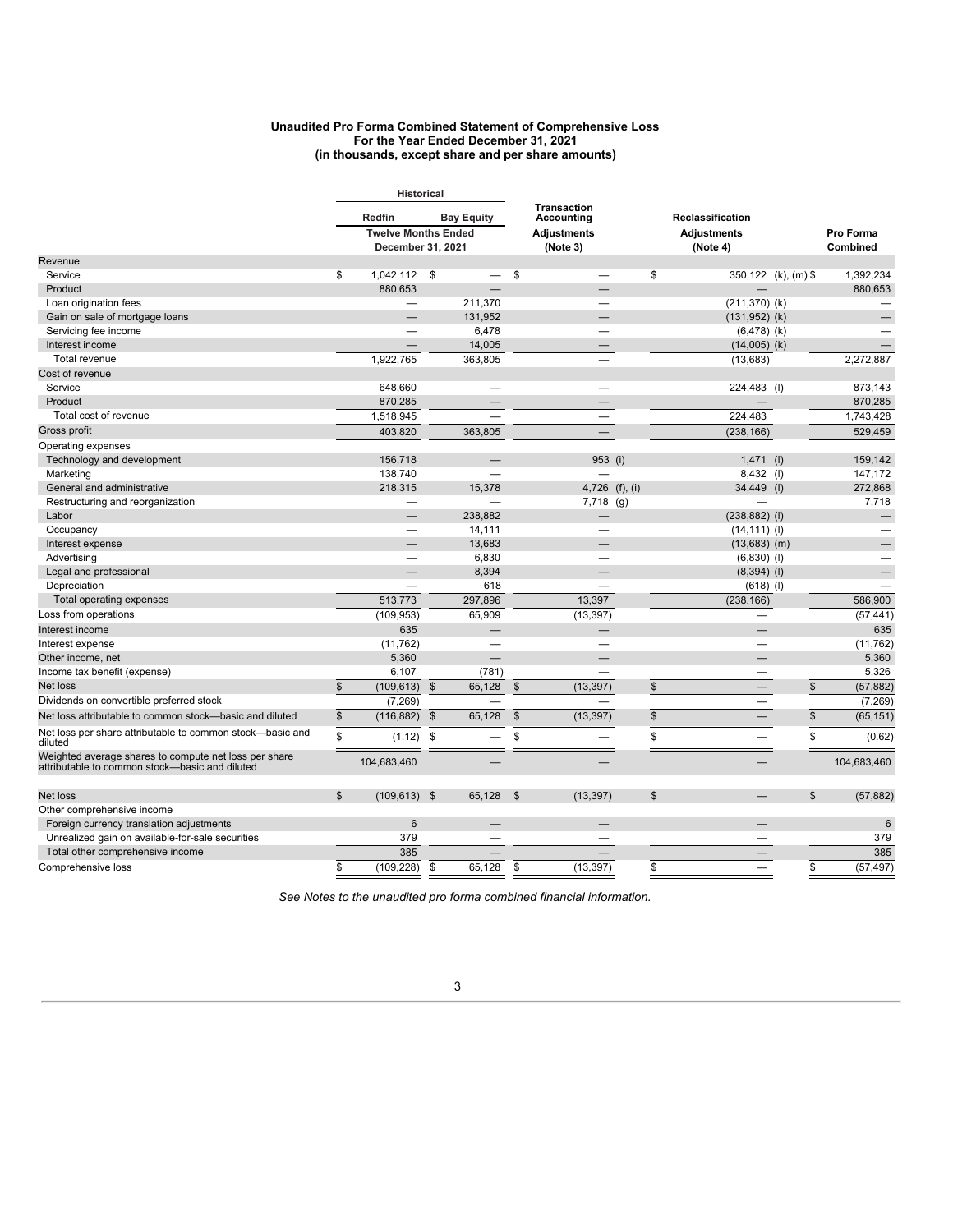**Unaudited Pro Forma Combined Statement of Comprehensive Loss**
**For the Year Ended December 31, 2021**
**(in thousands, except share and per share amounts)**

| | Historical | | Transaction Accounting | Reclassification | |
|---|---|---|---|---|---|
| | Redfin | Bay Equity | Adjustments | Adjustments | Pro Forma |
| | Twelve Months Ended December 31, 2021 | | (Note 3) | (Note 4) | Combined |
| Revenue | | | | | |
| Service | $ 1,042,112 | $ — | $ — | $ 350,122 (k), (m) | $ 1,392,234 |
| Product | 880,653 | — | — | — | 880,653 |
| Loan origination fees | — | 211,370 | — | (211,370) (k) | — |
| Gain on sale of mortgage loans | — | 131,952 | — | (131,952) (k) | — |
| Servicing fee income | — | 6,478 | — | (6,478) (k) | — |
| Interest income | — | 14,005 | — | (14,005) (k) | — |
| Total revenue | 1,922,765 | 363,805 | — | (13,683) | 2,272,887 |
| Cost of revenue | | | | | |
| Service | 648,660 | — | — | 224,483 (l) | 873,143 |
| Product | 870,285 | — | — | — | 870,285 |
| Total cost of revenue | 1,518,945 | — | — | 224,483 | 1,743,428 |
| Gross profit | 403,820 | 363,805 | — | (238,166) | 529,459 |
| Operating expenses | | | | | |
| Technology and development | 156,718 | — | 953 (i) | 1,471 (l) | 159,142 |
| Marketing | 138,740 | — | — | 8,432 (l) | 147,172 |
| General and administrative | 218,315 | 15,378 | 4,726 (f), (i) | 34,449 (l) | 272,868 |
| Restructuring and reorganization | — | — | 7,718 (g) | — | 7,718 |
| Labor | — | 238,882 | — | (238,882) (l) | — |
| Occupancy | — | 14,111 | — | (14,111) (l) | — |
| Interest expense | — | 13,683 | — | (13,683) (m) | — |
| Advertising | — | 6,830 | — | (6,830) (l) | — |
| Legal and professional | — | 8,394 | — | (8,394) (l) | — |
| Depreciation | — | 618 | — | (618) (l) | — |
| Total operating expenses | 513,773 | 297,896 | 13,397 | (238,166) | 586,900 |
| Loss from operations | (109,953) | 65,909 | (13,397) | — | (57,441) |
| Interest income | 635 | — | — | — | 635 |
| Interest expense | (11,762) | — | — | — | (11,762) |
| Other income, net | 5,360 | — | — | — | 5,360 |
| Income tax benefit (expense) | 6,107 | (781) | — | — | 5,326 |
| Net loss | $ (109,613) | $ 65,128 | $ (13,397) | $ — | $ (57,882) |
| Dividends on convertible preferred stock | (7,269) | — | — | — | (7,269) |
| Net loss attributable to common stock—basic and diluted | $ (116,882) | $ 65,128 | $ (13,397) | $ — | $ (65,151) |
| Net loss per share attributable to common stock—basic and diluted | $ (1.12) | $ — | $ — | $ — | $ (0.62) |
| Weighted average shares to compute net loss per share attributable to common stock—basic and diluted | 104,683,460 | — | — | — | 104,683,460 |
| | | | | | |
| Net loss | $ (109,613) | $ 65,128 | $ (13,397) | $ — | $ (57,882) |
| Other comprehensive income | | | | | |
| Foreign currency translation adjustments | 6 | — | — | — | 6 |
| Unrealized gain on available-for-sale securities | 379 | — | — | — | 379 |
| Total other comprehensive income | 385 | — | — | — | 385 |
| Comprehensive loss | $ (109,228) | $ 65,128 | $ (13,397) | $ — | $ (57,497) |

*See Notes to the unaudited pro forma combined financial information.*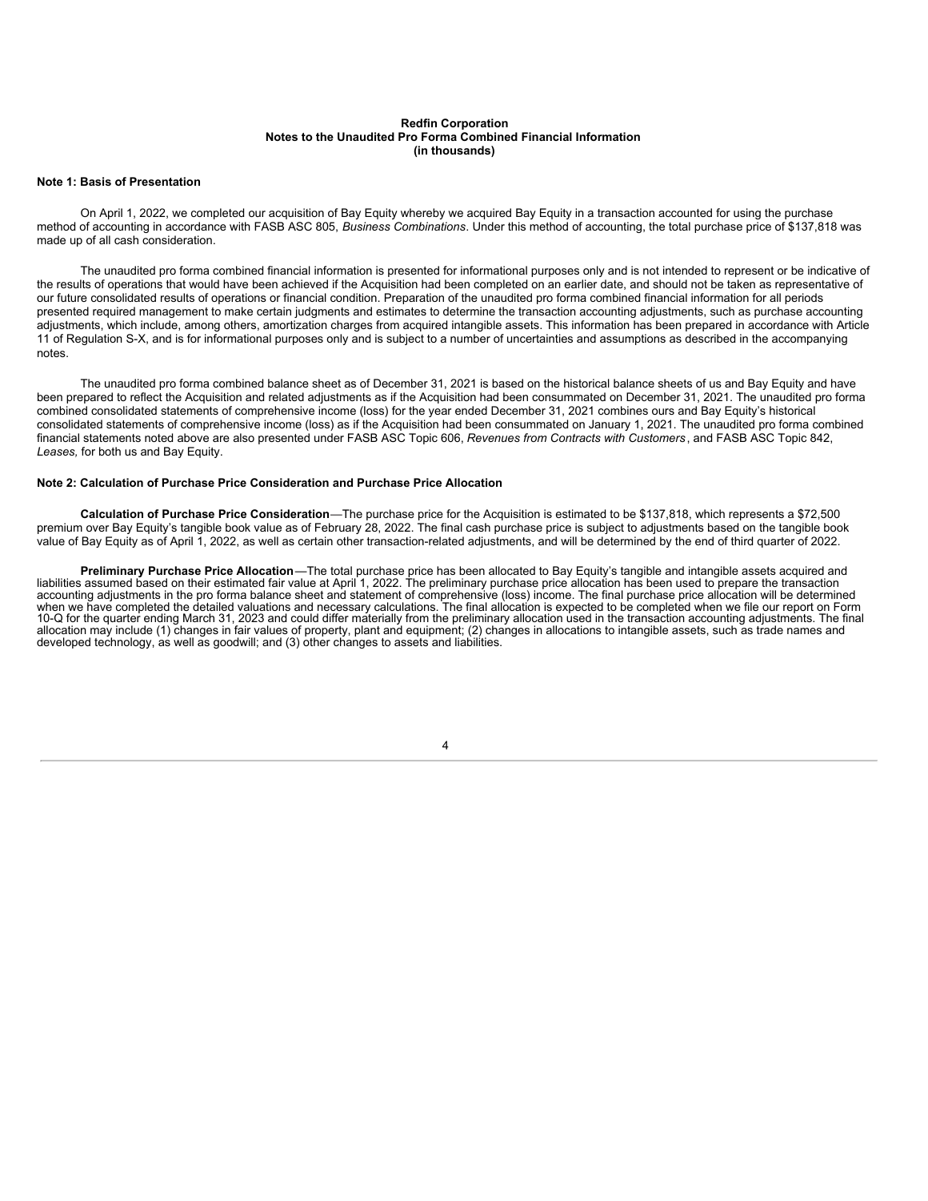**Redfin Corporation**
**Notes to the Unaudited Pro Forma Combined Financial Information**
**(in thousands)**

**Note 1: Basis of Presentation**

On April 1, 2022, we completed our acquisition of Bay Equity whereby we acquired Bay Equity in a transaction accounted for using the purchase method of accounting in accordance with FASB ASC 805, *Business Combinations*. Under this method of accounting, the total purchase price of $137,818 was made up of all cash consideration.

The unaudited pro forma combined financial information is presented for informational purposes only and is not intended to represent or be indicative of the results of operations that would have been achieved if the Acquisition had been completed on an earlier date, and should not be taken as representative of our future consolidated results of operations or financial condition. Preparation of the unaudited pro forma combined financial information for all periods presented required management to make certain judgments and estimates to determine the transaction accounting adjustments, such as purchase accounting adjustments, which include, among others, amortization charges from acquired intangible assets. This information has been prepared in accordance with Article 11 of Regulation S-X, and is for informational purposes only and is subject to a number of uncertainties and assumptions as described in the accompanying notes.

The unaudited pro forma combined balance sheet as of December 31, 2021 is based on the historical balance sheets of us and Bay Equity and have been prepared to reflect the Acquisition and related adjustments as if the Acquisition had been consummated on December 31, 2021. The unaudited pro forma combined consolidated statements of comprehensive income (loss) for the year ended December 31, 2021 combines ours and Bay Equity's historical consolidated statements of comprehensive income (loss) as if the Acquisition had been consummated on January 1, 2021. The unaudited pro forma combined financial statements noted above are also presented under FASB ASC Topic 606, *Revenues from Contracts with Customers*, and FASB ASC Topic 842, *Leases,* for both us and Bay Equity.

**Note 2: Calculation of Purchase Price Consideration and Purchase Price Allocation**

**Calculation of Purchase Price Consideration**—The purchase price for the Acquisition is estimated to be $137,818, which represents a $72,500 premium over Bay Equity's tangible book value as of February 28, 2022. The final cash purchase price is subject to adjustments based on the tangible book value of Bay Equity as of April 1, 2022, as well as certain other transaction-related adjustments, and will be determined by the end of third quarter of 2022.

**Preliminary Purchase Price Allocation**—The total purchase price has been allocated to Bay Equity's tangible and intangible assets acquired and liabilities assumed based on their estimated fair value at April 1, 2022. The preliminary purchase price allocation has been used to prepare the transaction accounting adjustments in the pro forma balance sheet and statement of comprehensive (loss) income. The final purchase price allocation will be determined when we have completed the detailed valuations and necessary calculations. The final allocation is expected to be completed when we file our report on Form 10-Q for the quarter ending March 31, 2023 and could differ materially from the preliminary allocation used in the transaction accounting adjustments. The final allocation may include (1) changes in fair values of property, plant and equipment; (2) changes in allocations to intangible assets, such as trade names and developed technology, as well as goodwill; and (3) other changes to assets and liabilities.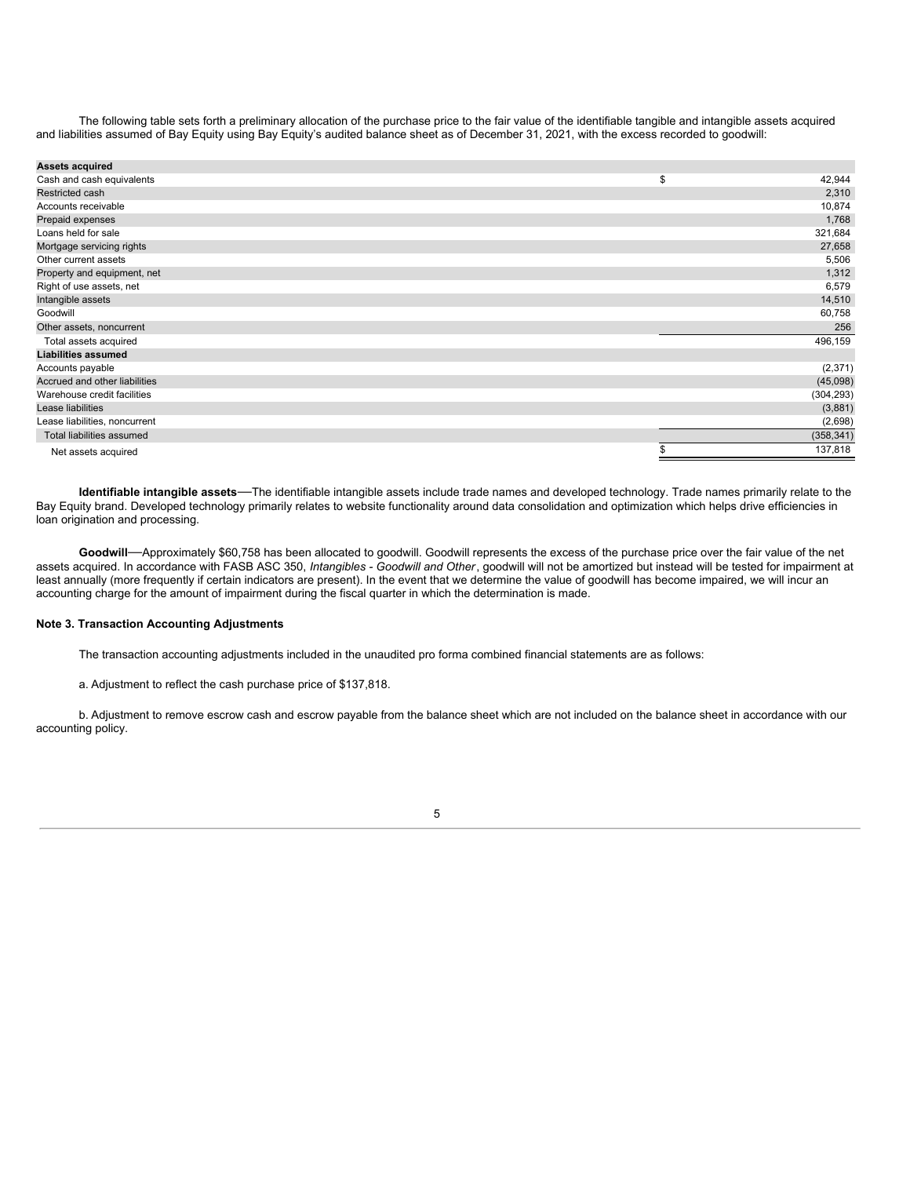The following table sets forth a preliminary allocation of the purchase price to the fair value of the identifiable tangible and intangible assets acquired and liabilities assumed of Bay Equity using Bay Equity's audited balance sheet as of December 31, 2021, with the excess recorded to goodwill:

| | | |
|---|---|---|
| **Assets acquired** | | |
| Cash and cash equivalents | $ | 42,944 |
| Restricted cash | | 2,310 |
| Accounts receivable | | 10,874 |
| Prepaid expenses | | 1,768 |
| Loans held for sale | | 321,684 |
| Mortgage servicing rights | | 27,658 |
| Other current assets | | 5,506 |
| Property and equipment, net | | 1,312 |
| Right of use assets, net | | 6,579 |
| Intangible assets | | 14,510 |
| Goodwill | | 60,758 |
| Other assets, noncurrent | | 256 |
| Total assets acquired | | 496,159 |
| **Liabilities assumed** | | |
| Accounts payable | | (2,371) |
| Accrued and other liabilities | | (45,098) |
| Warehouse credit facilities | | (304,293) |
| Lease liabilities | | (3,881) |
| Lease liabilities, noncurrent | | (2,698) |
| Total liabilities assumed | | (358,341) |
| Net assets acquired | $ | 137,818 |

**Identifiable intangible assets**—The identifiable intangible assets include trade names and developed technology. Trade names primarily relate to the Bay Equity brand. Developed technology primarily relates to website functionality around data consolidation and optimization which helps drive efficiencies in loan origination and processing.

**Goodwill**—Approximately $60,758 has been allocated to goodwill. Goodwill represents the excess of the purchase price over the fair value of the net assets acquired. In accordance with FASB ASC 350, *Intangibles - Goodwill and Other*, goodwill will not be amortized but instead will be tested for impairment at least annually (more frequently if certain indicators are present). In the event that we determine the value of goodwill has become impaired, we will incur an accounting charge for the amount of impairment during the fiscal quarter in which the determination is made.

**Note 3. Transaction Accounting Adjustments**

The transaction accounting adjustments included in the unaudited pro forma combined financial statements are as follows:

a. Adjustment to reflect the cash purchase price of $137,818.

b. Adjustment to remove escrow cash and escrow payable from the balance sheet which are not included on the balance sheet in accordance with our accounting policy.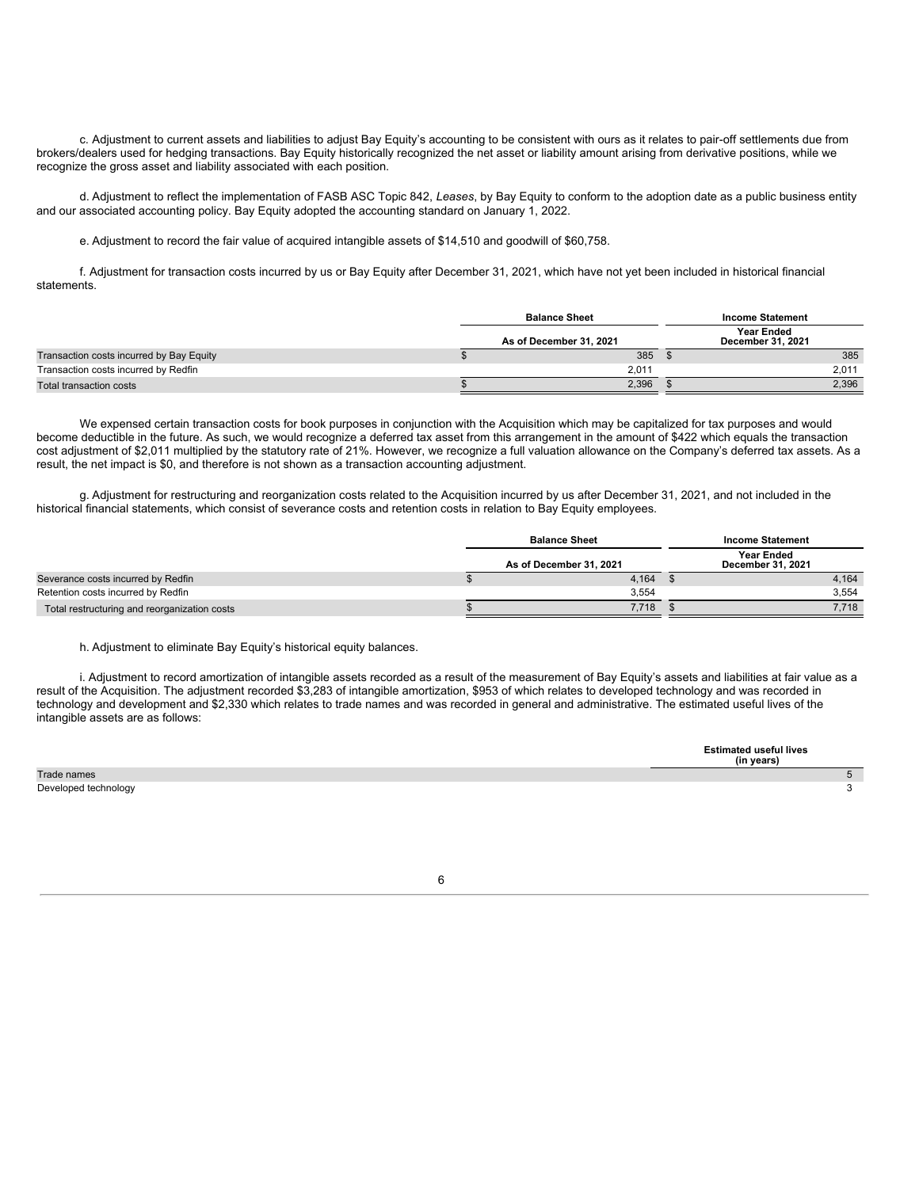c. Adjustment to current assets and liabilities to adjust Bay Equity's accounting to be consistent with ours as it relates to pair-off settlements due from brokers/dealers used for hedging transactions. Bay Equity historically recognized the net asset or liability amount arising from derivative positions, while we recognize the gross asset and liability associated with each position.

d. Adjustment to reflect the implementation of FASB ASC Topic 842, *Leases*, by Bay Equity to conform to the adoption date as a public business entity and our associated accounting policy. Bay Equity adopted the accounting standard on January 1, 2022.

e. Adjustment to record the fair value of acquired intangible assets of $14,510 and goodwill of $60,758.

f. Adjustment for transaction costs incurred by us or Bay Equity after December 31, 2021, which have not yet been included in historical financial statements.

| | Balance Sheet | Income Statement |
|---|---|---|
| | As of December 31, 2021 | Year Ended December 31, 2021 |
| Transaction costs incurred by Bay Equity | $ 385 | $ 385 |
| Transaction costs incurred by Redfin | 2,011 | 2,011 |
| Total transaction costs | $ 2,396 | $ 2,396 |

We expensed certain transaction costs for book purposes in conjunction with the Acquisition which may be capitalized for tax purposes and would become deductible in the future. As such, we would recognize a deferred tax asset from this arrangement in the amount of $422 which equals the transaction cost adjustment of $2,011 multiplied by the statutory rate of 21%. However, we recognize a full valuation allowance on the Company's deferred tax assets. As a result, the net impact is $0, and therefore is not shown as a transaction accounting adjustment.

g. Adjustment for restructuring and reorganization costs related to the Acquisition incurred by us after December 31, 2021, and not included in the historical financial statements, which consist of severance costs and retention costs in relation to Bay Equity employees.

| | Balance Sheet | Income Statement |
|---|---|---|
| | As of December 31, 2021 | Year Ended December 31, 2021 |
| Severance costs incurred by Redfin | $ 4,164 | $ 4,164 |
| Retention costs incurred by Redfin | 3,554 | 3,554 |
| Total restructuring and reorganization costs | $ 7,718 | $ 7,718 |

h. Adjustment to eliminate Bay Equity's historical equity balances.

i. Adjustment to record amortization of intangible assets recorded as a result of the measurement of Bay Equity's assets and liabilities at fair value as a result of the Acquisition. The adjustment recorded $3,283 of intangible amortization, $953 of which relates to developed technology and was recorded in technology and development and $2,330 which relates to trade names and was recorded in general and administrative. The estimated useful lives of the intangible assets are as follows:

| | Estimated useful lives (in years) |
|---|---|
| Trade names | 5 |
| Developed technology | 3 |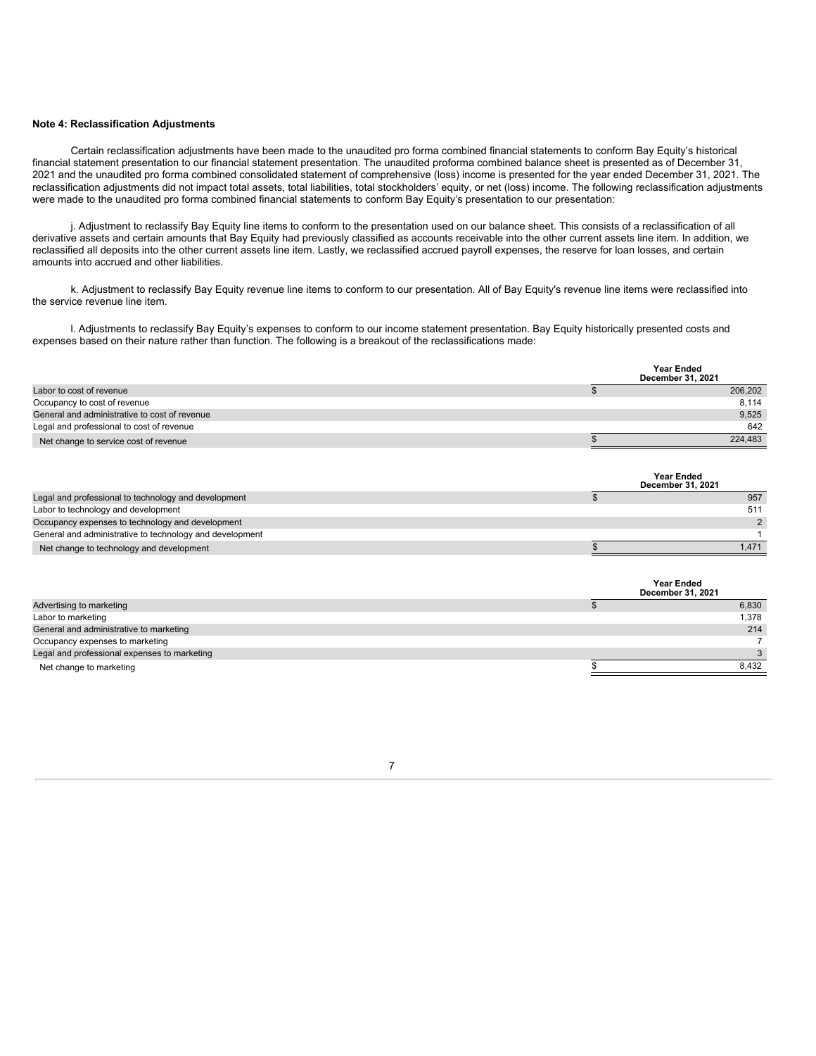**Note 4: Reclassification Adjustments**

Certain reclassification adjustments have been made to the unaudited pro forma combined financial statements to conform Bay Equity's historical financial statement presentation to our financial statement presentation. The unaudited proforma combined balance sheet is presented as of December 31, 2021 and the unaudited pro forma combined consolidated statement of comprehensive (loss) income is presented for the year ended December 31, 2021. The reclassification adjustments did not impact total assets, total liabilities, total stockholders' equity, or net (loss) income. The following reclassification adjustments were made to the unaudited pro forma combined financial statements to conform Bay Equity's presentation to our presentation:

j. Adjustment to reclassify Bay Equity line items to conform to the presentation used on our balance sheet. This consists of a reclassification of all derivative assets and certain amounts that Bay Equity had previously classified as accounts receivable into the other current assets line item. In addition, we reclassified all deposits into the other current assets line item. Lastly, we reclassified accrued payroll expenses, the reserve for loan losses, and certain amounts into accrued and other liabilities.

k. Adjustment to reclassify Bay Equity revenue line items to conform to our presentation. All of Bay Equity's revenue line items were reclassified into the service revenue line item.

l. Adjustments to reclassify Bay Equity's expenses to conform to our income statement presentation. Bay Equity historically presented costs and expenses based on their nature rather than function. The following is a breakout of the reclassifications made:

| | Year Ended December 31, 2021 |
|---|---|
| Labor to cost of revenue | $ 206,202 |
| Occupancy to cost of revenue | 8,114 |
| General and administrative to cost of revenue | 9,525 |
| Legal and professional to cost of revenue | 642 |
| Net change to service cost of revenue | $ 224,483 |

| | Year Ended December 31, 2021 |
|---|---|
| Legal and professional to technology and development | $ 957 |
| Labor to technology and development | 511 |
| Occupancy expenses to technology and development | 2 |
| General and administrative to technology and development | 1 |
| Net change to technology and development | $ 1,471 |

| | Year Ended December 31, 2021 |
|---|---|
| Advertising to marketing | $ 6,830 |
| Labor to marketing | 1,378 |
| General and administrative to marketing | 214 |
| Occupancy expenses to marketing | 7 |
| Legal and professional expenses to marketing | 3 |
| Net change to marketing | $ 8,432 |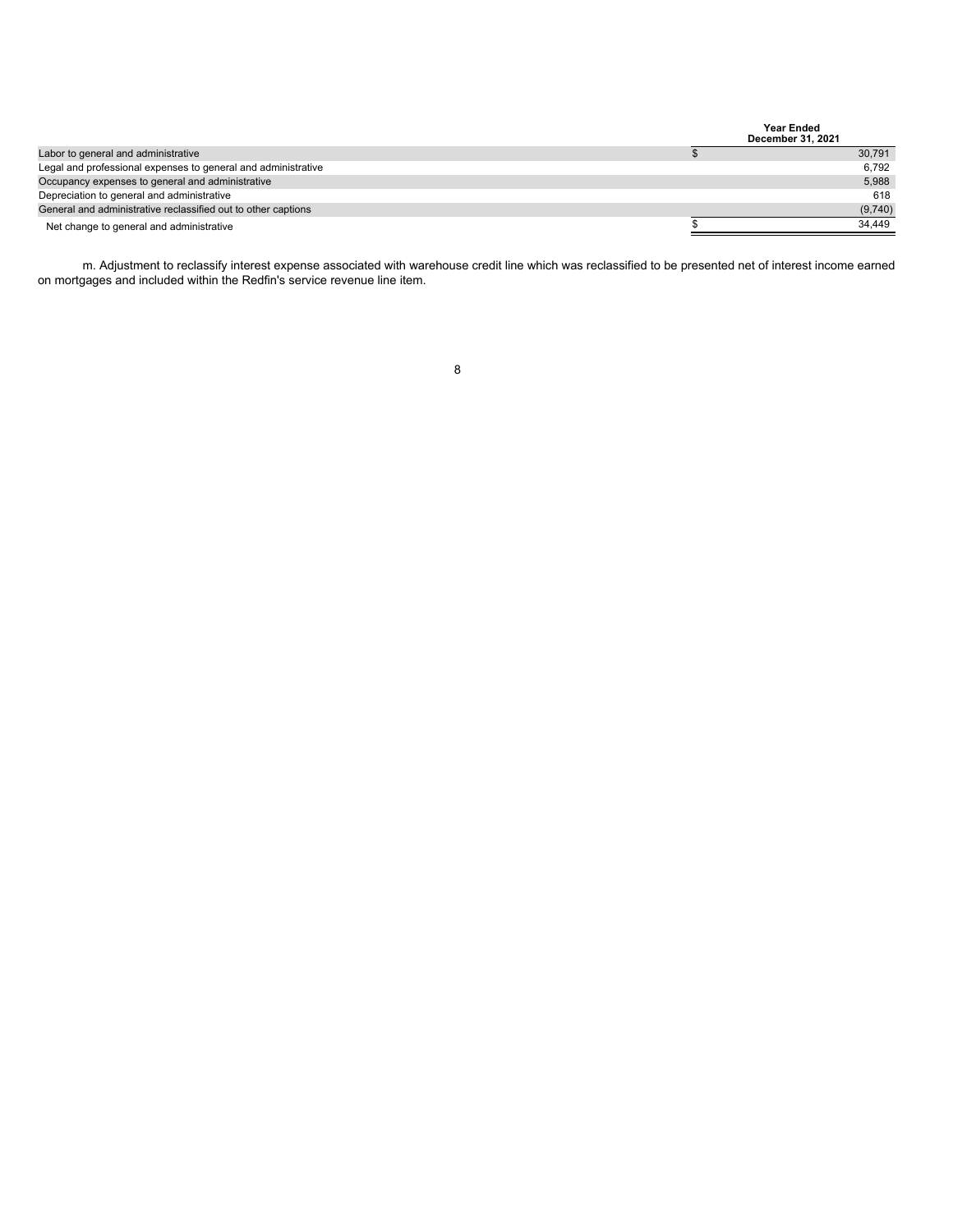| | Year Ended December 31, 2021 |
|---|---|
| Labor to general and administrative | $ 30,791 |
| Legal and professional expenses to general and administrative | 6,792 |
| Occupancy expenses to general and administrative | 5,988 |
| Depreciation to general and administrative | 618 |
| General and administrative reclassified out to other captions | (9,740) |
| Net change to general and administrative | $ 34,449 |

m. Adjustment to reclassify interest expense associated with warehouse credit line which was reclassified to be presented net of interest income earned on mortgages and included within the Redfin's service revenue line item.